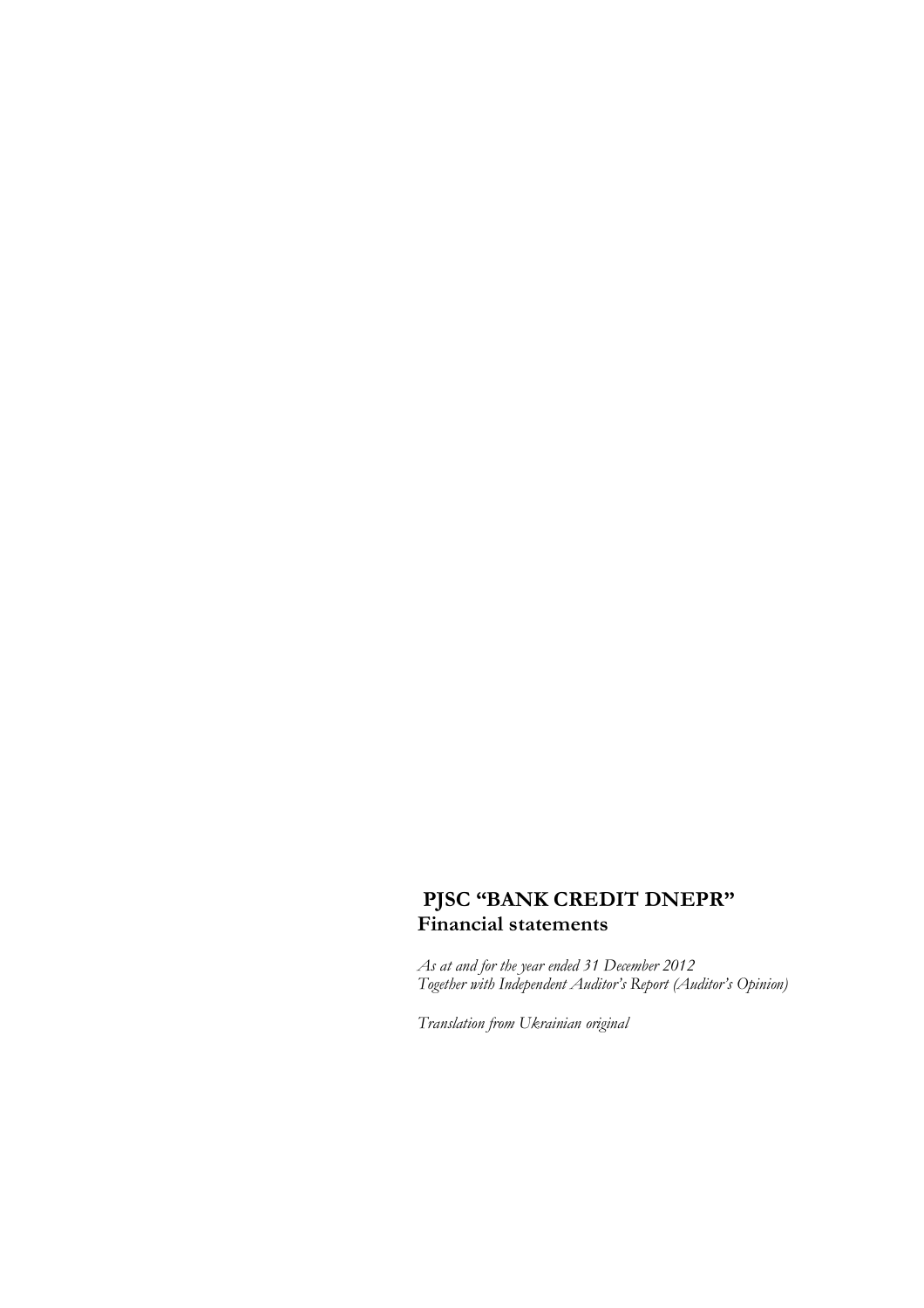# PJSC "BANK CREDIT DNEPR"

## Financial statements

*As at and for the year ended 31 December 2012*
*Together with Independent Auditor's Report (Auditor's Opinion)*

*Translation from Ukrainian original*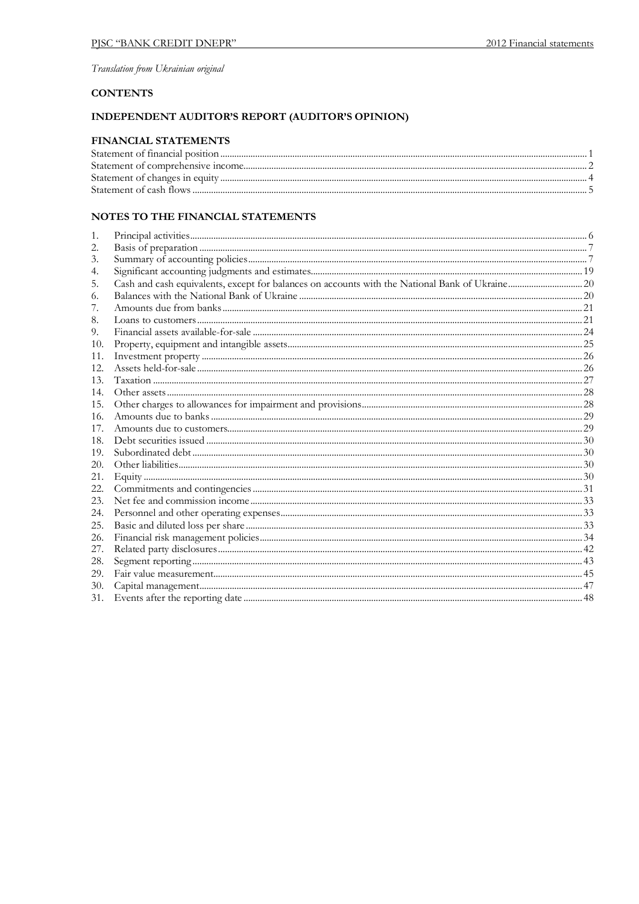*Translation from Ukrainian original*

## CONTENTS

## INDEPENDENT AUDITOR'S REPORT (AUDITOR'S OPINION)

## FINANCIAL STATEMENTS

| | |
|---|---|
| Statement of financial position | 1 |
| Statement of comprehensive income | 2 |
| Statement of changes in equity | 4 |
| Statement of cash flows | 5 |

## NOTES TO THE FINANCIAL STATEMENTS

| | | |
|---|---|---|
| 1. | Principal activities | 6 |
| 2. | Basis of preparation | 7 |
| 3. | Summary of accounting policies | 7 |
| 4. | Significant accounting judgments and estimates | 19 |
| 5. | Cash and cash equivalents, except for balances on accounts with the National Bank of Ukraine | 20 |
| 6. | Balances with the National Bank of Ukraine | 20 |
| 7. | Amounts due from banks | 21 |
| 8. | Loans to customers | 21 |
| 9. | Financial assets available-for-sale | 24 |
| 10. | Property, equipment and intangible assets | 25 |
| 11. | Investment property | 26 |
| 12. | Assets held-for-sale | 26 |
| 13. | Taxation | 27 |
| 14. | Other assets | 28 |
| 15. | Other charges to allowances for impairment and provisions | 28 |
| 16. | Amounts due to banks | 29 |
| 17. | Amounts due to customers | 29 |
| 18. | Debt securities issued | 30 |
| 19. | Subordinated debt | 30 |
| 20. | Other liabilities | 30 |
| 21. | Equity | 30 |
| 22. | Commitments and contingencies | 31 |
| 23. | Net fee and commission income | 33 |
| 24. | Personnel and other operating expenses | 33 |
| 25. | Basic and diluted loss per share | 33 |
| 26. | Financial risk management policies | 34 |
| 27. | Related party disclosures | 42 |
| 28. | Segment reporting | 43 |
| 29. | Fair value measurement | 45 |
| 30. | Capital management | 47 |
| 31. | Events after the reporting date | 48 |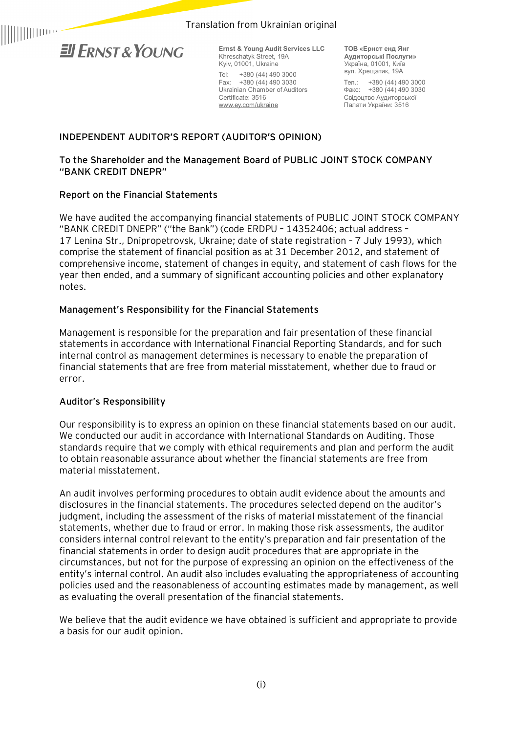Translation from Ukrainian original

ERNST & YOUNG

**Ernst & Young Audit Services LLC**
Khreschatyk Street, 19A
Kyiv, 01001, Ukraine

Tel: +380 (44) 490 3000
Fax: +380 (44) 490 3030
Ukrainian Chamber of Auditors
Certificate: 3516
www.ey.com/ukraine

**ТОВ «Ернст енд Янг Аудиторські Послуги»**
Україна, 01001, Київ
вул. Хрещатик, 19А

Тел.: +380 (44) 490 3000
Факс: +380 (44) 490 3030
Свідоцтво Аудиторської
Палати України: 3516

## INDEPENDENT AUDITOR'S REPORT (AUDITOR'S OPINION)

### To the Shareholder and the Management Board of PUBLIC JOINT STOCK COMPANY "BANK CREDIT DNEPR"

### Report on the Financial Statements

We have audited the accompanying financial statements of PUBLIC JOINT STOCK COMPANY "BANK CREDIT DNEPR" ("the Bank") (code ERDPU – 14352406; actual address – 17 Lenina Str., Dnipropetrovsk, Ukraine; date of state registration – 7 July 1993), which comprise the statement of financial position as at 31 December 2012, and statement of comprehensive income, statement of changes in equity, and statement of cash flows for the year then ended, and a summary of significant accounting policies and other explanatory notes.

### Management's Responsibility for the Financial Statements

Management is responsible for the preparation and fair presentation of these financial statements in accordance with International Financial Reporting Standards, and for such internal control as management determines is necessary to enable the preparation of financial statements that are free from material misstatement, whether due to fraud or error.

### Auditor's Responsibility

Our responsibility is to express an opinion on these financial statements based on our audit. We conducted our audit in accordance with International Standards on Auditing. Those standards require that we comply with ethical requirements and plan and perform the audit to obtain reasonable assurance about whether the financial statements are free from material misstatement.

An audit involves performing procedures to obtain audit evidence about the amounts and disclosures in the financial statements. The procedures selected depend on the auditor's judgment, including the assessment of the risks of material misstatement of the financial statements, whether due to fraud or error. In making those risk assessments, the auditor considers internal control relevant to the entity's preparation and fair presentation of the financial statements in order to design audit procedures that are appropriate in the circumstances, but not for the purpose of expressing an opinion on the effectiveness of the entity's internal control. An audit also includes evaluating the appropriateness of accounting policies used and the reasonableness of accounting estimates made by management, as well as evaluating the overall presentation of the financial statements.

We believe that the audit evidence we have obtained is sufficient and appropriate to provide a basis for our audit opinion.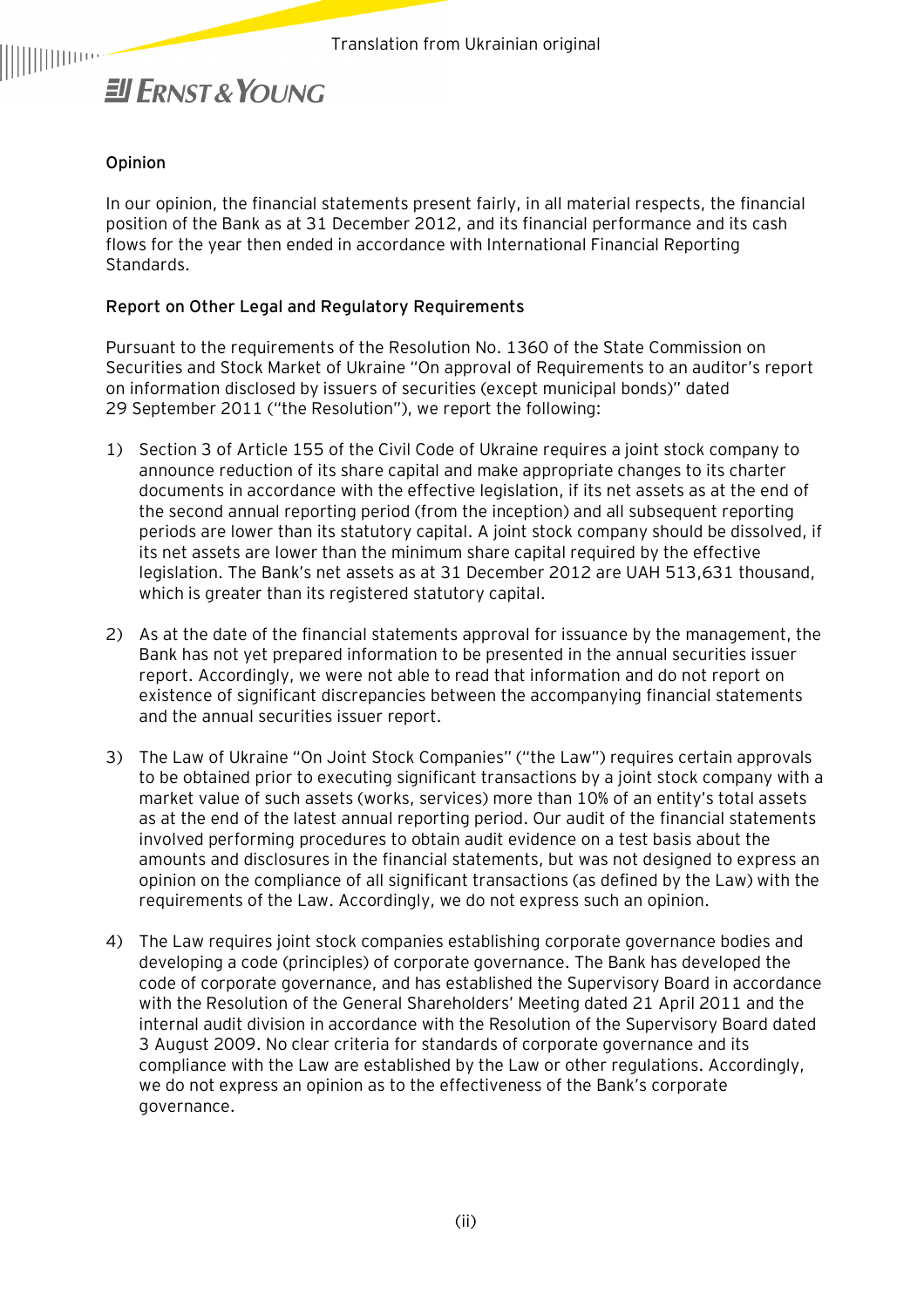Translation from Ukrainian original

**Opinion**

In our opinion, the financial statements present fairly, in all material respects, the financial position of the Bank as at 31 December 2012, and its financial performance and its cash flows for the year then ended in accordance with International Financial Reporting Standards.

**Report on Other Legal and Regulatory Requirements**

Pursuant to the requirements of the Resolution No. 1360 of the State Commission on Securities and Stock Market of Ukraine "On approval of Requirements to an auditor's report on information disclosed by issuers of securities (except municipal bonds)" dated 29 September 2011 ("the Resolution"), we report the following:

1) Section 3 of Article 155 of the Civil Code of Ukraine requires a joint stock company to announce reduction of its share capital and make appropriate changes to its charter documents in accordance with the effective legislation, if its net assets as at the end of the second annual reporting period (from the inception) and all subsequent reporting periods are lower than its statutory capital. A joint stock company should be dissolved, if its net assets are lower than the minimum share capital required by the effective legislation. The Bank's net assets as at 31 December 2012 are UAH 513,631 thousand, which is greater than its registered statutory capital.

2) As at the date of the financial statements approval for issuance by the management, the Bank has not yet prepared information to be presented in the annual securities issuer report. Accordingly, we were not able to read that information and do not report on existence of significant discrepancies between the accompanying financial statements and the annual securities issuer report.

3) The Law of Ukraine "On Joint Stock Companies" ("the Law") requires certain approvals to be obtained prior to executing significant transactions by a joint stock company with a market value of such assets (works, services) more than 10% of an entity's total assets as at the end of the latest annual reporting period. Our audit of the financial statements involved performing procedures to obtain audit evidence on a test basis about the amounts and disclosures in the financial statements, but was not designed to express an opinion on the compliance of all significant transactions (as defined by the Law) with the requirements of the Law. Accordingly, we do not express such an opinion.

4) The Law requires joint stock companies establishing corporate governance bodies and developing a code (principles) of corporate governance. The Bank has developed the code of corporate governance, and has established the Supervisory Board in accordance with the Resolution of the General Shareholders' Meeting dated 21 April 2011 and the internal audit division in accordance with the Resolution of the Supervisory Board dated 3 August 2009. No clear criteria for standards of corporate governance and its compliance with the Law are established by the Law or other regulations. Accordingly, we do not express an opinion as to the effectiveness of the Bank's corporate governance.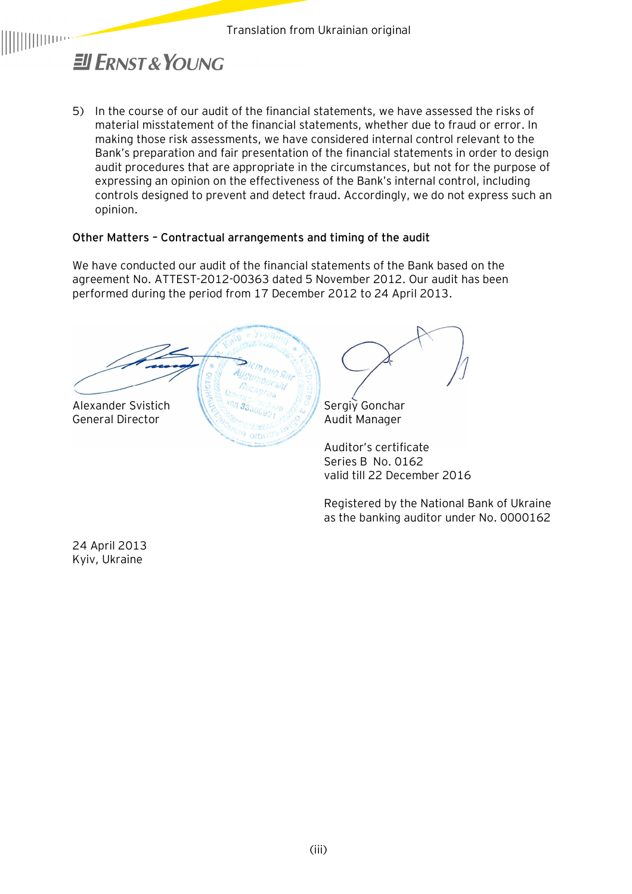5) In the course of our audit of the financial statements, we have assessed the risks of material misstatement of the financial statements, whether due to fraud or error. In making those risk assessments, we have considered internal control relevant to the Bank's preparation and fair presentation of the financial statements in order to design audit procedures that are appropriate in the circumstances, but not for the purpose of expressing an opinion on the effectiveness of the Bank's internal control, including controls designed to prevent and detect fraud. Accordingly, we do not express such an opinion.

**Other Matters – Contractual arrangements and timing of the audit**

We have conducted our audit of the financial statements of the Bank based on the agreement No. ATTEST-2012-00363 dated 5 November 2012. Our audit has been performed during the period from 17 December 2012 to 24 April 2013.

Alexander Svistich
General Director

Sergiy Gonchar
Audit Manager

Auditor's certificate
Series B No. 0162
valid till 22 December 2016

Registered by the National Bank of Ukraine as the banking auditor under No. 0000162

24 April 2013
Kyiv, Ukraine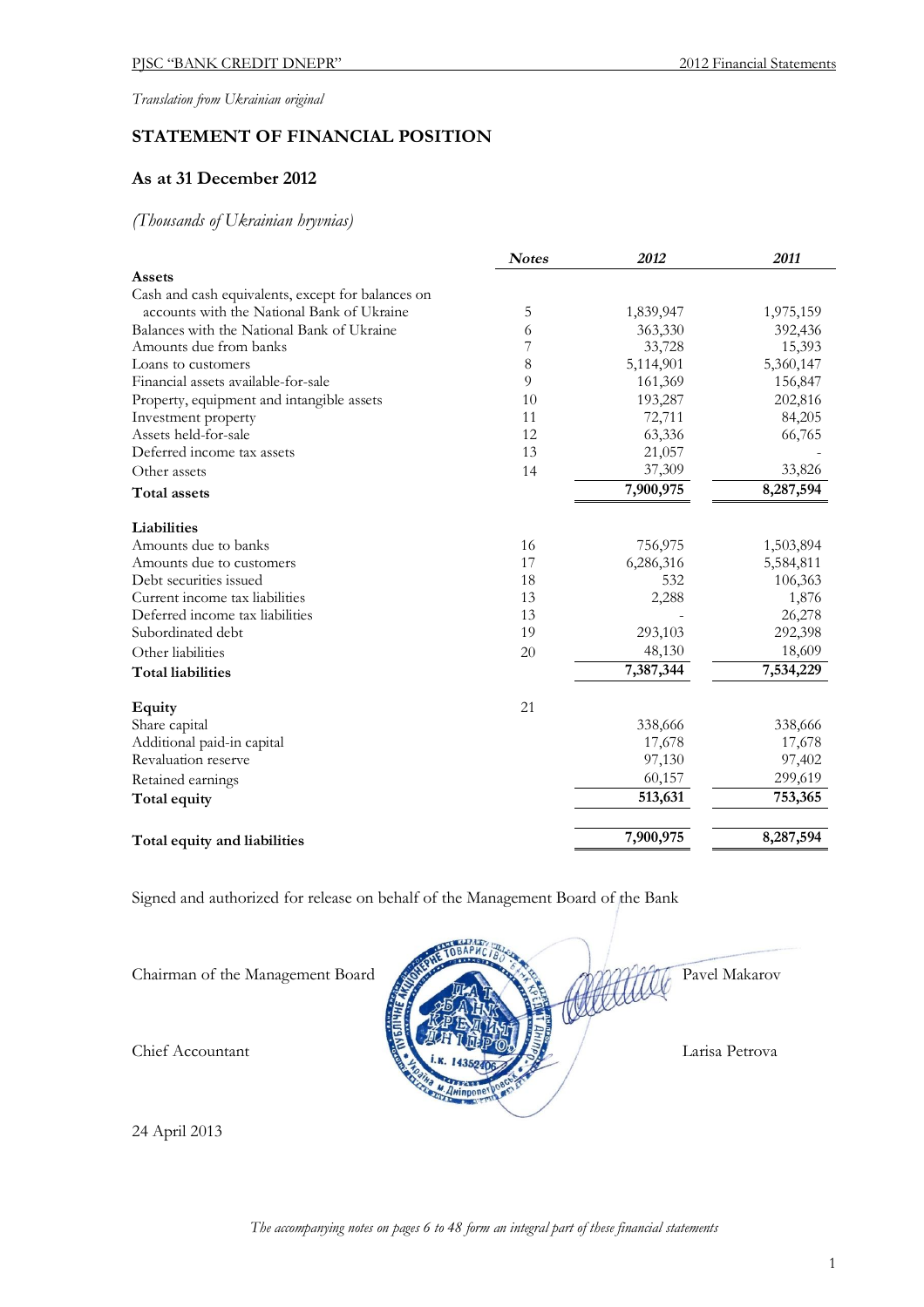*Translation from Ukrainian original*

## STATEMENT OF FINANCIAL POSITION

### As at 31 December 2012

*(Thousands of Ukrainian hryvnias)*

| | *Notes* | *2012* | *2011* |
|---|---|---|---|
| **Assets** | | | |
| Cash and cash equivalents, except for balances on accounts with the National Bank of Ukraine | 5 | 1,839,947 | 1,975,159 |
| Balances with the National Bank of Ukraine | 6 | 363,330 | 392,436 |
| Amounts due from banks | 7 | 33,728 | 15,393 |
| Loans to customers | 8 | 5,114,901 | 5,360,147 |
| Financial assets available-for-sale | 9 | 161,369 | 156,847 |
| Property, equipment and intangible assets | 10 | 193,287 | 202,816 |
| Investment property | 11 | 72,711 | 84,205 |
| Assets held-for-sale | 12 | 63,336 | 66,765 |
| Deferred income tax assets | 13 | 21,057 | - |
| Other assets | 14 | 37,309 | 33,826 |
| **Total assets** | | **7,900,975** | **8,287,594** |
| **Liabilities** | | | |
| Amounts due to banks | 16 | 756,975 | 1,503,894 |
| Amounts due to customers | 17 | 6,286,316 | 5,584,811 |
| Debt securities issued | 18 | 532 | 106,363 |
| Current income tax liabilities | 13 | 2,288 | 1,876 |
| Deferred income tax liabilities | 13 | - | 26,278 |
| Subordinated debt | 19 | 293,103 | 292,398 |
| Other liabilities | 20 | 48,130 | 18,609 |
| **Total liabilities** | | **7,387,344** | **7,534,229** |
| **Equity** | 21 | | |
| Share capital | | 338,666 | 338,666 |
| Additional paid-in capital | | 17,678 | 17,678 |
| Revaluation reserve | | 97,130 | 97,402 |
| Retained earnings | | 60,157 | 299,619 |
| **Total equity** | | **513,631** | **753,365** |
| **Total equity and liabilities** | | **7,900,975** | **8,287,594** |

Signed and authorized for release on behalf of the Management Board of the Bank

Chairman of the Management Board — Pavel Makarov

Chief Accountant — Larisa Petrova

24 April 2013

*The accompanying notes on pages 6 to 48 form an integral part of these financial statements*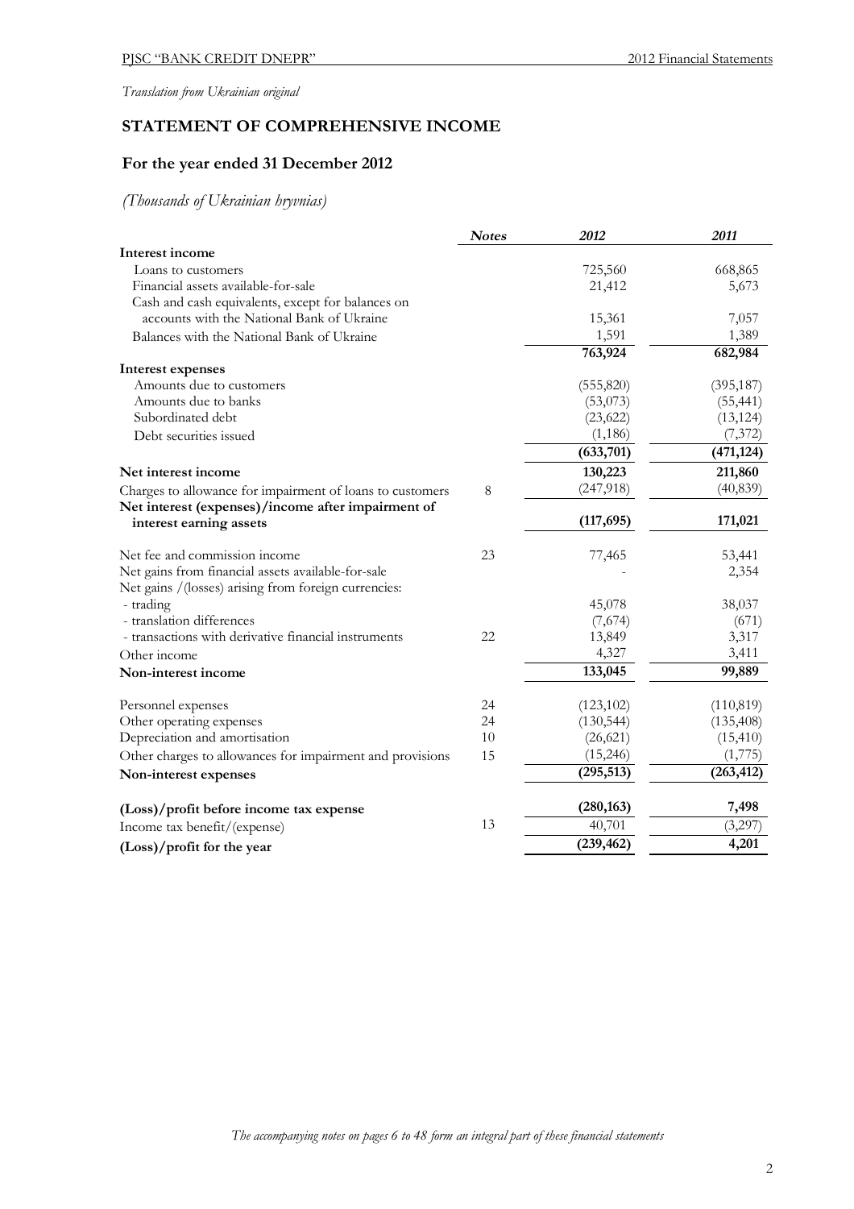*Translation from Ukrainian original*

## STATEMENT OF COMPREHENSIVE INCOME

### For the year ended 31 December 2012

*(Thousands of Ukrainian hryvnias)*

| | *Notes* | *2012* | *2011* |
|---|---|---|---|
| **Interest income** | | | |
| Loans to customers | | 725,560 | 668,865 |
| Financial assets available-for-sale | | 21,412 | 5,673 |
| Cash and cash equivalents, except for balances on accounts with the National Bank of Ukraine | | 15,361 | 7,057 |
| Balances with the National Bank of Ukraine | | 1,591 | 1,389 |
| | | **763,924** | **682,984** |
| **Interest expenses** | | | |
| Amounts due to customers | | (555,820) | (395,187) |
| Amounts due to banks | | (53,073) | (55,441) |
| Subordinated debt | | (23,622) | (13,124) |
| Debt securities issued | | (1,186) | (7,372) |
| | | **(633,701)** | **(471,124)** |
| **Net interest income** | | **130,223** | **211,860** |
| Charges to allowance for impairment of loans to customers | 8 | (247,918) | (40,839) |
| **Net interest (expenses)/income after impairment of interest earning assets** | | **(117,695)** | **171,021** |
| Net fee and commission income | 23 | 77,465 | 53,441 |
| Net gains from financial assets available-for-sale | | - | 2,354 |
| Net gains /(losses) arising from foreign currencies: | | | |
| - trading | | 45,078 | 38,037 |
| - translation differences | | (7,674) | (671) |
| - transactions with derivative financial instruments | 22 | 13,849 | 3,317 |
| Other income | | 4,327 | 3,411 |
| **Non-interest income** | | **133,045** | **99,889** |
| Personnel expenses | 24 | (123,102) | (110,819) |
| Other operating expenses | 24 | (130,544) | (135,408) |
| Depreciation and amortisation | 10 | (26,621) | (15,410) |
| Other charges to allowances for impairment and provisions | 15 | (15,246) | (1,775) |
| **Non-interest expenses** | | **(295,513)** | **(263,412)** |
| **(Loss)/profit before income tax expense** | | **(280,163)** | **7,498** |
| Income tax benefit/(expense) | 13 | 40,701 | (3,297) |
| **(Loss)/profit for the year** | | **(239,462)** | **4,201** |

*The accompanying notes on pages 6 to 48 form an integral part of these financial statements*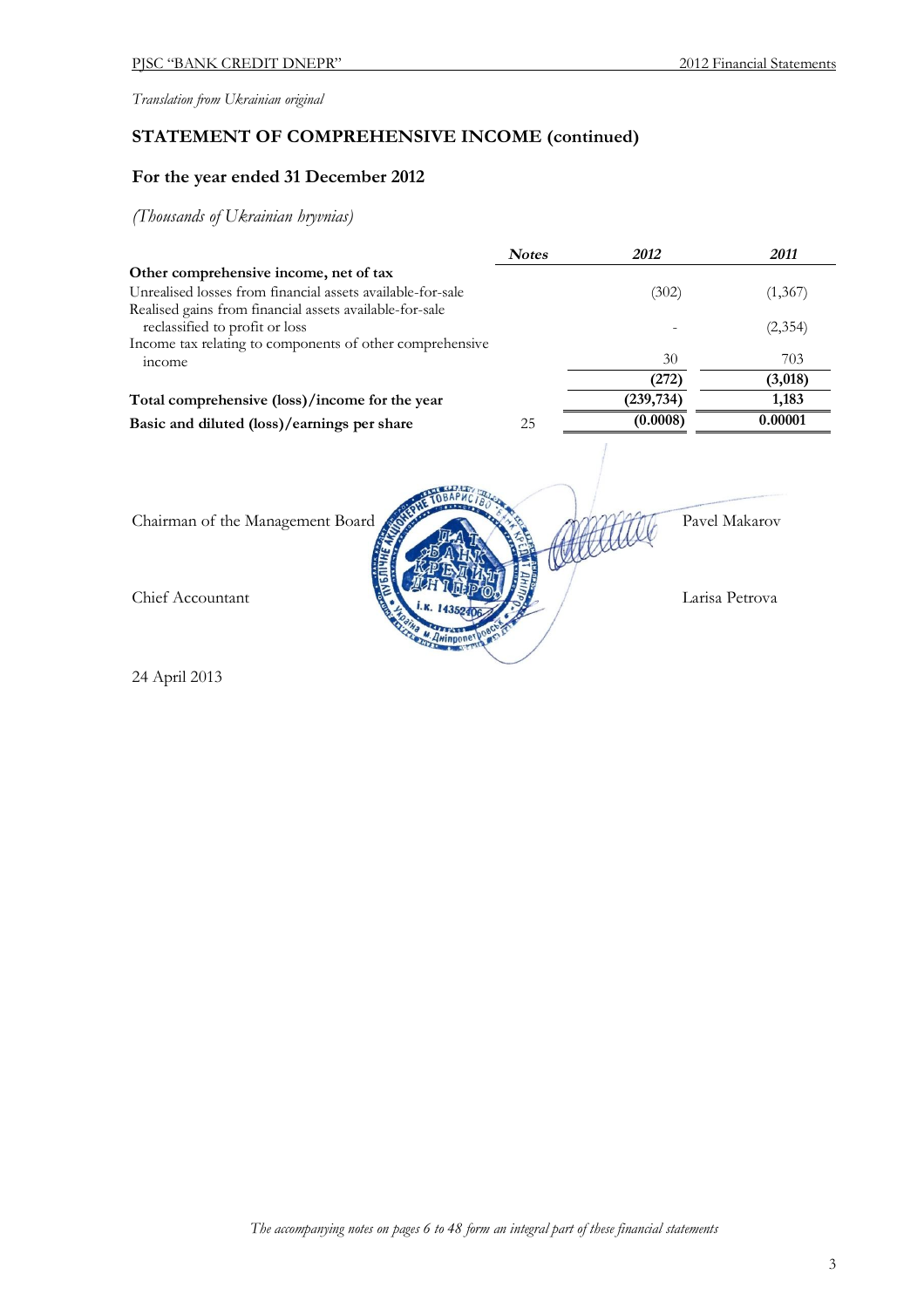*Translation from Ukrainian original*

## STATEMENT OF COMPREHENSIVE INCOME (continued)

### For the year ended 31 December 2012

*(Thousands of Ukrainian hryvnias)*

| | *Notes* | *2012* | *2011* |
|---|---|---|---|
| **Other comprehensive income, net of tax** | | | |
| Unrealised losses from financial assets available-for-sale | | (302) | (1,367) |
| Realised gains from financial assets available-for-sale reclassified to profit or loss | | - | (2,354) |
| Income tax relating to components of other comprehensive income | | 30 | 703 |
| | | **(272)** | **(3,018)** |
| **Total comprehensive (loss)/income for the year** | | **(239,734)** | **1,183** |
| **Basic and diluted (loss)/earnings per share** | 25 | **(0.0008)** | **0.00001** |

Chairman of the Management Board — Pavel Makarov

Chief Accountant — Larisa Petrova

24 April 2013

*The accompanying notes on pages 6 to 48 form an integral part of these financial statements*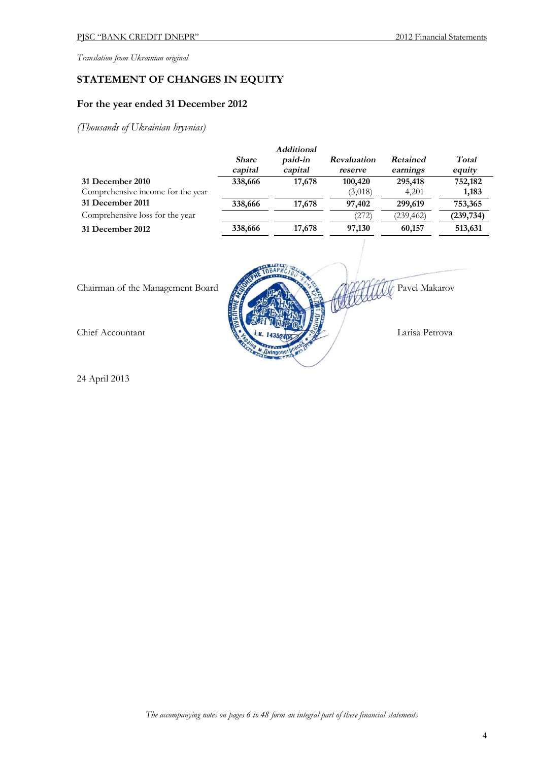*Translation from Ukrainian original*

## STATEMENT OF CHANGES IN EQUITY

### For the year ended 31 December 2012

*(Thousands of Ukrainian hryvnias)*

| | *Share capital* | *Additional paid-in capital* | *Revaluation reserve* | *Retained earnings* | *Total equity* |
|---|---|---|---|---|---|
| **31 December 2010** | **338,666** | **17,678** | **100,420** | **295,418** | **752,182** |
| Comprehensive income for the year | | | (3,018) | 4,201 | **1,183** |
| **31 December 2011** | **338,666** | **17,678** | **97,402** | **299,619** | **753,365** |
| Comprehensive loss for the year | | | (272) | (239,462) | **(239,734)** |
| **31 December 2012** | **338,666** | **17,678** | **97,130** | **60,157** | **513,631** |

Chairman of the Management Board — Pavel Makarov

Chief Accountant — Larisa Petrova

24 April 2013

*The accompanying notes on pages 6 to 48 form an integral part of these financial statements*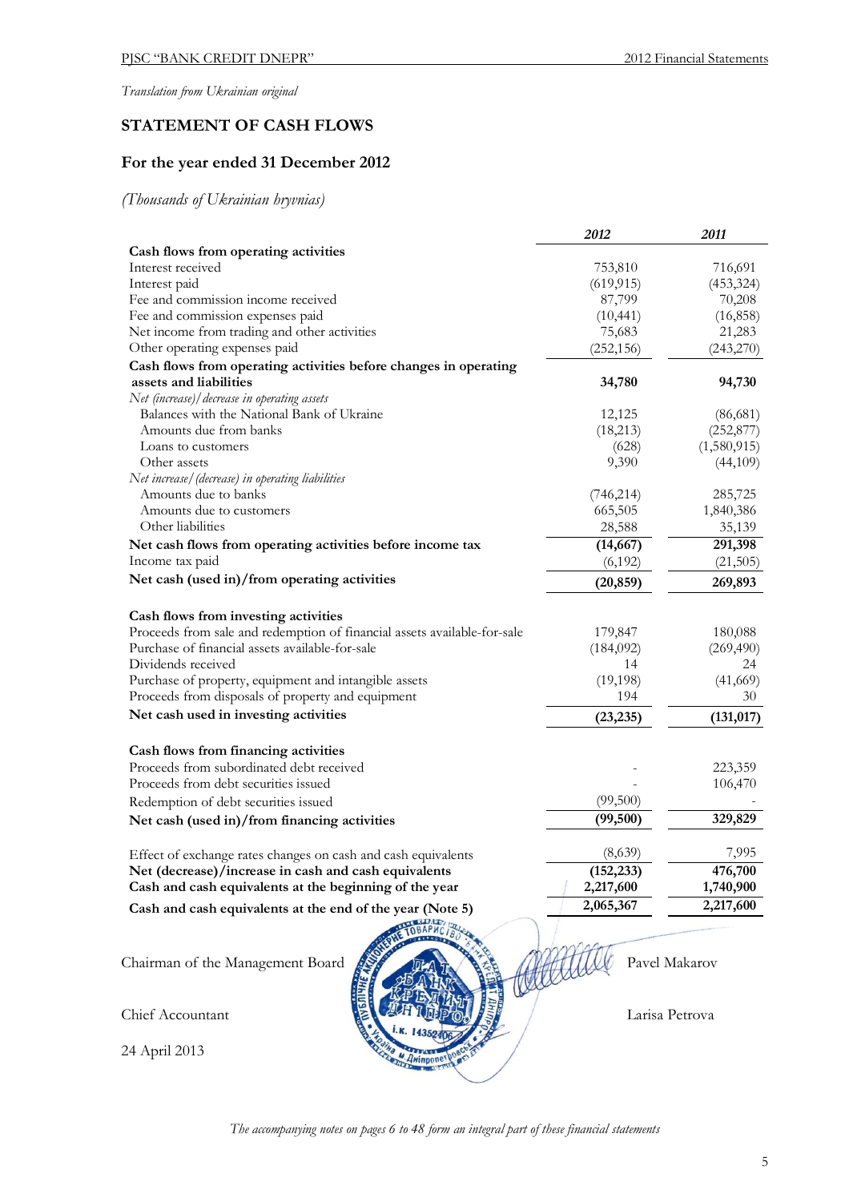*Translation from Ukrainian original*

## STATEMENT OF CASH FLOWS

### For the year ended 31 December 2012

*(Thousands of Ukrainian hryvnias)*

| | *2012* | *2011* |
|---|---|---|
| **Cash flows from operating activities** | | |
| Interest received | 753,810 | 716,691 |
| Interest paid | (619,915) | (453,324) |
| Fee and commission income received | 87,799 | 70,208 |
| Fee and commission expenses paid | (10,441) | (16,858) |
| Net income from trading and other activities | 75,683 | 21,283 |
| Other operating expenses paid | (252,156) | (243,270) |
| **Cash flows from operating activities before changes in operating assets and liabilities** | **34,780** | **94,730** |
| *Net (increase)/decrease in operating assets* | | |
| Balances with the National Bank of Ukraine | 12,125 | (86,681) |
| Amounts due from banks | (18,213) | (252,877) |
| Loans to customers | (628) | (1,580,915) |
| Other assets | 9,390 | (44,109) |
| *Net increase/(decrease) in operating liabilities* | | |
| Amounts due to banks | (746,214) | 285,725 |
| Amounts due to customers | 665,505 | 1,840,386 |
| Other liabilities | 28,588 | 35,139 |
| **Net cash flows from operating activities before income tax** | **(14,667)** | **291,398** |
| Income tax paid | (6,192) | (21,505) |
| **Net cash (used in)/from operating activities** | **(20,859)** | **269,893** |
| | | |
| **Cash flows from investing activities** | | |
| Proceeds from sale and redemption of financial assets available-for-sale | 179,847 | 180,088 |
| Purchase of financial assets available-for-sale | (184,092) | (269,490) |
| Dividends received | 14 | 24 |
| Purchase of property, equipment and intangible assets | (19,198) | (41,669) |
| Proceeds from disposals of property and equipment | 194 | 30 |
| **Net cash used in investing activities** | **(23,235)** | **(131,017)** |
| | | |
| **Cash flows from financing activities** | | |
| Proceeds from subordinated debt received | - | 223,359 |
| Proceeds from debt securities issued | - | 106,470 |
| Redemption of debt securities issued | (99,500) | - |
| **Net cash (used in)/from financing activities** | **(99,500)** | **329,829** |
| | | |
| Effect of exchange rates changes on cash and cash equivalents | (8,639) | 7,995 |
| **Net (decrease)/increase in cash and cash equivalents** | **(152,233)** | **476,700** |
| **Cash and cash equivalents at the beginning of the year** | **2,217,600** | **1,740,900** |
| **Cash and cash equivalents at the end of the year (Note 5)** | **2,065,367** | **2,217,600** |

Chairman of the Management Board — Pavel Makarov

Chief Accountant — Larisa Petrova

24 April 2013

*The accompanying notes on pages 6 to 48 form an integral part of these financial statements*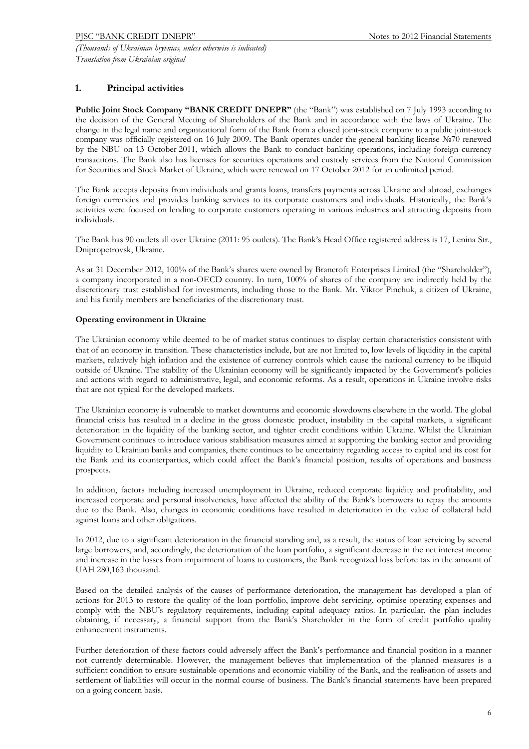## 1. Principal activities

**Public Joint Stock Company "BANK CREDIT DNEPR"** (the "Bank") was established on 7 July 1993 according to the decision of the General Meeting of Shareholders of the Bank and in accordance with the laws of Ukraine. The change in the legal name and organizational form of the Bank from a closed joint-stock company to a public joint-stock company was officially registered on 16 July 2009. The Bank operates under the general banking license №70 renewed by the NBU on 13 October 2011, which allows the Bank to conduct banking operations, including foreign currency transactions. The Bank also has licenses for securities operations and custody services from the National Commission for Securities and Stock Market of Ukraine, which were renewed on 17 October 2012 for an unlimited period.

The Bank accepts deposits from individuals and grants loans, transfers payments across Ukraine and abroad, exchanges foreign currencies and provides banking services to its corporate customers and individuals. Historically, the Bank's activities were focused on lending to corporate customers operating in various industries and attracting deposits from individuals.

The Bank has 90 outlets all over Ukraine (2011: 95 outlets). The Bank's Head Office registered address is 17, Lenina Str., Dnipropetrovsk, Ukraine.

As at 31 December 2012, 100% of the Bank's shares were owned by Brancroft Enterprises Limited (the "Shareholder"), a company incorporated in a non-OECD country. In turn, 100% of shares of the company are indirectly held by the discretionary trust established for investments, including those to the Bank. Mr. Viktor Pinchuk, a citizen of Ukraine, and his family members are beneficiaries of the discretionary trust.

### Operating environment in Ukraine

The Ukrainian economy while deemed to be of market status continues to display certain characteristics consistent with that of an economy in transition. These characteristics include, but are not limited to, low levels of liquidity in the capital markets, relatively high inflation and the existence of currency controls which cause the national currency to be illiquid outside of Ukraine. The stability of the Ukrainian economy will be significantly impacted by the Government's policies and actions with regard to administrative, legal, and economic reforms. As a result, operations in Ukraine involve risks that are not typical for the developed markets.

The Ukrainian economy is vulnerable to market downturns and economic slowdowns elsewhere in the world. The global financial crisis has resulted in a decline in the gross domestic product, instability in the capital markets, a significant deterioration in the liquidity of the banking sector, and tighter credit conditions within Ukraine. Whilst the Ukrainian Government continues to introduce various stabilisation measures aimed at supporting the banking sector and providing liquidity to Ukrainian banks and companies, there continues to be uncertainty regarding access to capital and its cost for the Bank and its counterparties, which could affect the Bank's financial position, results of operations and business prospects.

In addition, factors including increased unemployment in Ukraine, reduced corporate liquidity and profitability, and increased corporate and personal insolvencies, have affected the ability of the Bank's borrowers to repay the amounts due to the Bank. Also, changes in economic conditions have resulted in deterioration in the value of collateral held against loans and other obligations.

In 2012, due to a significant deterioration in the financial standing and, as a result, the status of loan servicing by several large borrowers, and, accordingly, the deterioration of the loan portfolio, a significant decrease in the net interest income and increase in the losses from impairment of loans to customers, the Bank recognized loss before tax in the amount of UAH 280,163 thousand.

Based on the detailed analysis of the causes of performance deterioration, the management has developed a plan of actions for 2013 to restore the quality of the loan portfolio, improve debt servicing, optimise operating expenses and comply with the NBU's regulatory requirements, including capital adequacy ratios. In particular, the plan includes obtaining, if necessary, a financial support from the Bank's Shareholder in the form of credit portfolio quality enhancement instruments.

Further deterioration of these factors could adversely affect the Bank's performance and financial position in a manner not currently determinable. However, the management believes that implementation of the planned measures is a sufficient condition to ensure sustainable operations and economic viability of the Bank, and the realisation of assets and settlement of liabilities will occur in the normal course of business. The Bank's financial statements have been prepared on a going concern basis.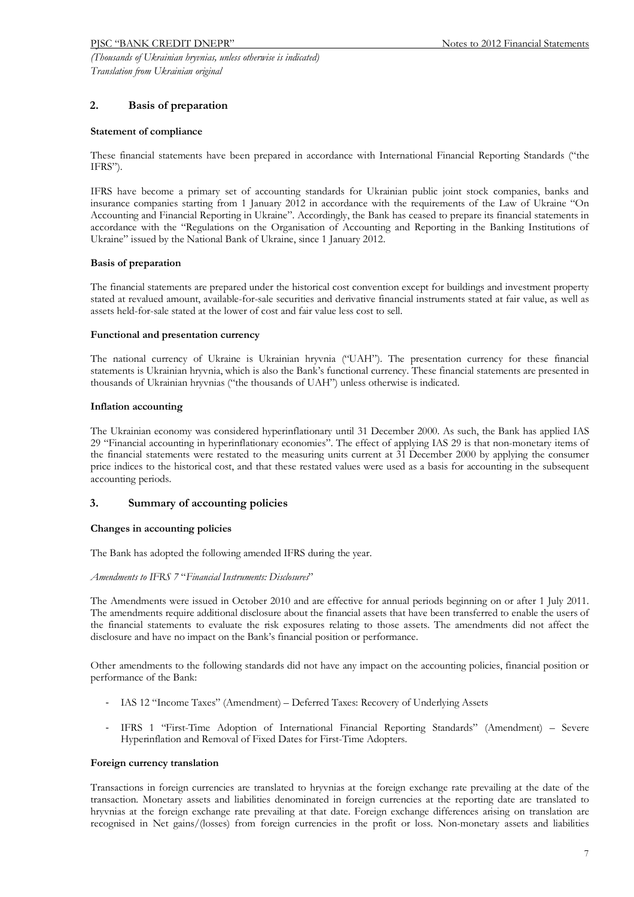## 2. Basis of preparation

### Statement of compliance

These financial statements have been prepared in accordance with International Financial Reporting Standards ("the IFRS").

IFRS have become a primary set of accounting standards for Ukrainian public joint stock companies, banks and insurance companies starting from 1 January 2012 in accordance with the requirements of the Law of Ukraine "On Accounting and Financial Reporting in Ukraine". Accordingly, the Bank has ceased to prepare its financial statements in accordance with the "Regulations on the Organisation of Accounting and Reporting in the Banking Institutions of Ukraine" issued by the National Bank of Ukraine, since 1 January 2012.

### Basis of preparation

The financial statements are prepared under the historical cost convention except for buildings and investment property stated at revalued amount, available-for-sale securities and derivative financial instruments stated at fair value, as well as assets held-for-sale stated at the lower of cost and fair value less cost to sell.

### Functional and presentation currency

The national currency of Ukraine is Ukrainian hryvnia ("UAH"). The presentation currency for these financial statements is Ukrainian hryvnia, which is also the Bank's functional currency. These financial statements are presented in thousands of Ukrainian hryvnias ("the thousands of UAH") unless otherwise is indicated.

### Inflation accounting

The Ukrainian economy was considered hyperinflationary until 31 December 2000. As such, the Bank has applied IAS 29 "Financial accounting in hyperinflationary economies". The effect of applying IAS 29 is that non-monetary items of the financial statements were restated to the measuring units current at 31 December 2000 by applying the consumer price indices to the historical cost, and that these restated values were used as a basis for accounting in the subsequent accounting periods.

## 3. Summary of accounting policies

### Changes in accounting policies

The Bank has adopted the following amended IFRS during the year.

*Amendments to IFRS 7 "Financial Instruments: Disclosures"*

The Amendments were issued in October 2010 and are effective for annual periods beginning on or after 1 July 2011. The amendments require additional disclosure about the financial assets that have been transferred to enable the users of the financial statements to evaluate the risk exposures relating to those assets. The amendments did not affect the disclosure and have no impact on the Bank's financial position or performance.

Other amendments to the following standards did not have any impact on the accounting policies, financial position or performance of the Bank:

- IAS 12 "Income Taxes" (Amendment) – Deferred Taxes: Recovery of Underlying Assets
- IFRS 1 "First-Time Adoption of International Financial Reporting Standards" (Amendment) – Severe Hyperinflation and Removal of Fixed Dates for First-Time Adopters.

### Foreign currency translation

Transactions in foreign currencies are translated to hryvnias at the foreign exchange rate prevailing at the date of the transaction. Monetary assets and liabilities denominated in foreign currencies at the reporting date are translated to hryvnias at the foreign exchange rate prevailing at that date. Foreign exchange differences arising on translation are recognised in Net gains/(losses) from foreign currencies in the profit or loss. Non-monetary assets and liabilities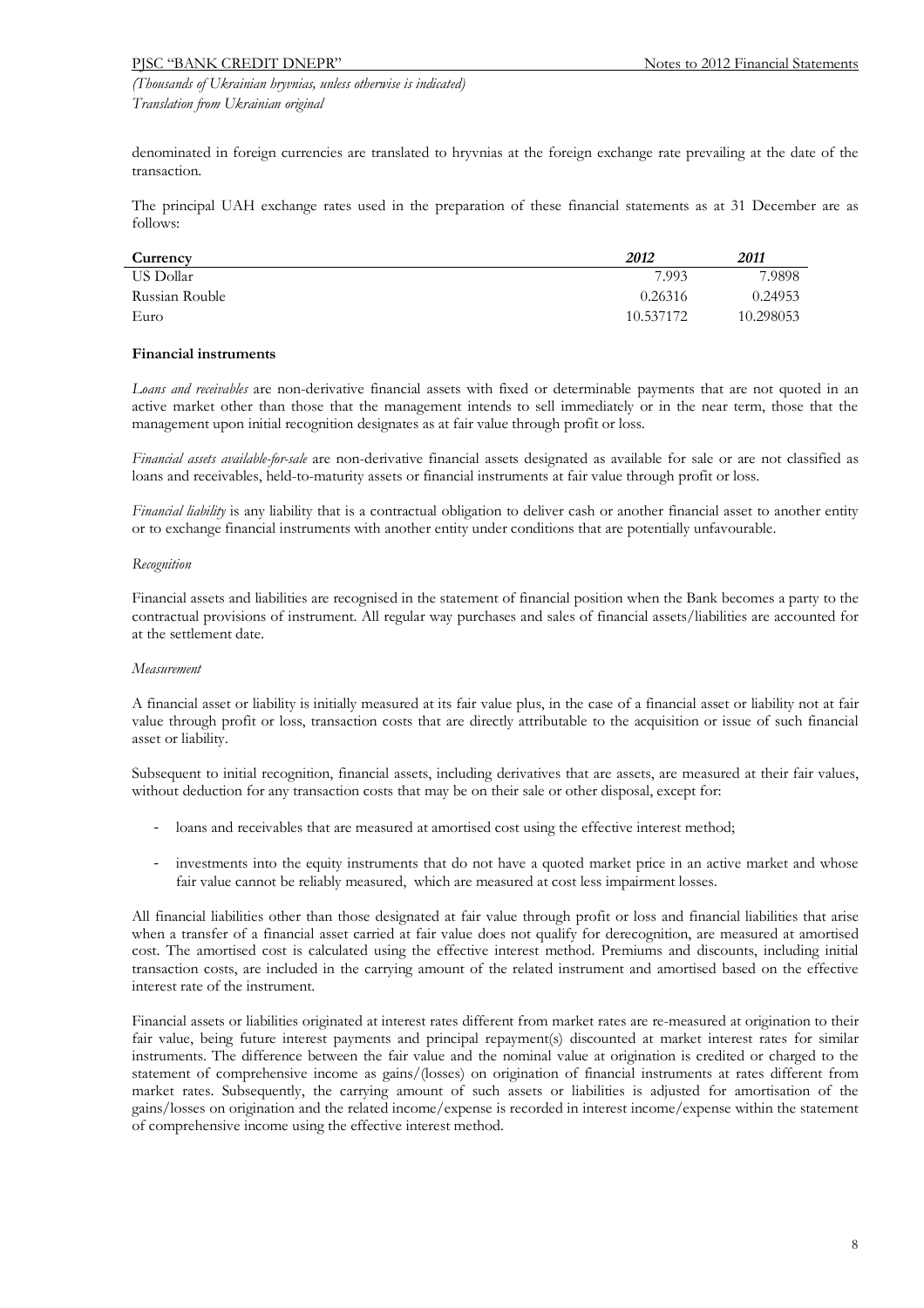denominated in foreign currencies are translated to hryvnias at the foreign exchange rate prevailing at the date of the transaction.

The principal UAH exchange rates used in the preparation of these financial statements as at 31 December are as follows:

| Currency | *2012* | *2011* |
|---|---|---|
| US Dollar | 7.993 | 7.9898 |
| Russian Rouble | 0.26316 | 0.24953 |
| Euro | 10.537172 | 10.298053 |

**Financial instruments**

*Loans and receivables* are non-derivative financial assets with fixed or determinable payments that are not quoted in an active market other than those that the management intends to sell immediately or in the near term, those that the management upon initial recognition designates as at fair value through profit or loss.

*Financial assets available-for-sale* are non-derivative financial assets designated as available for sale or are not classified as loans and receivables, held-to-maturity assets or financial instruments at fair value through profit or loss.

*Financial liability* is any liability that is a contractual obligation to deliver cash or another financial asset to another entity or to exchange financial instruments with another entity under conditions that are potentially unfavourable.

*Recognition*

Financial assets and liabilities are recognised in the statement of financial position when the Bank becomes a party to the contractual provisions of instrument. All regular way purchases and sales of financial assets/liabilities are accounted for at the settlement date.

*Measurement*

A financial asset or liability is initially measured at its fair value plus, in the case of a financial asset or liability not at fair value through profit or loss, transaction costs that are directly attributable to the acquisition or issue of such financial asset or liability.

Subsequent to initial recognition, financial assets, including derivatives that are assets, are measured at their fair values, without deduction for any transaction costs that may be on their sale or other disposal, except for:

- loans and receivables that are measured at amortised cost using the effective interest method;
- investments into the equity instruments that do not have a quoted market price in an active market and whose fair value cannot be reliably measured, which are measured at cost less impairment losses.

All financial liabilities other than those designated at fair value through profit or loss and financial liabilities that arise when a transfer of a financial asset carried at fair value does not qualify for derecognition, are measured at amortised cost. The amortised cost is calculated using the effective interest method. Premiums and discounts, including initial transaction costs, are included in the carrying amount of the related instrument and amortised based on the effective interest rate of the instrument.

Financial assets or liabilities originated at interest rates different from market rates are re-measured at origination to their fair value, being future interest payments and principal repayment(s) discounted at market interest rates for similar instruments. The difference between the fair value and the nominal value at origination is credited or charged to the statement of comprehensive income as gains/(losses) on origination of financial instruments at rates different from market rates. Subsequently, the carrying amount of such assets or liabilities is adjusted for amortisation of the gains/losses on origination and the related income/expense is recorded in interest income/expense within the statement of comprehensive income using the effective interest method.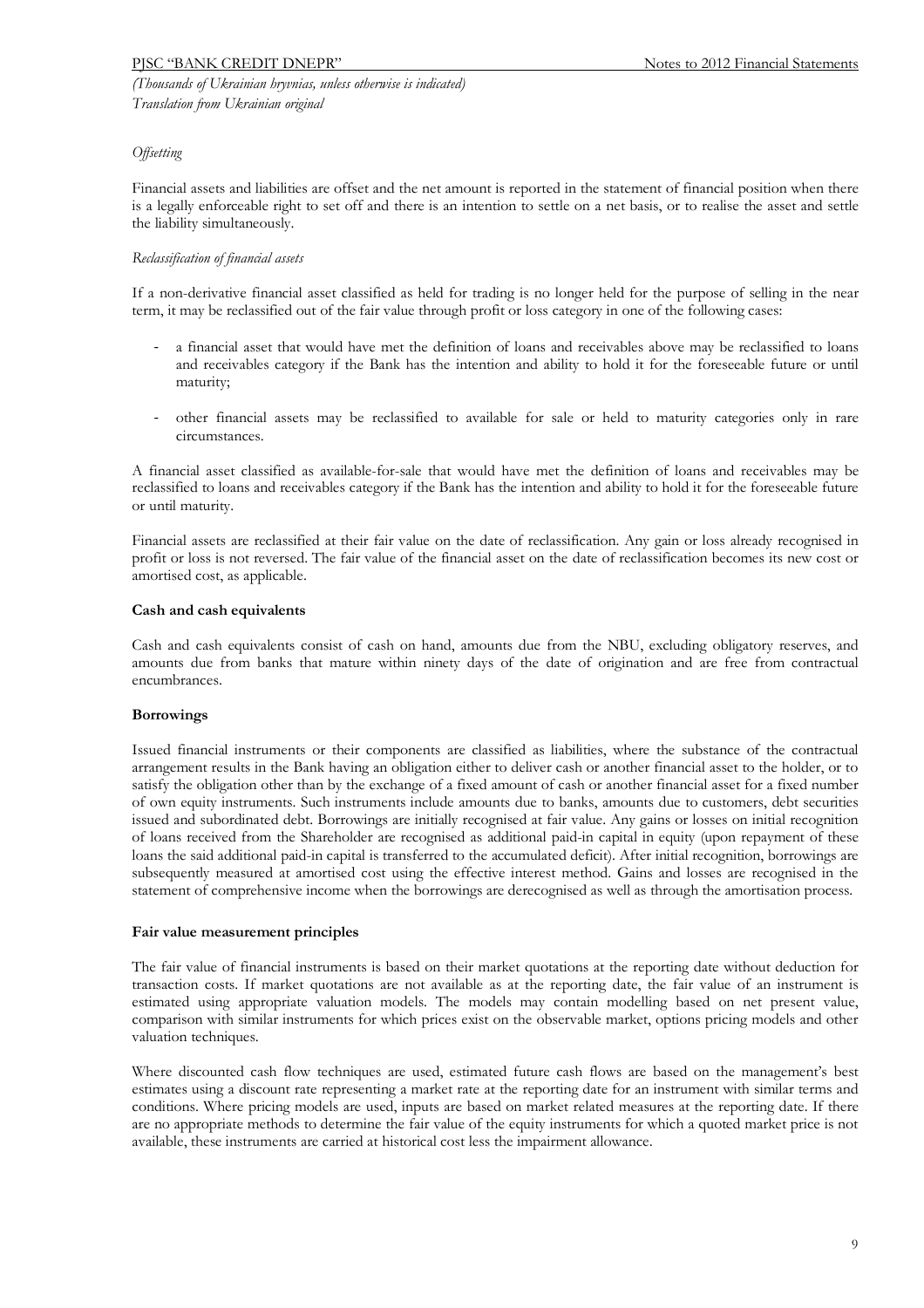*Offsetting*

Financial assets and liabilities are offset and the net amount is reported in the statement of financial position when there is a legally enforceable right to set off and there is an intention to settle on a net basis, or to realise the asset and settle the liability simultaneously.

*Reclassification of financial assets*

If a non-derivative financial asset classified as held for trading is no longer held for the purpose of selling in the near term, it may be reclassified out of the fair value through profit or loss category in one of the following cases:

- a financial asset that would have met the definition of loans and receivables above may be reclassified to loans and receivables category if the Bank has the intention and ability to hold it for the foreseeable future or until maturity;

- other financial assets may be reclassified to available for sale or held to maturity categories only in rare circumstances.

A financial asset classified as available-for-sale that would have met the definition of loans and receivables may be reclassified to loans and receivables category if the Bank has the intention and ability to hold it for the foreseeable future or until maturity.

Financial assets are reclassified at their fair value on the date of reclassification. Any gain or loss already recognised in profit or loss is not reversed. The fair value of the financial asset on the date of reclassification becomes its new cost or amortised cost, as applicable.

**Cash and cash equivalents**

Cash and cash equivalents consist of cash on hand, amounts due from the NBU, excluding obligatory reserves, and amounts due from banks that mature within ninety days of the date of origination and are free from contractual encumbrances.

**Borrowings**

Issued financial instruments or their components are classified as liabilities, where the substance of the contractual arrangement results in the Bank having an obligation either to deliver cash or another financial asset to the holder, or to satisfy the obligation other than by the exchange of a fixed amount of cash or another financial asset for a fixed number of own equity instruments. Such instruments include amounts due to banks, amounts due to customers, debt securities issued and subordinated debt. Borrowings are initially recognised at fair value. Any gains or losses on initial recognition of loans received from the Shareholder are recognised as additional paid-in capital in equity (upon repayment of these loans the said additional paid-in capital is transferred to the accumulated deficit). After initial recognition, borrowings are subsequently measured at amortised cost using the effective interest method. Gains and losses are recognised in the statement of comprehensive income when the borrowings are derecognised as well as through the amortisation process.

**Fair value measurement principles**

The fair value of financial instruments is based on their market quotations at the reporting date without deduction for transaction costs. If market quotations are not available as at the reporting date, the fair value of an instrument is estimated using appropriate valuation models. The models may contain modelling based on net present value, comparison with similar instruments for which prices exist on the observable market, options pricing models and other valuation techniques.

Where discounted cash flow techniques are used, estimated future cash flows are based on the management's best estimates using a discount rate representing a market rate at the reporting date for an instrument with similar terms and conditions. Where pricing models are used, inputs are based on market related measures at the reporting date. If there are no appropriate methods to determine the fair value of the equity instruments for which a quoted market price is not available, these instruments are carried at historical cost less the impairment allowance.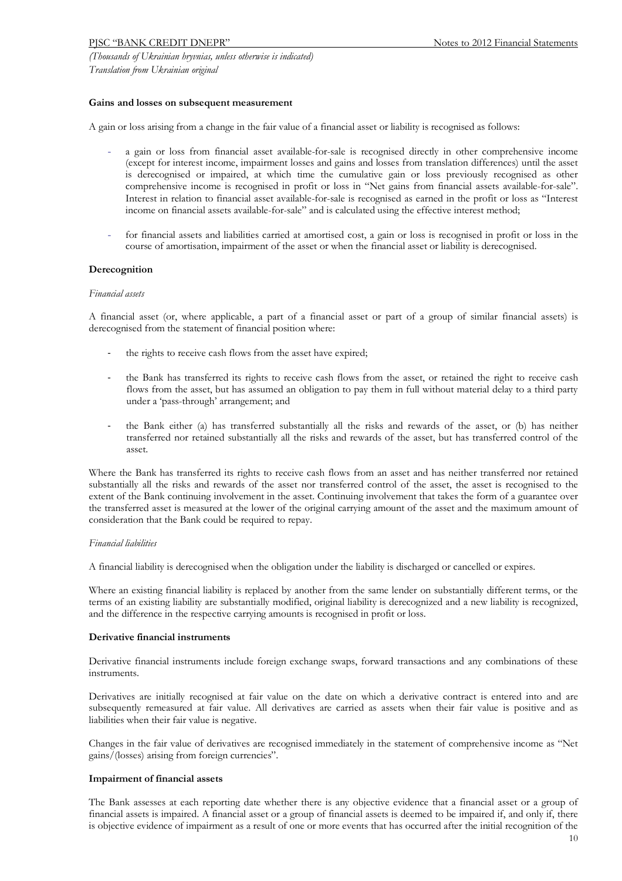### Gains and losses on subsequent measurement

A gain or loss arising from a change in the fair value of a financial asset or liability is recognised as follows:

- a gain or loss from financial asset available-for-sale is recognised directly in other comprehensive income (except for interest income, impairment losses and gains and losses from translation differences) until the asset is derecognised or impaired, at which time the cumulative gain or loss previously recognised as other comprehensive income is recognised in profit or loss in "Net gains from financial assets available-for-sale". Interest in relation to financial asset available-for-sale is recognised as earned in the profit or loss as "Interest income on financial assets available-for-sale" and is calculated using the effective interest method;

- for financial assets and liabilities carried at amortised cost, a gain or loss is recognised in profit or loss in the course of amortisation, impairment of the asset or when the financial asset or liability is derecognised.

### Derecognition

*Financial assets*

A financial asset (or, where applicable, a part of a financial asset or part of a group of similar financial assets) is derecognised from the statement of financial position where:

- the rights to receive cash flows from the asset have expired;

- the Bank has transferred its rights to receive cash flows from the asset, or retained the right to receive cash flows from the asset, but has assumed an obligation to pay them in full without material delay to a third party under a 'pass-through' arrangement; and

- the Bank either (a) has transferred substantially all the risks and rewards of the asset, or (b) has neither transferred nor retained substantially all the risks and rewards of the asset, but has transferred control of the asset.

Where the Bank has transferred its rights to receive cash flows from an asset and has neither transferred nor retained substantially all the risks and rewards of the asset nor transferred control of the asset, the asset is recognised to the extent of the Bank continuing involvement in the asset. Continuing involvement that takes the form of a guarantee over the transferred asset is measured at the lower of the original carrying amount of the asset and the maximum amount of consideration that the Bank could be required to repay.

*Financial liabilities*

A financial liability is derecognised when the obligation under the liability is discharged or cancelled or expires.

Where an existing financial liability is replaced by another from the same lender on substantially different terms, or the terms of an existing liability are substantially modified, original liability is derecognized and a new liability is recognized, and the difference in the respective carrying amounts is recognised in profit or loss.

### Derivative financial instruments

Derivative financial instruments include foreign exchange swaps, forward transactions and any combinations of these instruments.

Derivatives are initially recognised at fair value on the date on which a derivative contract is entered into and are subsequently remeasured at fair value. All derivatives are carried as assets when their fair value is positive and as liabilities when their fair value is negative.

Changes in the fair value of derivatives are recognised immediately in the statement of comprehensive income as "Net gains/(losses) arising from foreign currencies".

### Impairment of financial assets

The Bank assesses at each reporting date whether there is any objective evidence that a financial asset or a group of financial assets is impaired. A financial asset or a group of financial assets is deemed to be impaired if, and only if, there is objective evidence of impairment as a result of one or more events that has occurred after the initial recognition of the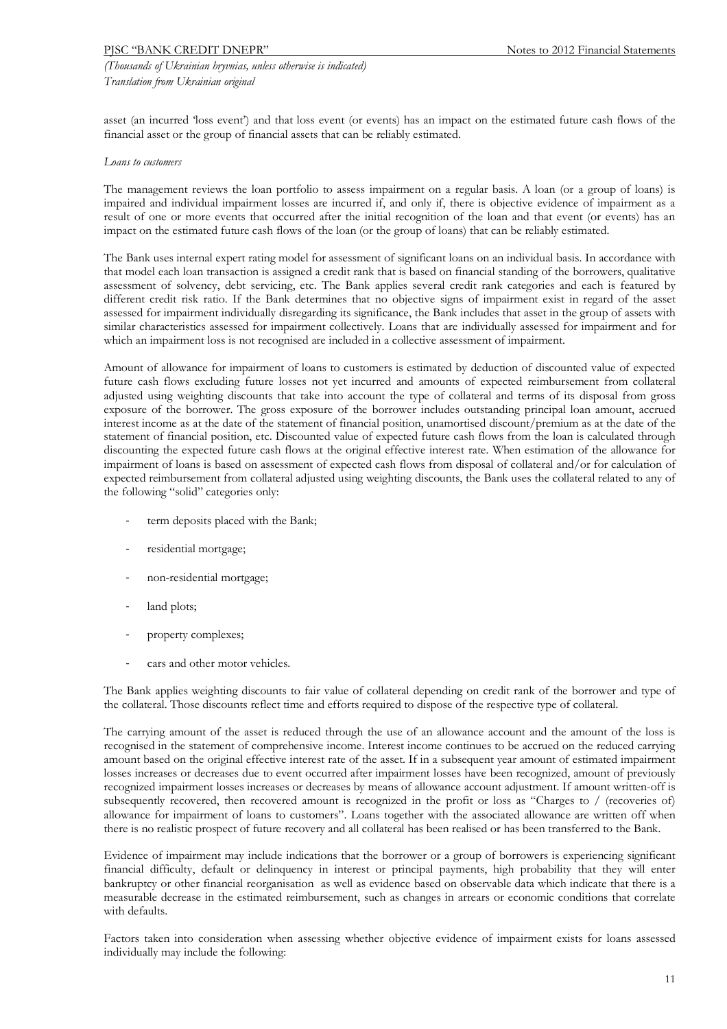asset (an incurred 'loss event') and that loss event (or events) has an impact on the estimated future cash flows of the financial asset or the group of financial assets that can be reliably estimated.

*Loans to customers*

The management reviews the loan portfolio to assess impairment on a regular basis. A loan (or a group of loans) is impaired and individual impairment losses are incurred if, and only if, there is objective evidence of impairment as a result of one or more events that occurred after the initial recognition of the loan and that event (or events) has an impact on the estimated future cash flows of the loan (or the group of loans) that can be reliably estimated.

The Bank uses internal expert rating model for assessment of significant loans on an individual basis. In accordance with that model each loan transaction is assigned a credit rank that is based on financial standing of the borrowers, qualitative assessment of solvency, debt servicing, etc. The Bank applies several credit rank categories and each is featured by different credit risk ratio. If the Bank determines that no objective signs of impairment exist in regard of the asset assessed for impairment individually disregarding its significance, the Bank includes that asset in the group of assets with similar characteristics assessed for impairment collectively. Loans that are individually assessed for impairment and for which an impairment loss is not recognised are included in a collective assessment of impairment.

Amount of allowance for impairment of loans to customers is estimated by deduction of discounted value of expected future cash flows excluding future losses not yet incurred and amounts of expected reimbursement from collateral adjusted using weighting discounts that take into account the type of collateral and terms of its disposal from gross exposure of the borrower. The gross exposure of the borrower includes outstanding principal loan amount, accrued interest income as at the date of the statement of financial position, unamortised discount/premium as at the date of the statement of financial position, etc. Discounted value of expected future cash flows from the loan is calculated through discounting the expected future cash flows at the original effective interest rate. When estimation of the allowance for impairment of loans is based on assessment of expected cash flows from disposal of collateral and/or for calculation of expected reimbursement from collateral adjusted using weighting discounts, the Bank uses the collateral related to any of the following "solid" categories only:

- term deposits placed with the Bank;
- residential mortgage;
- non-residential mortgage;
- land plots;
- property complexes;
- cars and other motor vehicles.

The Bank applies weighting discounts to fair value of collateral depending on credit rank of the borrower and type of the collateral. Those discounts reflect time and efforts required to dispose of the respective type of collateral.

The carrying amount of the asset is reduced through the use of an allowance account and the amount of the loss is recognised in the statement of comprehensive income. Interest income continues to be accrued on the reduced carrying amount based on the original effective interest rate of the asset. If in a subsequent year amount of estimated impairment losses increases or decreases due to event occurred after impairment losses have been recognized, amount of previously recognized impairment losses increases or decreases by means of allowance account adjustment. If amount written-off is subsequently recovered, then recovered amount is recognized in the profit or loss as "Charges to / (recoveries of) allowance for impairment of loans to customers". Loans together with the associated allowance are written off when there is no realistic prospect of future recovery and all collateral has been realised or has been transferred to the Bank.

Evidence of impairment may include indications that the borrower or a group of borrowers is experiencing significant financial difficulty, default or delinquency in interest or principal payments, high probability that they will enter bankruptcy or other financial reorganisation as well as evidence based on observable data which indicate that there is a measurable decrease in the estimated reimbursement, such as changes in arrears or economic conditions that correlate with defaults.

Factors taken into consideration when assessing whether objective evidence of impairment exists for loans assessed individually may include the following: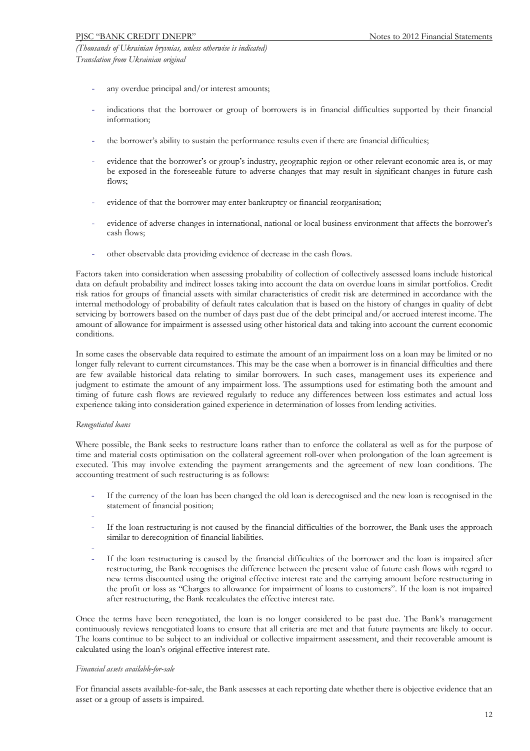- any overdue principal and/or interest amounts;
- indications that the borrower or group of borrowers is in financial difficulties supported by their financial information;
- the borrower's ability to sustain the performance results even if there are financial difficulties;
- evidence that the borrower's or group's industry, geographic region or other relevant economic area is, or may be exposed in the foreseeable future to adverse changes that may result in significant changes in future cash flows;
- evidence of that the borrower may enter bankruptcy or financial reorganisation;
- evidence of adverse changes in international, national or local business environment that affects the borrower's cash flows;
- other observable data providing evidence of decrease in the cash flows.

Factors taken into consideration when assessing probability of collection of collectively assessed loans include historical data on default probability and indirect losses taking into account the data on overdue loans in similar portfolios. Credit risk ratios for groups of financial assets with similar characteristics of credit risk are determined in accordance with the internal methodology of probability of default rates calculation that is based on the history of changes in quality of debt servicing by borrowers based on the number of days past due of the debt principal and/or accrued interest income. The amount of allowance for impairment is assessed using other historical data and taking into account the current economic conditions.

In some cases the observable data required to estimate the amount of an impairment loss on a loan may be limited or no longer fully relevant to current circumstances. This may be the case when a borrower is in financial difficulties and there are few available historical data relating to similar borrowers. In such cases, management uses its experience and judgment to estimate the amount of any impairment loss. The assumptions used for estimating both the amount and timing of future cash flows are reviewed regularly to reduce any differences between loss estimates and actual loss experience taking into consideration gained experience in determination of losses from lending activities.

*Renegotiated loans*

Where possible, the Bank seeks to restructure loans rather than to enforce the collateral as well as for the purpose of time and material costs optimisation on the collateral agreement roll-over when prolongation of the loan agreement is executed. This may involve extending the payment arrangements and the agreement of new loan conditions. The accounting treatment of such restructuring is as follows:

- If the currency of the loan has been changed the old loan is derecognised and the new loan is recognised in the statement of financial position;
- If the loan restructuring is not caused by the financial difficulties of the borrower, the Bank uses the approach similar to derecognition of financial liabilities.
- If the loan restructuring is caused by the financial difficulties of the borrower and the loan is impaired after restructuring, the Bank recognises the difference between the present value of future cash flows with regard to new terms discounted using the original effective interest rate and the carrying amount before restructuring in the profit or loss as "Charges to allowance for impairment of loans to customers". If the loan is not impaired after restructuring, the Bank recalculates the effective interest rate.

Once the terms have been renegotiated, the loan is no longer considered to be past due. The Bank's management continuously reviews renegotiated loans to ensure that all criteria are met and that future payments are likely to occur. The loans continue to be subject to an individual or collective impairment assessment, and their recoverable amount is calculated using the loan's original effective interest rate.

*Financial assets available-for-sale*

For financial assets available-for-sale, the Bank assesses at each reporting date whether there is objective evidence that an asset or a group of assets is impaired.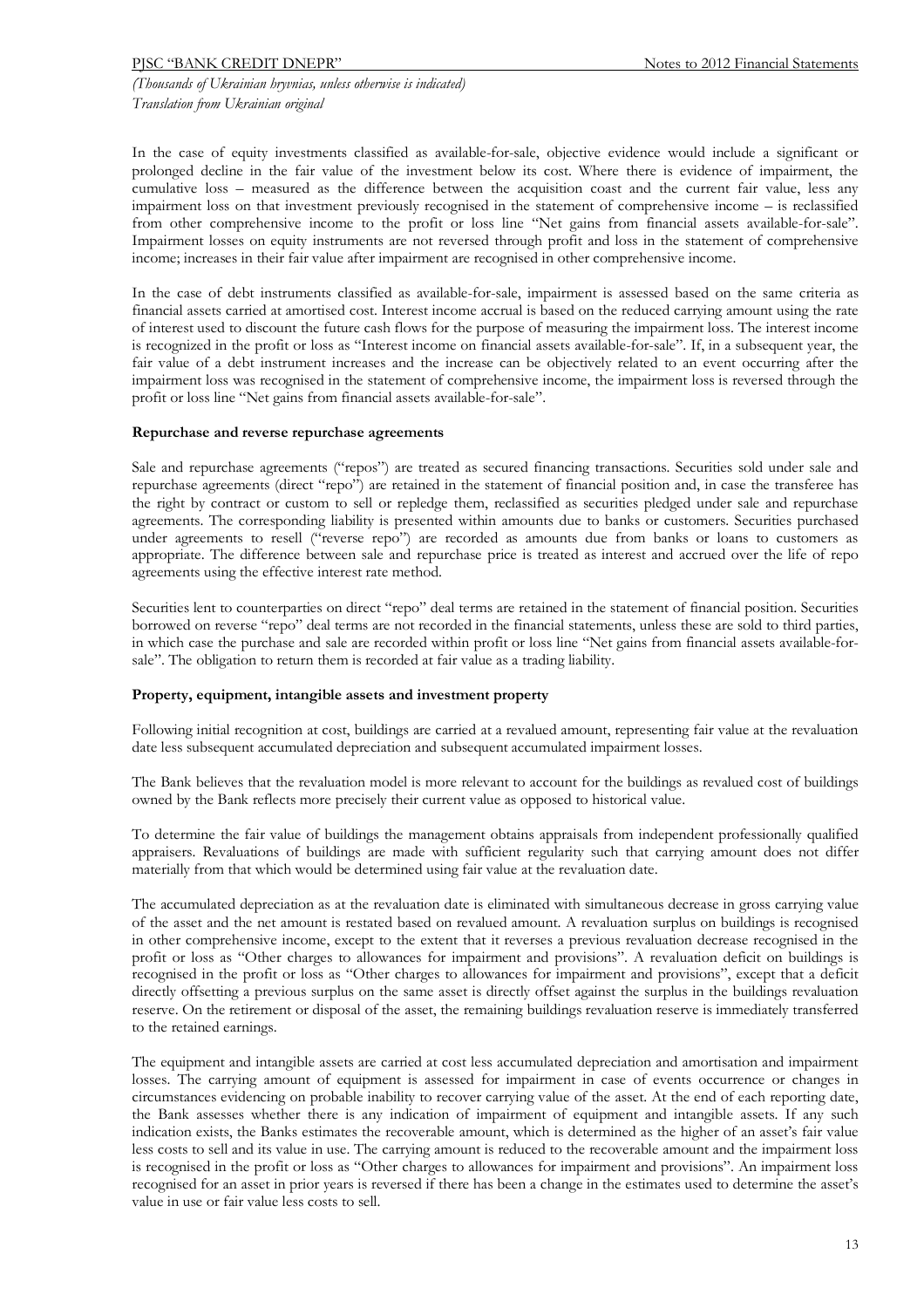In the case of equity investments classified as available-for-sale, objective evidence would include a significant or prolonged decline in the fair value of the investment below its cost. Where there is evidence of impairment, the cumulative loss – measured as the difference between the acquisition coast and the current fair value, less any impairment loss on that investment previously recognised in the statement of comprehensive income – is reclassified from other comprehensive income to the profit or loss line "Net gains from financial assets available-for-sale". Impairment losses on equity instruments are not reversed through profit and loss in the statement of comprehensive income; increases in their fair value after impairment are recognised in other comprehensive income.

In the case of debt instruments classified as available-for-sale, impairment is assessed based on the same criteria as financial assets carried at amortised cost. Interest income accrual is based on the reduced carrying amount using the rate of interest used to discount the future cash flows for the purpose of measuring the impairment loss. The interest income is recognized in the profit or loss as "Interest income on financial assets available-for-sale". If, in a subsequent year, the fair value of a debt instrument increases and the increase can be objectively related to an event occurring after the impairment loss was recognised in the statement of comprehensive income, the impairment loss is reversed through the profit or loss line "Net gains from financial assets available-for-sale".

**Repurchase and reverse repurchase agreements**

Sale and repurchase agreements ("repos") are treated as secured financing transactions. Securities sold under sale and repurchase agreements (direct "repo") are retained in the statement of financial position and, in case the transferee has the right by contract or custom to sell or repledge them, reclassified as securities pledged under sale and repurchase agreements. The corresponding liability is presented within amounts due to banks or customers. Securities purchased under agreements to resell ("reverse repo") are recorded as amounts due from banks or loans to customers as appropriate. The difference between sale and repurchase price is treated as interest and accrued over the life of repo agreements using the effective interest rate method.

Securities lent to counterparties on direct "repo" deal terms are retained in the statement of financial position. Securities borrowed on reverse "repo" deal terms are not recorded in the financial statements, unless these are sold to third parties, in which case the purchase and sale are recorded within profit or loss line "Net gains from financial assets available-for-sale". The obligation to return them is recorded at fair value as a trading liability.

**Property, equipment, intangible assets and investment property**

Following initial recognition at cost, buildings are carried at a revalued amount, representing fair value at the revaluation date less subsequent accumulated depreciation and subsequent accumulated impairment losses.

The Bank believes that the revaluation model is more relevant to account for the buildings as revalued cost of buildings owned by the Bank reflects more precisely their current value as opposed to historical value.

To determine the fair value of buildings the management obtains appraisals from independent professionally qualified appraisers. Revaluations of buildings are made with sufficient regularity such that carrying amount does not differ materially from that which would be determined using fair value at the revaluation date.

The accumulated depreciation as at the revaluation date is eliminated with simultaneous decrease in gross carrying value of the asset and the net amount is restated based on revalued amount. A revaluation surplus on buildings is recognised in other comprehensive income, except to the extent that it reverses a previous revaluation decrease recognised in the profit or loss as "Other charges to allowances for impairment and provisions". A revaluation deficit on buildings is recognised in the profit or loss as "Other charges to allowances for impairment and provisions", except that a deficit directly offsetting a previous surplus on the same asset is directly offset against the surplus in the buildings revaluation reserve. On the retirement or disposal of the asset, the remaining buildings revaluation reserve is immediately transferred to the retained earnings.

The equipment and intangible assets are carried at cost less accumulated depreciation and amortisation and impairment losses. The carrying amount of equipment is assessed for impairment in case of events occurrence or changes in circumstances evidencing on probable inability to recover carrying value of the asset. At the end of each reporting date, the Bank assesses whether there is any indication of impairment of equipment and intangible assets. If any such indication exists, the Banks estimates the recoverable amount, which is determined as the higher of an asset's fair value less costs to sell and its value in use. The carrying amount is reduced to the recoverable amount and the impairment loss is recognised in the profit or loss as "Other charges to allowances for impairment and provisions". An impairment loss recognised for an asset in prior years is reversed if there has been a change in the estimates used to determine the asset's value in use or fair value less costs to sell.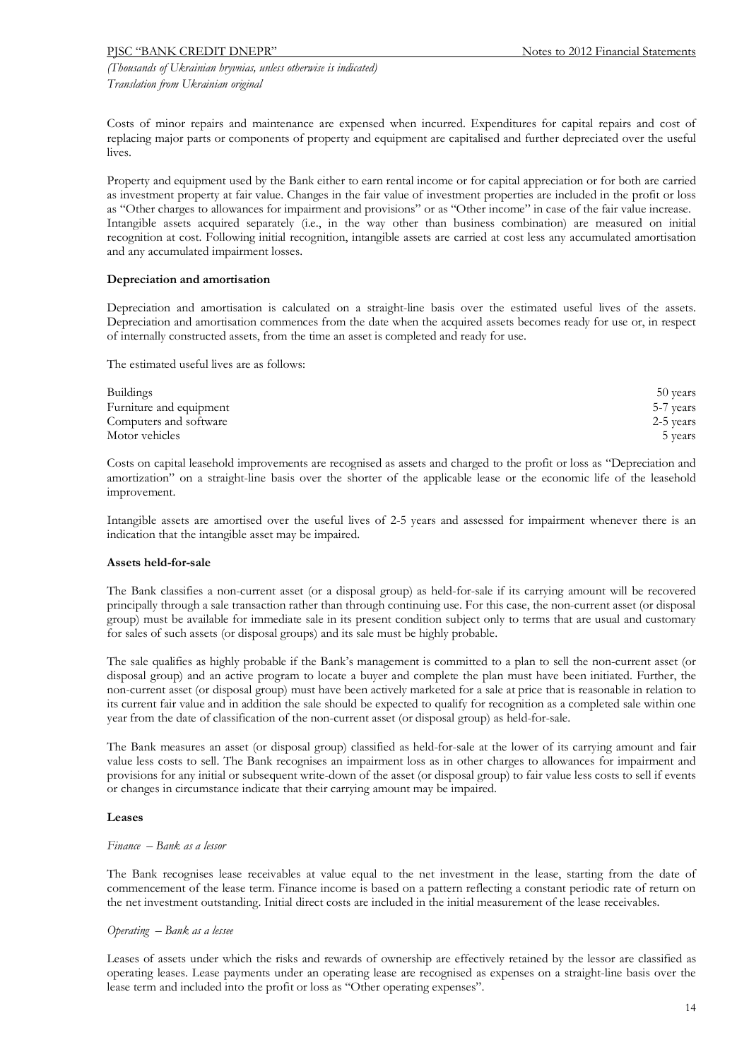Costs of minor repairs and maintenance are expensed when incurred. Expenditures for capital repairs and cost of replacing major parts or components of property and equipment are capitalised and further depreciated over the useful lives.

Property and equipment used by the Bank either to earn rental income or for capital appreciation or for both are carried as investment property at fair value. Changes in the fair value of investment properties are included in the profit or loss as "Other charges to allowances for impairment and provisions" or as "Other income" in case of the fair value increase. Intangible assets acquired separately (i.e., in the way other than business combination) are measured on initial recognition at cost. Following initial recognition, intangible assets are carried at cost less any accumulated amortisation and any accumulated impairment losses.

**Depreciation and amortisation**

Depreciation and amortisation is calculated on a straight-line basis over the estimated useful lives of the assets. Depreciation and amortisation commences from the date when the acquired assets becomes ready for use or, in respect of internally constructed assets, from the time an asset is completed and ready for use.

The estimated useful lives are as follows:

| | |
|---|---|
| Buildings | 50 years |
| Furniture and equipment | 5-7 years |
| Computers and software | 2-5 years |
| Motor vehicles | 5 years |

Costs on capital leasehold improvements are recognised as assets and charged to the profit or loss as "Depreciation and amortization" on a straight-line basis over the shorter of the applicable lease or the economic life of the leasehold improvement.

Intangible assets are amortised over the useful lives of 2-5 years and assessed for impairment whenever there is an indication that the intangible asset may be impaired.

**Assets held-for-sale**

The Bank classifies a non-current asset (or a disposal group) as held-for-sale if its carrying amount will be recovered principally through a sale transaction rather than through continuing use. For this case, the non-current asset (or disposal group) must be available for immediate sale in its present condition subject only to terms that are usual and customary for sales of such assets (or disposal groups) and its sale must be highly probable.

The sale qualifies as highly probable if the Bank's management is committed to a plan to sell the non-current asset (or disposal group) and an active program to locate a buyer and complete the plan must have been initiated. Further, the non-current asset (or disposal group) must have been actively marketed for a sale at price that is reasonable in relation to its current fair value and in addition the sale should be expected to qualify for recognition as a completed sale within one year from the date of classification of the non-current asset (or disposal group) as held-for-sale.

The Bank measures an asset (or disposal group) classified as held-for-sale at the lower of its carrying amount and fair value less costs to sell. The Bank recognises an impairment loss as in other charges to allowances for impairment and provisions for any initial or subsequent write-down of the asset (or disposal group) to fair value less costs to sell if events or changes in circumstance indicate that their carrying amount may be impaired.

**Leases**

*Finance – Bank as a lessor*

The Bank recognises lease receivables at value equal to the net investment in the lease, starting from the date of commencement of the lease term. Finance income is based on a pattern reflecting a constant periodic rate of return on the net investment outstanding. Initial direct costs are included in the initial measurement of the lease receivables.

*Operating – Bank as a lessee*

Leases of assets under which the risks and rewards of ownership are effectively retained by the lessor are classified as operating leases. Lease payments under an operating lease are recognised as expenses on a straight-line basis over the lease term and included into the profit or loss as "Other operating expenses".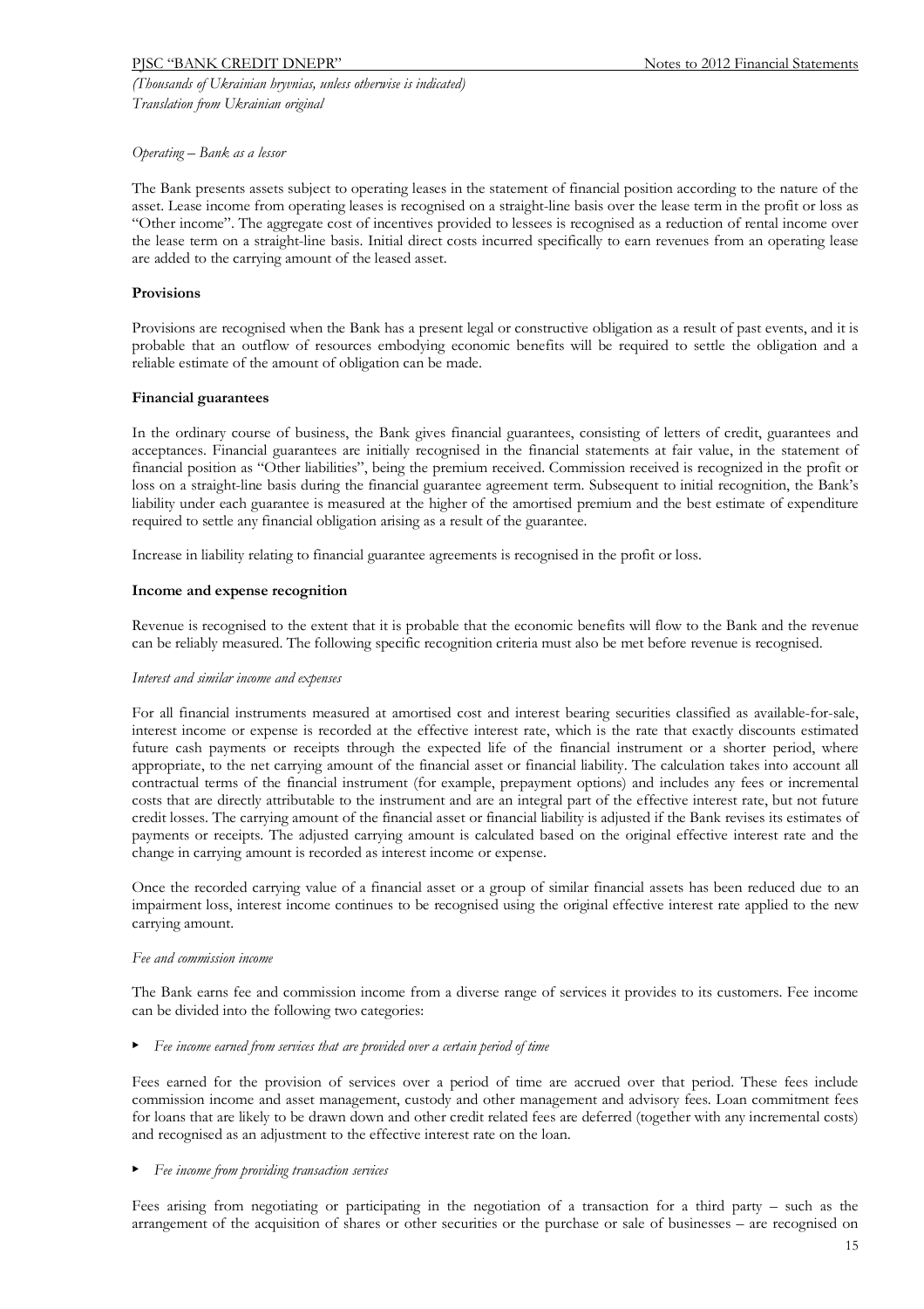*Operating – Bank as a lessor*

The Bank presents assets subject to operating leases in the statement of financial position according to the nature of the asset. Lease income from operating leases is recognised on a straight-line basis over the lease term in the profit or loss as "Other income". The aggregate cost of incentives provided to lessees is recognised as a reduction of rental income over the lease term on a straight-line basis. Initial direct costs incurred specifically to earn revenues from an operating lease are added to the carrying amount of the leased asset.

**Provisions**

Provisions are recognised when the Bank has a present legal or constructive obligation as a result of past events, and it is probable that an outflow of resources embodying economic benefits will be required to settle the obligation and a reliable estimate of the amount of obligation can be made.

**Financial guarantees**

In the ordinary course of business, the Bank gives financial guarantees, consisting of letters of credit, guarantees and acceptances. Financial guarantees are initially recognised in the financial statements at fair value, in the statement of financial position as "Other liabilities", being the premium received. Commission received is recognized in the profit or loss on a straight-line basis during the financial guarantee agreement term. Subsequent to initial recognition, the Bank's liability under each guarantee is measured at the higher of the amortised premium and the best estimate of expenditure required to settle any financial obligation arising as a result of the guarantee.

Increase in liability relating to financial guarantee agreements is recognised in the profit or loss.

**Income and expense recognition**

Revenue is recognised to the extent that it is probable that the economic benefits will flow to the Bank and the revenue can be reliably measured. The following specific recognition criteria must also be met before revenue is recognised.

*Interest and similar income and expenses*

For all financial instruments measured at amortised cost and interest bearing securities classified as available-for-sale, interest income or expense is recorded at the effective interest rate, which is the rate that exactly discounts estimated future cash payments or receipts through the expected life of the financial instrument or a shorter period, where appropriate, to the net carrying amount of the financial asset or financial liability. The calculation takes into account all contractual terms of the financial instrument (for example, prepayment options) and includes any fees or incremental costs that are directly attributable to the instrument and are an integral part of the effective interest rate, but not future credit losses. The carrying amount of the financial asset or financial liability is adjusted if the Bank revises its estimates of payments or receipts. The adjusted carrying amount is calculated based on the original effective interest rate and the change in carrying amount is recorded as interest income or expense.

Once the recorded carrying value of a financial asset or a group of similar financial assets has been reduced due to an impairment loss, interest income continues to be recognised using the original effective interest rate applied to the new carrying amount.

*Fee and commission income*

The Bank earns fee and commission income from a diverse range of services it provides to its customers. Fee income can be divided into the following two categories:

- *Fee income earned from services that are provided over a certain period of time*

Fees earned for the provision of services over a period of time are accrued over that period. These fees include commission income and asset management, custody and other management and advisory fees. Loan commitment fees for loans that are likely to be drawn down and other credit related fees are deferred (together with any incremental costs) and recognised as an adjustment to the effective interest rate on the loan.

- *Fee income from providing transaction services*

Fees arising from negotiating or participating in the negotiation of a transaction for a third party – such as the arrangement of the acquisition of shares or other securities or the purchase or sale of businesses – are recognised on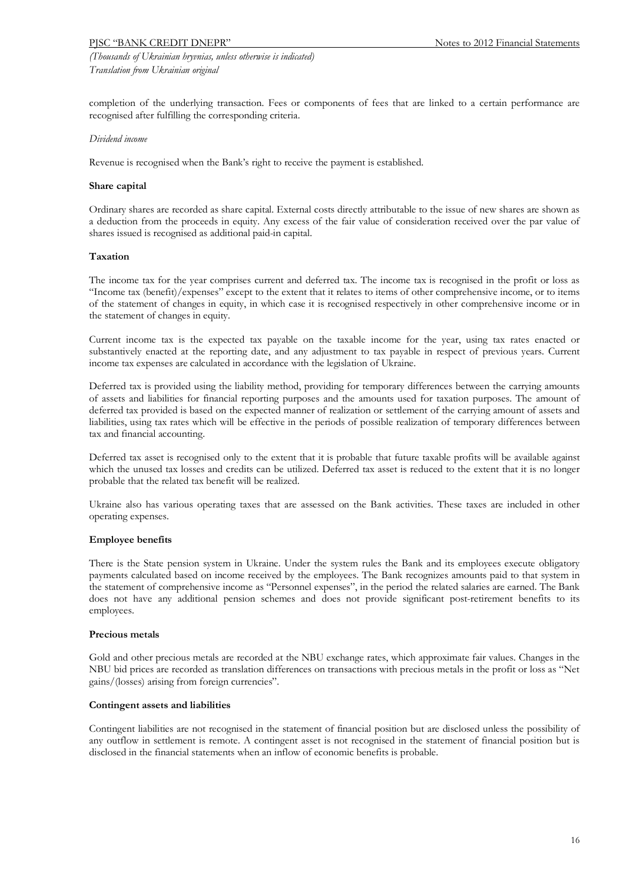completion of the underlying transaction. Fees or components of fees that are linked to a certain performance are recognised after fulfilling the corresponding criteria.

*Dividend income*

Revenue is recognised when the Bank's right to receive the payment is established.

**Share capital**

Ordinary shares are recorded as share capital. External costs directly attributable to the issue of new shares are shown as a deduction from the proceeds in equity. Any excess of the fair value of consideration received over the par value of shares issued is recognised as additional paid-in capital.

**Taxation**

The income tax for the year comprises current and deferred tax. The income tax is recognised in the profit or loss as "Income tax (benefit)/expenses" except to the extent that it relates to items of other comprehensive income, or to items of the statement of changes in equity, in which case it is recognised respectively in other comprehensive income or in the statement of changes in equity.

Current income tax is the expected tax payable on the taxable income for the year, using tax rates enacted or substantively enacted at the reporting date, and any adjustment to tax payable in respect of previous years. Current income tax expenses are calculated in accordance with the legislation of Ukraine.

Deferred tax is provided using the liability method, providing for temporary differences between the carrying amounts of assets and liabilities for financial reporting purposes and the amounts used for taxation purposes. The amount of deferred tax provided is based on the expected manner of realization or settlement of the carrying amount of assets and liabilities, using tax rates which will be effective in the periods of possible realization of temporary differences between tax and financial accounting.

Deferred tax asset is recognised only to the extent that it is probable that future taxable profits will be available against which the unused tax losses and credits can be utilized. Deferred tax asset is reduced to the extent that it is no longer probable that the related tax benefit will be realized.

Ukraine also has various operating taxes that are assessed on the Bank activities. These taxes are included in other operating expenses.

**Employee benefits**

There is the State pension system in Ukraine. Under the system rules the Bank and its employees execute obligatory payments calculated based on income received by the employees. The Bank recognizes amounts paid to that system in the statement of comprehensive income as "Personnel expenses", in the period the related salaries are earned. The Bank does not have any additional pension schemes and does not provide significant post-retirement benefits to its employees.

**Precious metals**

Gold and other precious metals are recorded at the NBU exchange rates, which approximate fair values. Changes in the NBU bid prices are recorded as translation differences on transactions with precious metals in the profit or loss as "Net gains/(losses) arising from foreign currencies".

**Contingent assets and liabilities**

Contingent liabilities are not recognised in the statement of financial position but are disclosed unless the possibility of any outflow in settlement is remote. A contingent asset is not recognised in the statement of financial position but is disclosed in the financial statements when an inflow of economic benefits is probable.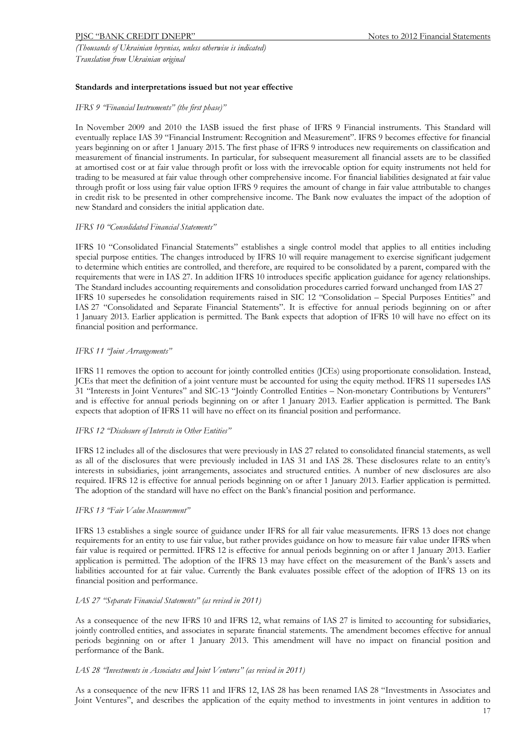### Standards and interpretations issued but not year effective

*IFRS 9 "Financial Instruments" (the first phase)"*

In November 2009 and 2010 the IASB issued the first phase of IFRS 9 Financial instruments. This Standard will eventually replace IAS 39 "Financial Instrument: Recognition and Measurement". IFRS 9 becomes effective for financial years beginning on or after 1 January 2015. The first phase of IFRS 9 introduces new requirements on classification and measurement of financial instruments. In particular, for subsequent measurement all financial assets are to be classified at amortised cost or at fair value through profit or loss with the irrevocable option for equity instruments not held for trading to be measured at fair value through other comprehensive income. For financial liabilities designated at fair value through profit or loss using fair value option IFRS 9 requires the amount of change in fair value attributable to changes in credit risk to be presented in other comprehensive income. The Bank now evaluates the impact of the adoption of new Standard and considers the initial application date.

*IFRS 10 "Consolidated Financial Statements"*

IFRS 10 "Consolidated Financial Statements" establishes a single control model that applies to all entities including special purpose entities. The changes introduced by IFRS 10 will require management to exercise significant judgement to determine which entities are controlled, and therefore, are required to be consolidated by a parent, compared with the requirements that were in IAS 27. In addition IFRS 10 introduces specific application guidance for agency relationships. The Standard includes accounting requirements and consolidation procedures carried forward unchanged from IAS 27 IFRS 10 supersedes he consolidation requirements raised in SIC 12 "Consolidation – Special Purposes Entities" and IAS 27 "Consolidated and Separate Financial Statements". It is effective for annual periods beginning on or after 1 January 2013. Earlier application is permitted. The Bank expects that adoption of IFRS 10 will have no effect on its financial position and performance.

*IFRS 11 "Joint Arrangements"*

IFRS 11 removes the option to account for jointly controlled entities (JCEs) using proportionate consolidation. Instead, JCEs that meet the definition of a joint venture must be accounted for using the equity method. IFRS 11 supersedes IAS 31 "Interests in Joint Ventures" and SIC-13 "Jointly Controlled Entities – Non-monetary Contributions by Venturers" and is effective for annual periods beginning on or after 1 January 2013. Earlier application is permitted. The Bank expects that adoption of IFRS 11 will have no effect on its financial position and performance.

*IFRS 12 "Disclosure of Interests in Other Entities"*

IFRS 12 includes all of the disclosures that were previously in IAS 27 related to consolidated financial statements, as well as all of the disclosures that were previously included in IAS 31 and IAS 28. These disclosures relate to an entity's interests in subsidiaries, joint arrangements, associates and structured entities. A number of new disclosures are also required. IFRS 12 is effective for annual periods beginning on or after 1 January 2013. Earlier application is permitted. The adoption of the standard will have no effect on the Bank's financial position and performance.

*IFRS 13 "Fair Value Measurement"*

IFRS 13 establishes a single source of guidance under IFRS for all fair value measurements. IFRS 13 does not change requirements for an entity to use fair value, but rather provides guidance on how to measure fair value under IFRS when fair value is required or permitted. IFRS 12 is effective for annual periods beginning on or after 1 January 2013. Earlier application is permitted. The adoption of the IFRS 13 may have effect on the measurement of the Bank's assets and liabilities accounted for at fair value. Currently the Bank evaluates possible effect of the adoption of IFRS 13 on its financial position and performance.

*IAS 27 "Separate Financial Statements" (as revised in 2011)*

As a consequence of the new IFRS 10 and IFRS 12, what remains of IAS 27 is limited to accounting for subsidiaries, jointly controlled entities, and associates in separate financial statements. The amendment becomes effective for annual periods beginning on or after 1 January 2013. This amendment will have no impact on financial position and performance of the Bank.

*IAS 28 "Investments in Associates and Joint Ventures" (as revised in 2011)*

As a consequence of the new IFRS 11 and IFRS 12, IAS 28 has been renamed IAS 28 "Investments in Associates and Joint Ventures", and describes the application of the equity method to investments in joint ventures in addition to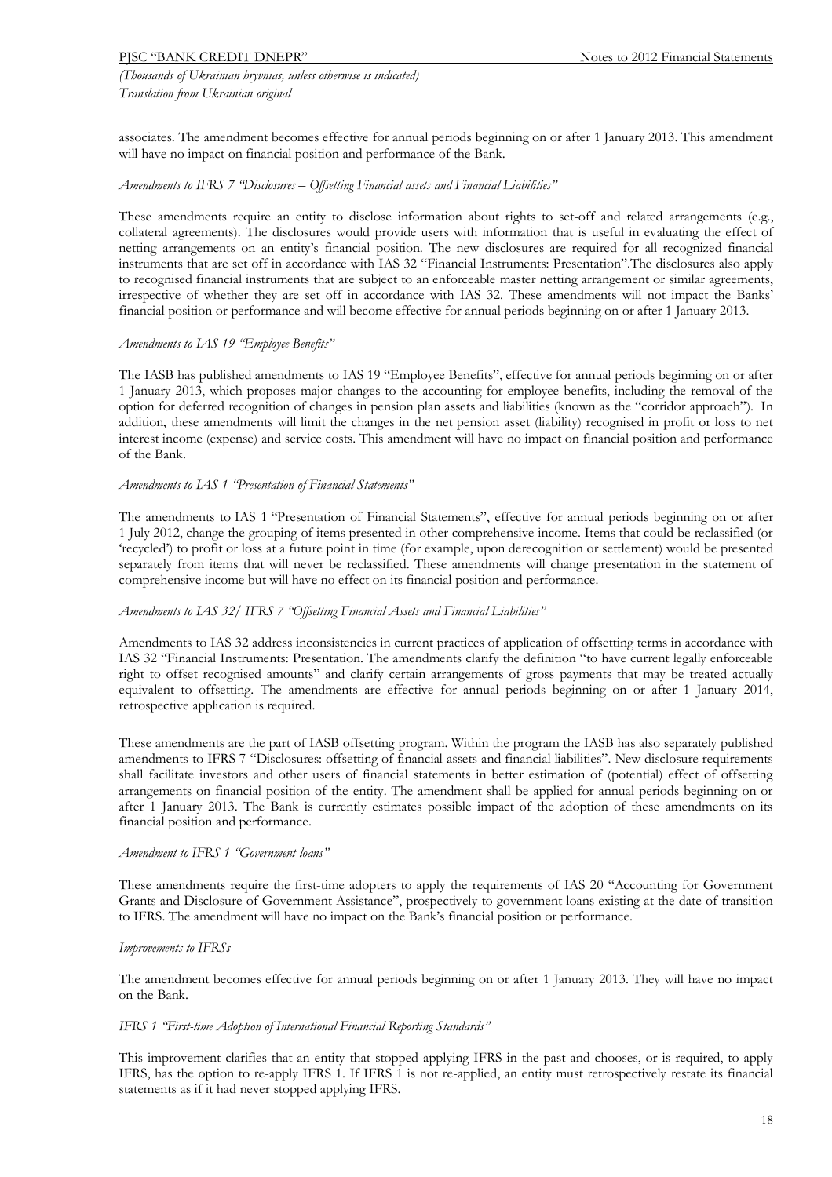associates. The amendment becomes effective for annual periods beginning on or after 1 January 2013. This amendment will have no impact on financial position and performance of the Bank.

*Amendments to IFRS 7 "Disclosures – Offsetting Financial assets and Financial Liabilities"*

These amendments require an entity to disclose information about rights to set-off and related arrangements (e.g., collateral agreements). The disclosures would provide users with information that is useful in evaluating the effect of netting arrangements on an entity's financial position. The new disclosures are required for all recognized financial instruments that are set off in accordance with IAS 32 "Financial Instruments: Presentation".The disclosures also apply to recognised financial instruments that are subject to an enforceable master netting arrangement or similar agreements, irrespective of whether they are set off in accordance with IAS 32. These amendments will not impact the Banks' financial position or performance and will become effective for annual periods beginning on or after 1 January 2013.

*Amendments to IAS 19 "Employee Benefits"*

The IASB has published amendments to IAS 19 "Employee Benefits", effective for annual periods beginning on or after 1 January 2013, which proposes major changes to the accounting for employee benefits, including the removal of the option for deferred recognition of changes in pension plan assets and liabilities (known as the "corridor approach"). In addition, these amendments will limit the changes in the net pension asset (liability) recognised in profit or loss to net interest income (expense) and service costs. This amendment will have no impact on financial position and performance of the Bank.

*Amendments to IAS 1 "Presentation of Financial Statements"*

The amendments to IAS 1 "Presentation of Financial Statements", effective for annual periods beginning on or after 1 July 2012, change the grouping of items presented in other comprehensive income. Items that could be reclassified (or 'recycled') to profit or loss at a future point in time (for example, upon derecognition or settlement) would be presented separately from items that will never be reclassified. These amendments will change presentation in the statement of comprehensive income but will have no effect on its financial position and performance.

*Amendments to IAS 32/ IFRS 7 "Offsetting Financial Assets and Financial Liabilities"*

Amendments to IAS 32 address inconsistencies in current practices of application of offsetting terms in accordance with IAS 32 "Financial Instruments: Presentation. The amendments clarify the definition "to have current legally enforceable right to offset recognised amounts" and clarify certain arrangements of gross payments that may be treated actually equivalent to offsetting. The amendments are effective for annual periods beginning on or after 1 January 2014, retrospective application is required.

These amendments are the part of IASB offsetting program. Within the program the IASB has also separately published amendments to IFRS 7 "Disclosures: offsetting of financial assets and financial liabilities". New disclosure requirements shall facilitate investors and other users of financial statements in better estimation of (potential) effect of offsetting arrangements on financial position of the entity. The amendment shall be applied for annual periods beginning on or after 1 January 2013. The Bank is currently estimates possible impact of the adoption of these amendments on its financial position and performance.

*Amendment to IFRS 1 "Government loans"*

These amendments require the first-time adopters to apply the requirements of IAS 20 "Accounting for Government Grants and Disclosure of Government Assistance", prospectively to government loans existing at the date of transition to IFRS. The amendment will have no impact on the Bank's financial position or performance.

*Improvements to IFRSs*

The amendment becomes effective for annual periods beginning on or after 1 January 2013. They will have no impact on the Bank.

*IFRS 1 "First-time Adoption of International Financial Reporting Standards"*

This improvement clarifies that an entity that stopped applying IFRS in the past and chooses, or is required, to apply IFRS, has the option to re-apply IFRS 1. If IFRS 1 is not re-applied, an entity must retrospectively restate its financial statements as if it had never stopped applying IFRS.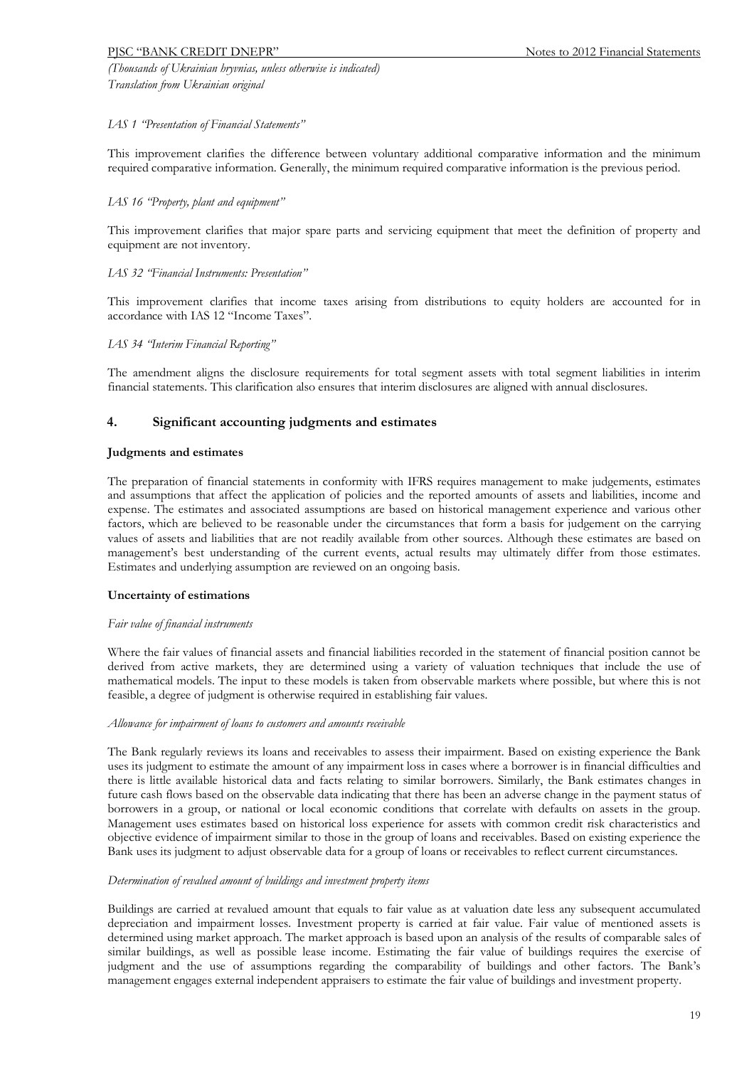*IAS 1 "Presentation of Financial Statements"*

This improvement clarifies the difference between voluntary additional comparative information and the minimum required comparative information. Generally, the minimum required comparative information is the previous period.

*IAS 16 "Property, plant and equipment"*

This improvement clarifies that major spare parts and servicing equipment that meet the definition of property and equipment are not inventory.

*IAS 32 "Financial Instruments: Presentation"*

This improvement clarifies that income taxes arising from distributions to equity holders are accounted for in accordance with IAS 12 "Income Taxes".

*IAS 34 "Interim Financial Reporting"*

The amendment aligns the disclosure requirements for total segment assets with total segment liabilities in interim financial statements. This clarification also ensures that interim disclosures are aligned with annual disclosures.

## 4. Significant accounting judgments and estimates

**Judgments and estimates**

The preparation of financial statements in conformity with IFRS requires management to make judgements, estimates and assumptions that affect the application of policies and the reported amounts of assets and liabilities, income and expense. The estimates and associated assumptions are based on historical management experience and various other factors, which are believed to be reasonable under the circumstances that form a basis for judgement on the carrying values of assets and liabilities that are not readily available from other sources. Although these estimates are based on management's best understanding of the current events, actual results may ultimately differ from those estimates. Estimates and underlying assumption are reviewed on an ongoing basis.

**Uncertainty of estimations**

*Fair value of financial instruments*

Where the fair values of financial assets and financial liabilities recorded in the statement of financial position cannot be derived from active markets, they are determined using a variety of valuation techniques that include the use of mathematical models. The input to these models is taken from observable markets where possible, but where this is not feasible, a degree of judgment is otherwise required in establishing fair values.

*Allowance for impairment of loans to customers and amounts receivable*

The Bank regularly reviews its loans and receivables to assess their impairment. Based on existing experience the Bank uses its judgment to estimate the amount of any impairment loss in cases where a borrower is in financial difficulties and there is little available historical data and facts relating to similar borrowers. Similarly, the Bank estimates changes in future cash flows based on the observable data indicating that there has been an adverse change in the payment status of borrowers in a group, or national or local economic conditions that correlate with defaults on assets in the group. Management uses estimates based on historical loss experience for assets with common credit risk characteristics and objective evidence of impairment similar to those in the group of loans and receivables. Based on existing experience the Bank uses its judgment to adjust observable data for a group of loans or receivables to reflect current circumstances.

*Determination of revalued amount of buildings and investment property items*

Buildings are carried at revalued amount that equals to fair value as at valuation date less any subsequent accumulated depreciation and impairment losses. Investment property is carried at fair value. Fair value of mentioned assets is determined using market approach. The market approach is based upon an analysis of the results of comparable sales of similar buildings, as well as possible lease income. Estimating the fair value of buildings requires the exercise of judgment and the use of assumptions regarding the comparability of buildings and other factors. The Bank's management engages external independent appraisers to estimate the fair value of buildings and investment property.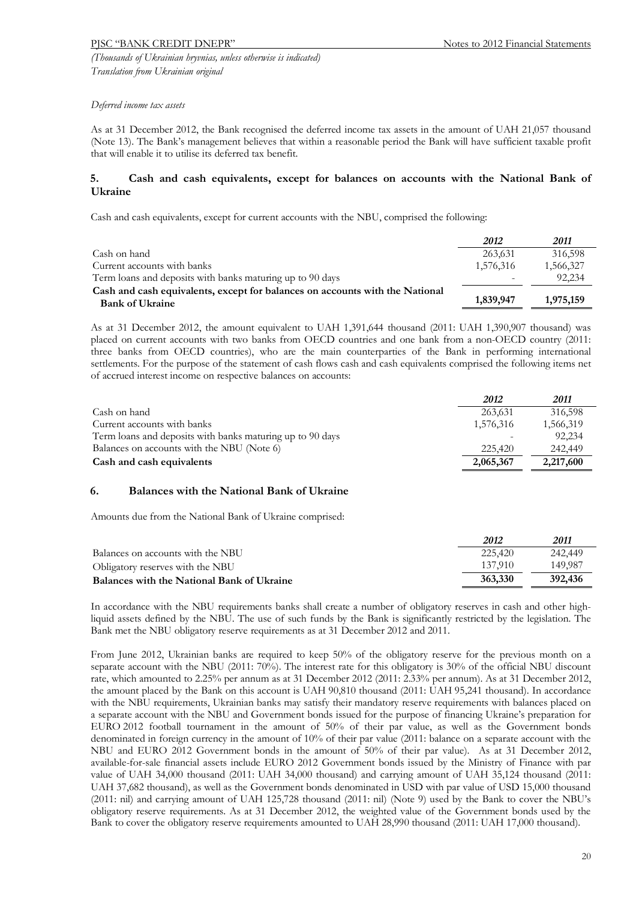*Deferred income tax assets*

As at 31 December 2012, the Bank recognised the deferred income tax assets in the amount of UAH 21,057 thousand (Note 13). The Bank's management believes that within a reasonable period the Bank will have sufficient taxable profit that will enable it to utilise its deferred tax benefit.

## 5. Cash and cash equivalents, except for balances on accounts with the National Bank of Ukraine

Cash and cash equivalents, except for current accounts with the NBU, comprised the following:

| | *2012* | *2011* |
|---|---|---|
| Cash on hand | 263,631 | 316,598 |
| Current accounts with banks | 1,576,316 | 1,566,327 |
| Term loans and deposits with banks maturing up to 90 days | - | 92,234 |
| **Cash and cash equivalents, except for balances on accounts with the National Bank of Ukraine** | **1,839,947** | **1,975,159** |

As at 31 December 2012, the amount equivalent to UAH 1,391,644 thousand (2011: UAH 1,390,907 thousand) was placed on current accounts with two banks from OECD countries and one bank from a non-OECD country (2011: three banks from OECD countries), who are the main counterparties of the Bank in performing international settlements. For the purpose of the statement of cash flows cash and cash equivalents comprised the following items net of accrued interest income on respective balances on accounts:

| | *2012* | *2011* |
|---|---|---|
| Cash on hand | 263,631 | 316,598 |
| Current accounts with banks | 1,576,316 | 1,566,319 |
| Term loans and deposits with banks maturing up to 90 days | - | 92,234 |
| Balances on accounts with the NBU (Note 6) | 225,420 | 242,449 |
| **Cash and cash equivalents** | **2,065,367** | **2,217,600** |

## 6. Balances with the National Bank of Ukraine

Amounts due from the National Bank of Ukraine comprised:

| | *2012* | *2011* |
|---|---|---|
| Balances on accounts with the NBU | 225,420 | 242,449 |
| Obligatory reserves with the NBU | 137,910 | 149,987 |
| **Balances with the National Bank of Ukraine** | **363,330** | **392,436** |

In accordance with the NBU requirements banks shall create a number of obligatory reserves in cash and other high-liquid assets defined by the NBU. The use of such funds by the Bank is significantly restricted by the legislation. The Bank met the NBU obligatory reserve requirements as at 31 December 2012 and 2011.

From June 2012, Ukrainian banks are required to keep 50% of the obligatory reserve for the previous month on a separate account with the NBU (2011: 70%). The interest rate for this obligatory is 30% of the official NBU discount rate, which amounted to 2.25% per annum as at 31 December 2012 (2011: 2.33% per annum). As at 31 December 2012, the amount placed by the Bank on this account is UAH 90,810 thousand (2011: UAH 95,241 thousand). In accordance with the NBU requirements, Ukrainian banks may satisfy their mandatory reserve requirements with balances placed on a separate account with the NBU and Government bonds issued for the purpose of financing Ukraine's preparation for EURO 2012 football tournament in the amount of 50% of their par value, as well as the Government bonds denominated in foreign currency in the amount of 10% of their par value (2011: balance on a separate account with the NBU and EURO 2012 Government bonds in the amount of 50% of their par value). As at 31 December 2012, available-for-sale financial assets include EURO 2012 Government bonds issued by the Ministry of Finance with par value of UAH 34,000 thousand (2011: UAH 34,000 thousand) and carrying amount of UAH 35,124 thousand (2011: UAH 37,682 thousand), as well as the Government bonds denominated in USD with par value of USD 15,000 thousand (2011: nil) and carrying amount of UAH 125,728 thousand (2011: nil) (Note 9) used by the Bank to cover the NBU's obligatory reserve requirements. As at 31 December 2012, the weighted value of the Government bonds used by the Bank to cover the obligatory reserve requirements amounted to UAH 28,990 thousand (2011: UAH 17,000 thousand).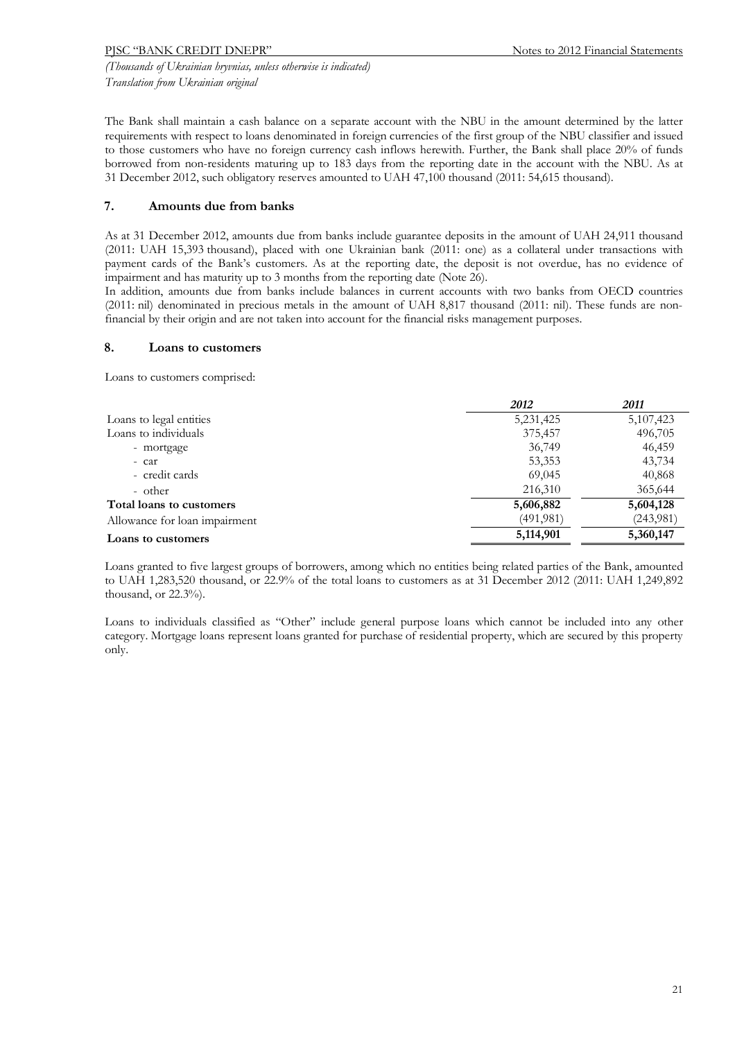The Bank shall maintain a cash balance on a separate account with the NBU in the amount determined by the latter requirements with respect to loans denominated in foreign currencies of the first group of the NBU classifier and issued to those customers who have no foreign currency cash inflows herewith. Further, the Bank shall place 20% of funds borrowed from non-residents maturing up to 183 days from the reporting date in the account with the NBU. As at 31 December 2012, such obligatory reserves amounted to UAH 47,100 thousand (2011: 54,615 thousand).

## 7. Amounts due from banks

As at 31 December 2012, amounts due from banks include guarantee deposits in the amount of UAH 24,911 thousand (2011: UAH 15,393 thousand), placed with one Ukrainian bank (2011: one) as a collateral under transactions with payment cards of the Bank's customers. As at the reporting date, the deposit is not overdue, has no evidence of impairment and has maturity up to 3 months from the reporting date (Note 26).
In addition, amounts due from banks include balances in current accounts with two banks from OECD countries (2011: nil) denominated in precious metals in the amount of UAH 8,817 thousand (2011: nil). These funds are non-financial by their origin and are not taken into account for the financial risks management purposes.

## 8. Loans to customers

Loans to customers comprised:

| | *2012* | *2011* |
|---|---|---|
| Loans to legal entities | 5,231,425 | 5,107,423 |
| Loans to individuals | 375,457 | 496,705 |
| - mortgage | 36,749 | 46,459 |
| - car | 53,353 | 43,734 |
| - credit cards | 69,045 | 40,868 |
| - other | 216,310 | 365,644 |
| **Total loans to customers** | **5,606,882** | **5,604,128** |
| Allowance for loan impairment | (491,981) | (243,981) |
| **Loans to customers** | **5,114,901** | **5,360,147** |

Loans granted to five largest groups of borrowers, among which no entities being related parties of the Bank, amounted to UAH 1,283,520 thousand, or 22.9% of the total loans to customers as at 31 December 2012 (2011: UAH 1,249,892 thousand, or 22.3%).

Loans to individuals classified as "Other" include general purpose loans which cannot be included into any other category. Mortgage loans represent loans granted for purchase of residential property, which are secured by this property only.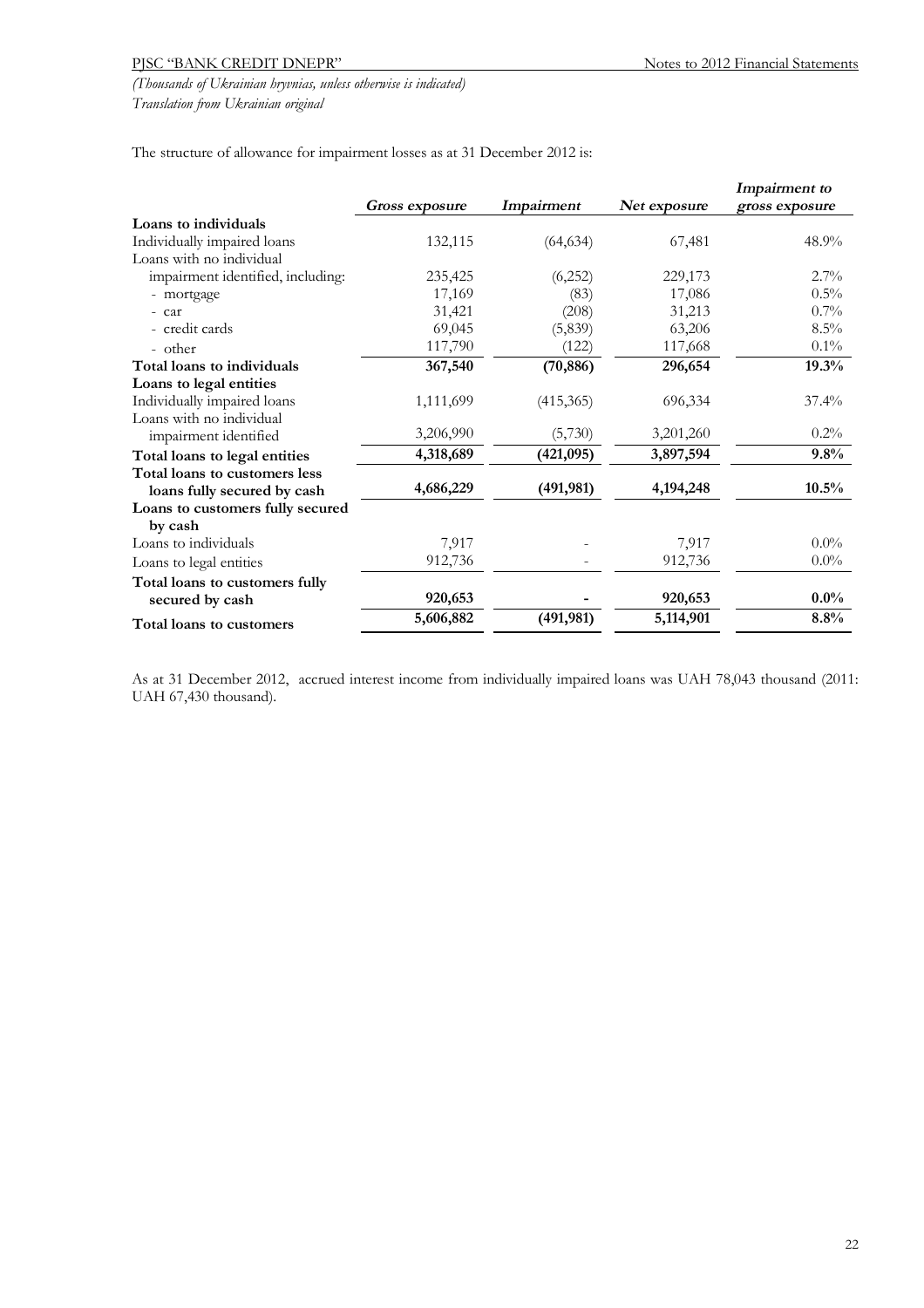The structure of allowance for impairment losses as at 31 December 2012 is:

| | *Gross exposure* | *Impairment* | *Net exposure* | *Impairment to gross exposure* |
|---|---|---|---|---|
| **Loans to individuals** | | | | |
| Individually impaired loans | 132,115 | (64,634) | 67,481 | 48.9% |
| Loans with no individual impairment identified, including: | 235,425 | (6,252) | 229,173 | 2.7% |
| - mortgage | 17,169 | (83) | 17,086 | 0.5% |
| - car | 31,421 | (208) | 31,213 | 0.7% |
| - credit cards | 69,045 | (5,839) | 63,206 | 8.5% |
| - other | 117,790 | (122) | 117,668 | 0.1% |
| **Total loans to individuals** | **367,540** | **(70,886)** | **296,654** | **19.3%** |
| **Loans to legal entities** | | | | |
| Individually impaired loans | 1,111,699 | (415,365) | 696,334 | 37.4% |
| Loans with no individual impairment identified | 3,206,990 | (5,730) | 3,201,260 | 0.2% |
| **Total loans to legal entities** | **4,318,689** | **(421,095)** | **3,897,594** | **9.8%** |
| **Total loans to customers less loans fully secured by cash** | **4,686,229** | **(491,981)** | **4,194,248** | **10.5%** |
| **Loans to customers fully secured by cash** | | | | |
| Loans to individuals | 7,917 | - | 7,917 | 0.0% |
| Loans to legal entities | 912,736 | - | 912,736 | 0.0% |
| **Total loans to customers fully secured by cash** | **920,653** | **-** | **920,653** | **0.0%** |
| **Total loans to customers** | **5,606,882** | **(491,981)** | **5,114,901** | **8.8%** |

As at 31 December 2012, accrued interest income from individually impaired loans was UAH 78,043 thousand (2011: UAH 67,430 thousand).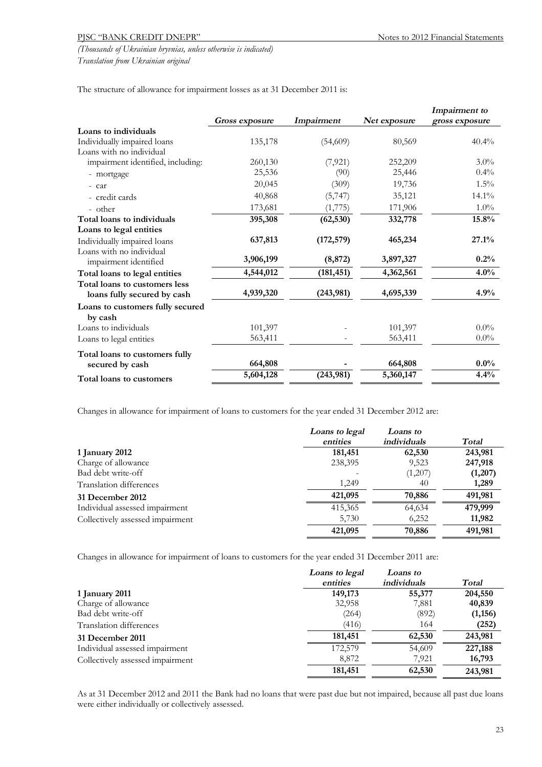The structure of allowance for impairment losses as at 31 December 2011 is:

| | *Gross exposure* | *Impairment* | *Net exposure* | *Impairment to gross exposure* |
|---|---|---|---|---|
| **Loans to individuals** | | | | |
| Individually impaired loans | 135,178 | (54,609) | 80,569 | 40.4% |
| Loans with no individual impairment identified, including: | 260,130 | (7,921) | 252,209 | 3.0% |
| - mortgage | 25,536 | (90) | 25,446 | 0.4% |
| - car | 20,045 | (309) | 19,736 | 1.5% |
| - credit cards | 40,868 | (5,747) | 35,121 | 14.1% |
| - other | 173,681 | (1,775) | 171,906 | 1.0% |
| **Total loans to individuals** | **395,308** | **(62,530)** | **332,778** | **15.8%** |
| **Loans to legal entities** | | | | |
| Individually impaired loans | **637,813** | **(172,579)** | **465,234** | **27.1%** |
| Loans with no individual impairment identified | **3,906,199** | **(8,872)** | **3,897,327** | **0.2%** |
| **Total loans to legal entities** | **4,544,012** | **(181,451)** | **4,362,561** | **4.0%** |
| **Total loans to customers less loans fully secured by cash** | **4,939,320** | **(243,981)** | **4,695,339** | **4.9%** |
| **Loans to customers fully secured by cash** | | | | |
| Loans to individuals | 101,397 | - | 101,397 | 0.0% |
| Loans to legal entities | 563,411 | - | 563,411 | 0.0% |
| **Total loans to customers fully secured by cash** | **664,808** | **-** | **664,808** | **0.0%** |
| **Total loans to customers** | **5,604,128** | **(243,981)** | **5,360,147** | **4.4%** |

Changes in allowance for impairment of loans to customers for the year ended 31 December 2012 are:

| | *Loans to legal entities* | *Loans to individuals* | *Total* |
|---|---|---|---|
| **1 January 2012** | **181,451** | **62,530** | **243,981** |
| Charge of allowance | 238,395 | 9,523 | **247,918** |
| Bad debt write-off | - | (1,207) | **(1,207)** |
| Translation differences | 1,249 | 40 | **1,289** |
| **31 December 2012** | **421,095** | **70,886** | **491,981** |
| Individual assessed impairment | 415,365 | 64,634 | **479,999** |
| Collectively assessed impairment | 5,730 | 6,252 | **11,982** |
| | **421,095** | **70,886** | **491,981** |

Changes in allowance for impairment of loans to customers for the year ended 31 December 2011 are:

| | *Loans to legal entities* | *Loans to individuals* | *Total* |
|---|---|---|---|
| **1 January 2011** | **149,173** | **55,377** | **204,550** |
| Charge of allowance | 32,958 | 7,881 | **40,839** |
| Bad debt write-off | (264) | (892) | **(1,156)** |
| Translation differences | (416) | 164 | **(252)** |
| **31 December 2011** | **181,451** | **62,530** | **243,981** |
| Individual assessed impairment | 172,579 | 54,609 | **227,188** |
| Collectively assessed impairment | 8,872 | 7,921 | **16,793** |
| | **181,451** | **62,530** | **243,981** |

As at 31 December 2012 and 2011 the Bank had no loans that were past due but not impaired, because all past due loans were either individually or collectively assessed.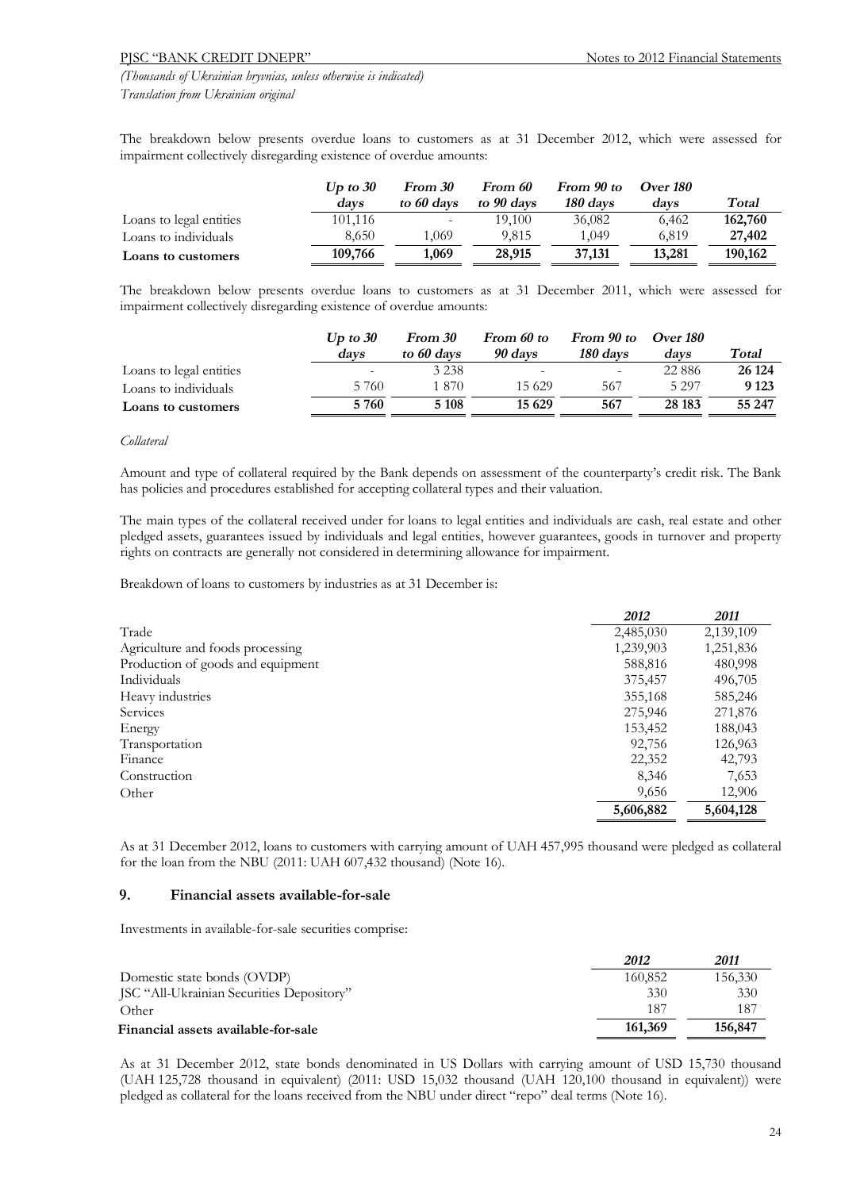The breakdown below presents overdue loans to customers as at 31 December 2012, which were assessed for impairment collectively disregarding existence of overdue amounts:

| | *Up to 30 days* | *From 30 to 60 days* | *From 60 to 90 days* | *From 90 to 180 days* | *Over 180 days* | *Total* |
|---|---|---|---|---|---|---|
| Loans to legal entities | 101,116 | - | 19,100 | 36,082 | 6,462 | **162,760** |
| Loans to individuals | 8,650 | 1,069 | 9,815 | 1,049 | 6,819 | **27,402** |
| **Loans to customers** | **109,766** | **1,069** | **28,915** | **37,131** | **13,281** | **190,162** |

The breakdown below presents overdue loans to customers as at 31 December 2011, which were assessed for impairment collectively disregarding existence of overdue amounts:

| | *Up to 30 days* | *From 30 to 60 days* | *From 60 to 90 days* | *From 90 to 180 days* | *Over 180 days* | *Total* |
|---|---|---|---|---|---|---|
| Loans to legal entities | - | 3 238 | - | - | 22 886 | **26 124** |
| Loans to individuals | 5 760 | 1 870 | 15 629 | 567 | 5 297 | **9 123** |
| **Loans to customers** | **5 760** | **5 108** | **15 629** | **567** | **28 183** | **55 247** |

*Collateral*

Amount and type of collateral required by the Bank depends on assessment of the counterparty's credit risk. The Bank has policies and procedures established for accepting collateral types and their valuation.

The main types of the collateral received under for loans to legal entities and individuals are cash, real estate and other pledged assets, guarantees issued by individuals and legal entities, however guarantees, goods in turnover and property rights on contracts are generally not considered in determining allowance for impairment.

Breakdown of loans to customers by industries as at 31 December is:

| | *2012* | *2011* |
|---|---|---|
| Trade | 2,485,030 | 2,139,109 |
| Agriculture and foods processing | 1,239,903 | 1,251,836 |
| Production of goods and equipment | 588,816 | 480,998 |
| Individuals | 375,457 | 496,705 |
| Heavy industries | 355,168 | 585,246 |
| Services | 275,946 | 271,876 |
| Energy | 153,452 | 188,043 |
| Transportation | 92,756 | 126,963 |
| Finance | 22,352 | 42,793 |
| Construction | 8,346 | 7,653 |
| Other | 9,656 | 12,906 |
| | **5,606,882** | **5,604,128** |

As at 31 December 2012, loans to customers with carrying amount of UAH 457,995 thousand were pledged as collateral for the loan from the NBU (2011: UAH 607,432 thousand) (Note 16).

## 9. Financial assets available-for-sale

Investments in available-for-sale securities comprise:

| | *2012* | *2011* |
|---|---|---|
| Domestic state bonds (OVDP) | 160,852 | 156,330 |
| JSC "All-Ukrainian Securities Depository" | 330 | 330 |
| Other | 187 | 187 |
| **Financial assets available-for-sale** | **161,369** | **156,847** |

As at 31 December 2012, state bonds denominated in US Dollars with carrying amount of USD 15,730 thousand (UAH 125,728 thousand in equivalent) (2011: USD 15,032 thousand (UAH 120,100 thousand in equivalent)) were pledged as collateral for the loans received from the NBU under direct "repo" deal terms (Note 16).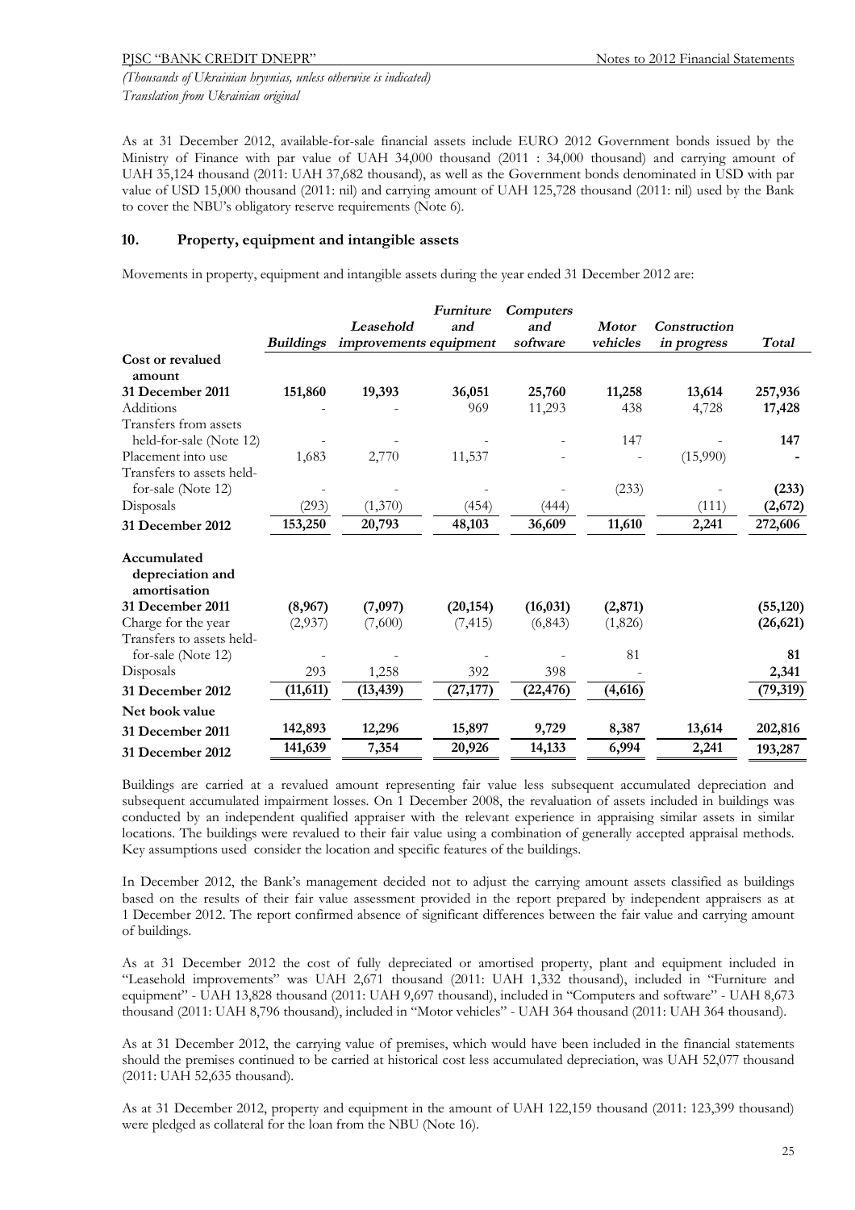As at 31 December 2012, available-for-sale financial assets include EURO 2012 Government bonds issued by the Ministry of Finance with par value of UAH 34,000 thousand (2011 : 34,000 thousand) and carrying amount of UAH 35,124 thousand (2011: UAH 37,682 thousand), as well as the Government bonds denominated in USD with par value of USD 15,000 thousand (2011: nil) and carrying amount of UAH 125,728 thousand (2011: nil) used by the Bank to cover the NBU's obligatory reserve requirements (Note 6).

## 10. Property, equipment and intangible assets

Movements in property, equipment and intangible assets during the year ended 31 December 2012 are:

| | *Buildings* | *Leasehold improvements* | *Furniture and equipment* | *Computers and software* | *Motor vehicles* | *Construction in progress* | *Total* |
|---|---|---|---|---|---|---|---|
| **Cost or revalued amount** | | | | | | | |
| **31 December 2011** | **151,860** | **19,393** | **36,051** | **25,760** | **11,258** | **13,614** | **257,936** |
| Additions | - | - | 969 | 11,293 | 438 | 4,728 | **17,428** |
| Transfers from assets held-for-sale (Note 12) | - | - | - | - | 147 | - | **147** |
| Placement into use | 1,683 | 2,770 | 11,537 | - | - | (15,990) | **-** |
| Transfers to assets held-for-sale (Note 12) | - | - | - | - | (233) | - | **(233)** |
| Disposals | (293) | (1,370) | (454) | (444) | | (111) | **(2,672)** |
| **31 December 2012** | **153,250** | **20,793** | **48,103** | **36,609** | **11,610** | **2,241** | **272,606** |
| **Accumulated depreciation and amortisation** | | | | | | | |
| **31 December 2011** | **(8,967)** | **(7,097)** | **(20,154)** | **(16,031)** | **(2,871)** | | **(55,120)** |
| Charge for the year | (2,937) | (7,600) | (7,415) | (6,843) | (1,826) | | **(26,621)** |
| Transfers to assets held-for-sale (Note 12) | - | - | - | - | 81 | | **81** |
| Disposals | 293 | 1,258 | 392 | 398 | - | | **2,341** |
| **31 December 2012** | **(11,611)** | **(13,439)** | **(27,177)** | **(22,476)** | **(4,616)** | | **(79,319)** |
| **Net book value** | | | | | | | |
| **31 December 2011** | 142,893 | 12,296 | 15,897 | 9,729 | 8,387 | 13,614 | 202,816 |
| **31 December 2012** | 141,639 | 7,354 | 20,926 | 14,133 | 6,994 | 2,241 | 193,287 |

Buildings are carried at a revalued amount representing fair value less subsequent accumulated depreciation and subsequent accumulated impairment losses. On 1 December 2008, the revaluation of assets included in buildings was conducted by an independent qualified appraiser with the relevant experience in appraising similar assets in similar locations. The buildings were revalued to their fair value using a combination of generally accepted appraisal methods. Key assumptions used consider the location and specific features of the buildings.

In December 2012, the Bank's management decided not to adjust the carrying amount assets classified as buildings based on the results of their fair value assessment provided in the report prepared by independent appraisers as at 1 December 2012. The report confirmed absence of significant differences between the fair value and carrying amount of buildings.

As at 31 December 2012 the cost of fully depreciated or amortised property, plant and equipment included in "Leasehold improvements" was UAH 2,671 thousand (2011: UAH 1,332 thousand), included in "Furniture and equipment" - UAH 13,828 thousand (2011: UAH 9,697 thousand), included in "Computers and software" - UAH 8,673 thousand (2011: UAH 8,796 thousand), included in "Motor vehicles" - UAH 364 thousand (2011: UAH 364 thousand).

As at 31 December 2012, the carrying value of premises, which would have been included in the financial statements should the premises continued to be carried at historical cost less accumulated depreciation, was UAH 52,077 thousand (2011: UAH 52,635 thousand).

As at 31 December 2012, property and equipment in the amount of UAH 122,159 thousand (2011: 123,399 thousand) were pledged as collateral for the loan from the NBU (Note 16).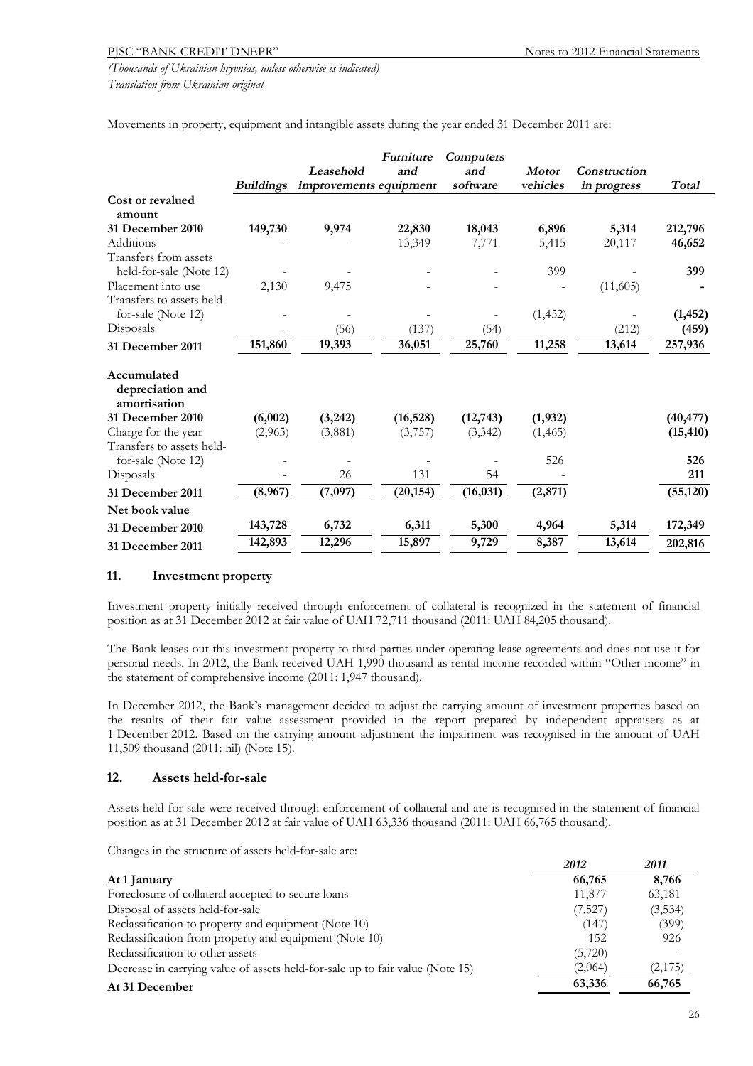Movements in property, equipment and intangible assets during the year ended 31 December 2011 are:

| | *Buildings* | *Leasehold improvements* | *Furniture and equipment* | *Computers and software* | *Motor vehicles* | *Construction in progress* | *Total* |
|---|---|---|---|---|---|---|---|
| **Cost or revalued amount** | | | | | | | |
| **31 December 2010** | **149,730** | **9,974** | **22,830** | **18,043** | **6,896** | **5,314** | **212,796** |
| Additions | - | - | 13,349 | 7,771 | 5,415 | 20,117 | **46,652** |
| Transfers from assets held-for-sale (Note 12) | - | - | - | - | 399 | - | **399** |
| Placement into use | 2,130 | 9,475 | - | - | - | (11,605) | **-** |
| Transfers to assets held-for-sale (Note 12) | - | - | - | - | (1,452) | - | **(1,452)** |
| Disposals | - | (56) | (137) | (54) | | (212) | **(459)** |
| **31 December 2011** | **151,860** | **19,393** | **36,051** | **25,760** | **11,258** | **13,614** | **257,936** |
| **Accumulated depreciation and amortisation** | | | | | | | |
| **31 December 2010** | **(6,002)** | **(3,242)** | **(16,528)** | **(12,743)** | **(1,932)** | | **(40,477)** |
| Charge for the year | (2,965) | (3,881) | (3,757) | (3,342) | (1,465) | | **(15,410)** |
| Transfers to assets held-for-sale (Note 12) | - | - | - | - | 526 | | **526** |
| Disposals | - | 26 | 131 | 54 | - | | **211** |
| **31 December 2011** | **(8,967)** | **(7,097)** | **(20,154)** | **(16,031)** | **(2,871)** | | **(55,120)** |
| **Net book value** | | | | | | | |
| **31 December 2010** | **143,728** | **6,732** | **6,311** | **5,300** | **4,964** | **5,314** | **172,349** |
| **31 December 2011** | **142,893** | **12,296** | **15,897** | **9,729** | **8,387** | **13,614** | **202,816** |

## 11. Investment property

Investment property initially received through enforcement of collateral is recognized in the statement of financial position as at 31 December 2012 at fair value of UAH 72,711 thousand (2011: UAH 84,205 thousand).

The Bank leases out this investment property to third parties under operating lease agreements and does not use it for personal needs. In 2012, the Bank received UAH 1,990 thousand as rental income recorded within "Other income" in the statement of comprehensive income (2011: 1,947 thousand).

In December 2012, the Bank's management decided to adjust the carrying amount of investment properties based on the results of their fair value assessment provided in the report prepared by independent appraisers as at 1 December 2012. Based on the carrying amount adjustment the impairment was recognised in the amount of UAH 11,509 thousand (2011: nil) (Note 15).

## 12. Assets held-for-sale

Assets held-for-sale were received through enforcement of collateral and are is recognised in the statement of financial position as at 31 December 2012 at fair value of UAH 63,336 thousand (2011: UAH 66,765 thousand).

Changes in the structure of assets held-for-sale are:

| | *2012* | *2011* |
|---|---|---|
| **At 1 January** | **66,765** | **8,766** |
| Foreclosure of collateral accepted to secure loans | 11,877 | 63,181 |
| Disposal of assets held-for-sale | (7,527) | (3,534) |
| Reclassification to property and equipment (Note 10) | (147) | (399) |
| Reclassification from property and equipment (Note 10) | 152 | 926 |
| Reclassification to other assets | (5,720) | - |
| Decrease in carrying value of assets held-for-sale up to fair value (Note 15) | (2,064) | (2,175) |
| **At 31 December** | **63,336** | **66,765** |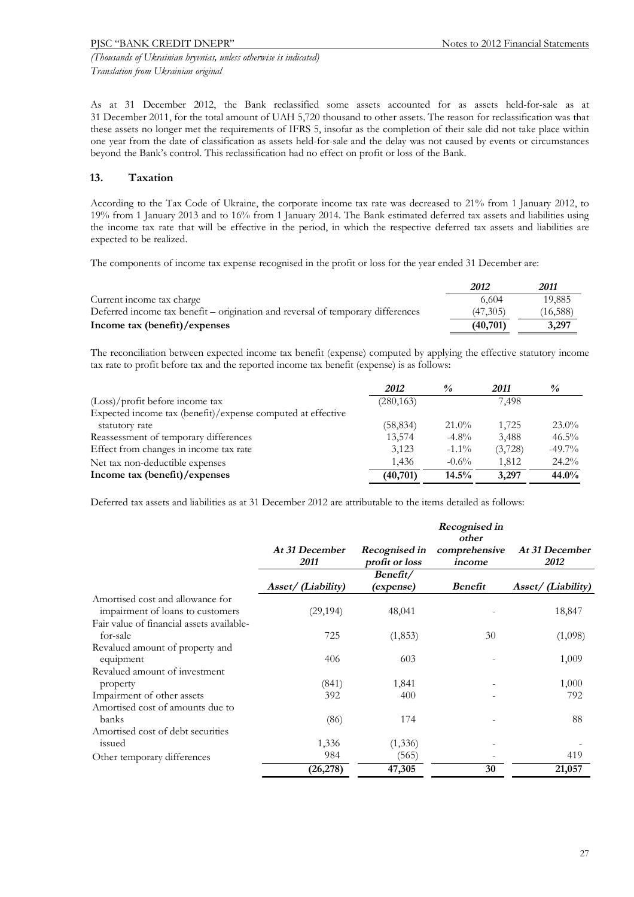As at 31 December 2012, the Bank reclassified some assets accounted for as assets held-for-sale as at 31 December 2011, for the total amount of UAH 5,720 thousand to other assets. The reason for reclassification was that these assets no longer met the requirements of IFRS 5, insofar as the completion of their sale did not take place within one year from the date of classification as assets held-for-sale and the delay was not caused by events or circumstances beyond the Bank's control. This reclassification had no effect on profit or loss of the Bank.

## 13. Taxation

According to the Tax Code of Ukraine, the corporate income tax rate was decreased to 21% from 1 January 2012, to 19% from 1 January 2013 and to 16% from 1 January 2014. The Bank estimated deferred tax assets and liabilities using the income tax rate that will be effective in the period, in which the respective deferred tax assets and liabilities are expected to be realized.

The components of income tax expense recognised in the profit or loss for the year ended 31 December are:

| | *2012* | *2011* |
|---|---|---|
| Current income tax charge | 6,604 | 19,885 |
| Deferred income tax benefit – origination and reversal of temporary differences | (47,305) | (16,588) |
| **Income tax (benefit)/expenses** | **(40,701)** | **3,297** |

The reconciliation between expected income tax benefit (expense) computed by applying the effective statutory income tax rate to profit before tax and the reported income tax benefit (expense) is as follows:

| | *2012* | *%* | *2011* | *%* |
|---|---|---|---|---|
| (Loss)/profit before income tax | (280,163) | | 7,498 | |
| Expected income tax (benefit)/expense computed at effective statutory rate | (58,834) | 21.0% | 1,725 | 23.0% |
| Reassessment of temporary differences | 13,574 | -4.8% | 3,488 | 46.5% |
| Effect from changes in income tax rate | 3,123 | -1.1% | (3,728) | -49.7% |
| Net tax non-deductible expenses | 1,436 | -0.6% | 1,812 | 24.2% |
| **Income tax (benefit)/expenses** | **(40,701)** | **14.5%** | **3,297** | **44.0%** |

Deferred tax assets and liabilities as at 31 December 2012 are attributable to the items detailed as follows:

| | *At 31 December 2011* | *Recognised in profit or loss* | *Recognised in other comprehensive income* | *At 31 December 2012* |
|---|---|---|---|---|
| | *Asset/ (Liability)* | *Benefit/ (expense)* | *Benefit* | *Asset/ (Liability)* |
| Amortised cost and allowance for impairment of loans to customers | (29,194) | 48,041 | - | 18,847 |
| Fair value of financial assets available-for-sale | 725 | (1,853) | 30 | (1,098) |
| Revalued amount of property and equipment | 406 | 603 | - | 1,009 |
| Revalued amount of investment property | (841) | 1,841 | - | 1,000 |
| Impairment of other assets | 392 | 400 | - | 792 |
| Amortised cost of amounts due to banks | (86) | 174 | - | 88 |
| Amortised cost of debt securities issued | 1,336 | (1,336) | - | - |
| Other temporary differences | 984 | (565) | - | 419 |
| | **(26,278)** | **47,305** | **30** | **21,057** |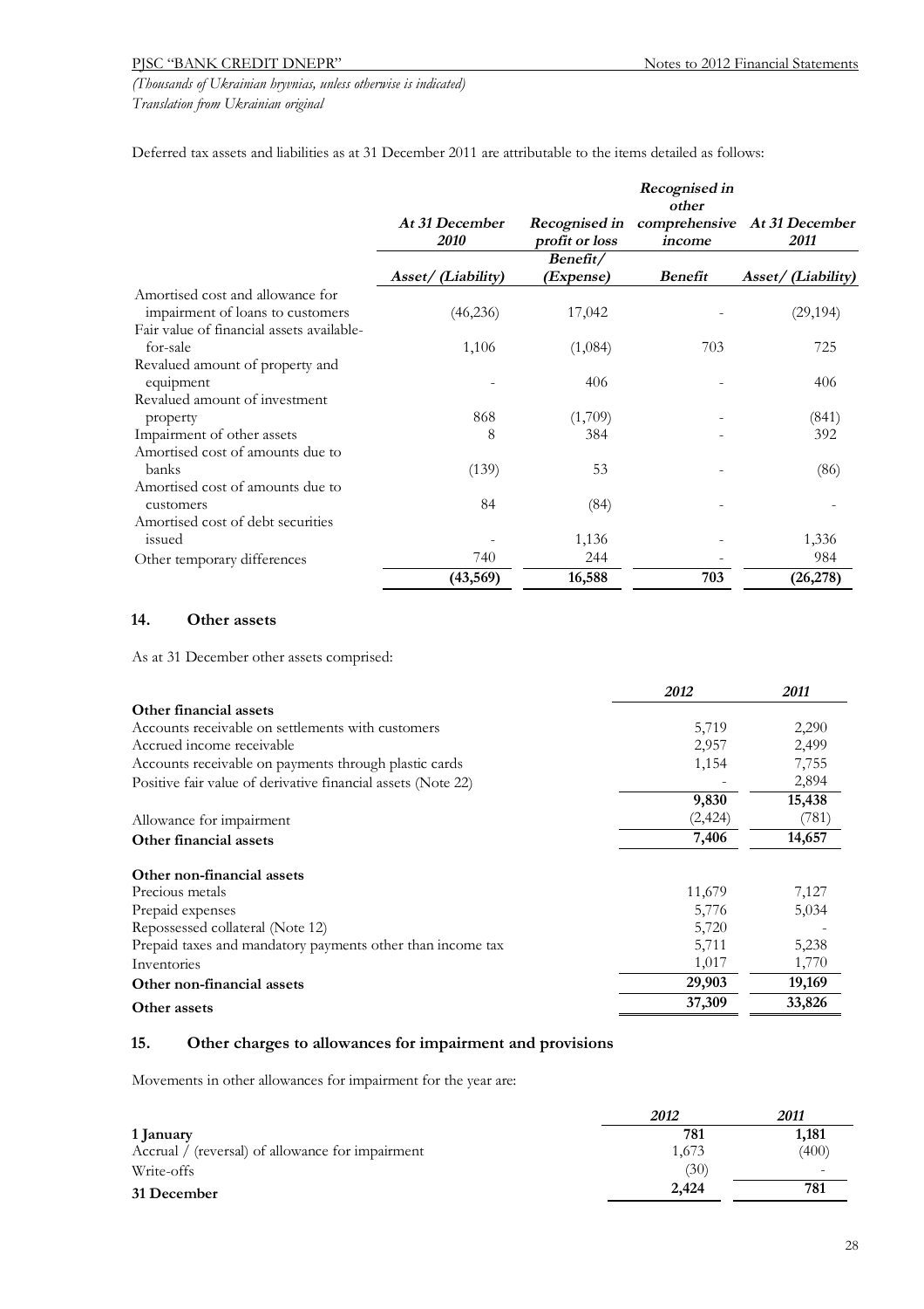Deferred tax assets and liabilities as at 31 December 2011 are attributable to the items detailed as follows:

| | *At 31 December 2010* | *Recognised in profit or loss* | *Recognised in other comprehensive income* | *At 31 December 2011* |
|---|---|---|---|---|
| | *Asset/ (Liability)* | *Benefit/ (Expense)* | *Benefit* | *Asset/ (Liability)* |
| Amortised cost and allowance for impairment of loans to customers | (46,236) | 17,042 | - | (29,194) |
| Fair value of financial assets available-for-sale | 1,106 | (1,084) | 703 | 725 |
| Revalued amount of property and equipment | - | 406 | - | 406 |
| Revalued amount of investment property | 868 | (1,709) | - | (841) |
| Impairment of other assets | 8 | 384 | - | 392 |
| Amortised cost of amounts due to banks | (139) | 53 | - | (86) |
| Amortised cost of amounts due to customers | 84 | (84) | - | - |
| Amortised cost of debt securities issued | - | 1,136 | - | 1,336 |
| Other temporary differences | 740 | 244 | - | 984 |
| | **(43,569)** | **16,588** | **703** | **(26,278)** |

## 14. Other assets

As at 31 December other assets comprised:

| | *2012* | *2011* |
|---|---|---|
| **Other financial assets** | | |
| Accounts receivable on settlements with customers | 5,719 | 2,290 |
| Accrued income receivable | 2,957 | 2,499 |
| Accounts receivable on payments through plastic cards | 1,154 | 7,755 |
| Positive fair value of derivative financial assets (Note 22) | - | 2,894 |
| | **9,830** | **15,438** |
| Allowance for impairment | (2,424) | (781) |
| **Other financial assets** | **7,406** | **14,657** |
| **Other non-financial assets** | | |
| Precious metals | 11,679 | 7,127 |
| Prepaid expenses | 5,776 | 5,034 |
| Repossessed collateral (Note 12) | 5,720 | - |
| Prepaid taxes and mandatory payments other than income tax | 5,711 | 5,238 |
| Inventories | 1,017 | 1,770 |
| **Other non-financial assets** | **29,903** | **19,169** |
| **Other assets** | **37,309** | **33,826** |

## 15. Other charges to allowances for impairment and provisions

Movements in other allowances for impairment for the year are:

| | *2012* | *2011* |
|---|---|---|
| **1 January** | **781** | **1,181** |
| Accrual / (reversal) of allowance for impairment | 1,673 | (400) |
| Write-offs | (30) | - |
| **31 December** | **2,424** | **781** |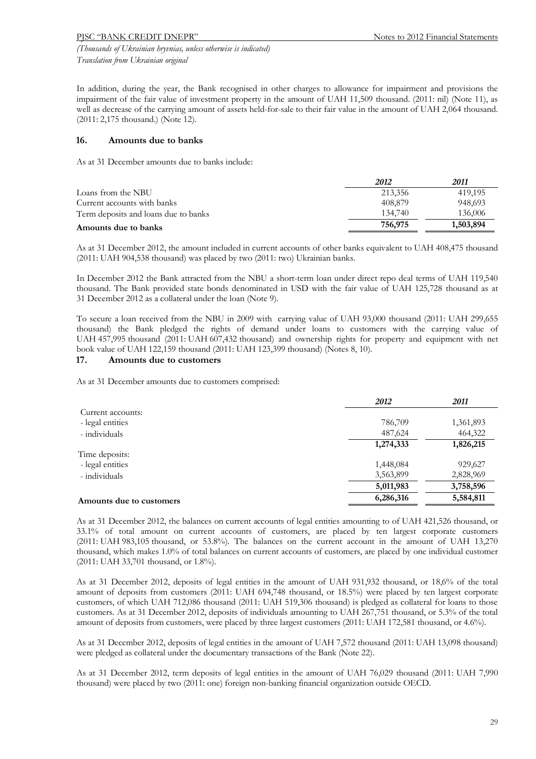In addition, during the year, the Bank recognised in other charges to allowance for impairment and provisions the impairment of the fair value of investment property in the amount of UAH 11,509 thousand. (2011: nil) (Note 11), as well as decrease of the carrying amount of assets held-for-sale to their fair value in the amount of UAH 2,064 thousand. (2011: 2,175 thousand.) (Note 12).

## 16. Amounts due to banks

As at 31 December amounts due to banks include:

| | *2012* | *2011* |
|---|---|---|
| Loans from the NBU | 213,356 | 419,195 |
| Current accounts with banks | 408,879 | 948,693 |
| Term deposits and loans due to banks | 134,740 | 136,006 |
| **Amounts due to banks** | **756,975** | **1,503,894** |

As at 31 December 2012, the amount included in current accounts of other banks equivalent to UAH 408,475 thousand (2011: UAH 904,538 thousand) was placed by two (2011: two) Ukrainian banks.

In December 2012 the Bank attracted from the NBU a short-term loan under direct repo deal terms of UAH 119,540 thousand. The Bank provided state bonds denominated in USD with the fair value of UAH 125,728 thousand as at 31 December 2012 as a collateral under the loan (Note 9).

To secure a loan received from the NBU in 2009 with carrying value of UAH 93,000 thousand (2011: UAH 299,655 thousand) the Bank pledged the rights of demand under loans to customers with the carrying value of UAH 457,995 thousand (2011: UAH 607,432 thousand) and ownership rights for property and equipment with net book value of UAH 122,159 thousand (2011: UAH 123,399 thousand) (Notes 8, 10).

## 17. Amounts due to customers

As at 31 December amounts due to customers comprised:

| | *2012* | *2011* |
|---|---|---|
| Current accounts: | | |
| - legal entities | 786,709 | 1,361,893 |
| - individuals | 487,624 | 464,322 |
| | **1,274,333** | **1,826,215** |
| Time deposits: | | |
| - legal entities | 1,448,084 | 929,627 |
| - individuals | 3,563,899 | 2,828,969 |
| | **5,011,983** | **3,758,596** |
| **Amounts due to customers** | **6,286,316** | **5,584,811** |

As at 31 December 2012, the balances on current accounts of legal entities amounting to of UAH 421,526 thousand, or 33.1% of total amount on current accounts of customers, are placed by ten largest corporate customers (2011: UAH 983,105 thousand, or 53.8%). The balances on the current account in the amount of UAH 13,270 thousand, which makes 1.0% of total balances on current accounts of customers, are placed by one individual customer (2011: UAH 33,701 thousand, or 1.8%).

As at 31 December 2012, deposits of legal entities in the amount of UAH 931,932 thousand, or 18,6% of the total amount of deposits from customers (2011: UAH 694,748 thousand, or 18.5%) were placed by ten largest corporate customers, of which UAH 712,086 thousand (2011: UAH 519,306 thousand) is pledged as collateral for loans to those customers. As at 31 December 2012, deposits of individuals amounting to UAH 267,751 thousand, or 5.3% of the total amount of deposits from customers, were placed by three largest customers (2011: UAH 172,581 thousand, or 4.6%).

As at 31 December 2012, deposits of legal entities in the amount of UAH 7,572 thousand (2011: UAH 13,098 thousand) were pledged as collateral under the documentary transactions of the Bank (Note 22).

As at 31 December 2012, term deposits of legal entities in the amount of UAH 76,029 thousand (2011: UAH 7,990 thousand) were placed by two (2011: one) foreign non-banking financial organization outside OECD.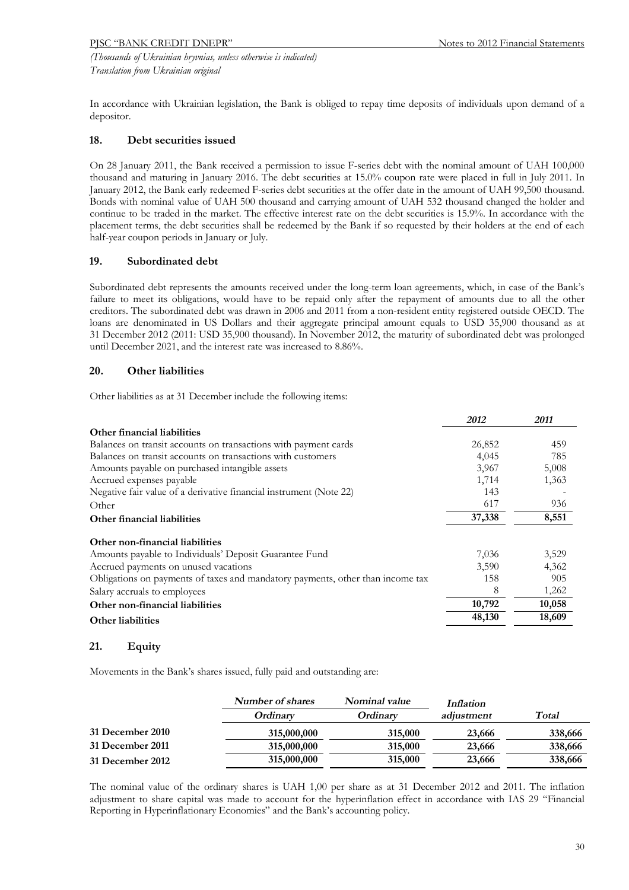In accordance with Ukrainian legislation, the Bank is obliged to repay time deposits of individuals upon demand of a depositor.

## 18. Debt securities issued

On 28 January 2011, the Bank received a permission to issue F-series debt with the nominal amount of UAH 100,000 thousand and maturing in January 2016. The debt securities at 15.0% coupon rate were placed in full in July 2011. In January 2012, the Bank early redeemed F-series debt securities at the offer date in the amount of UAH 99,500 thousand. Bonds with nominal value of UAH 500 thousand and carrying amount of UAH 532 thousand changed the holder and continue to be traded in the market. The effective interest rate on the debt securities is 15.9%. In accordance with the placement terms, the debt securities shall be redeemed by the Bank if so requested by their holders at the end of each half-year coupon periods in January or July.

## 19. Subordinated debt

Subordinated debt represents the amounts received under the long-term loan agreements, which, in case of the Bank's failure to meet its obligations, would have to be repaid only after the repayment of amounts due to all the other creditors. The subordinated debt was drawn in 2006 and 2011 from a non-resident entity registered outside OECD. The loans are denominated in US Dollars and their aggregate principal amount equals to USD 35,900 thousand as at 31 December 2012 (2011: USD 35,900 thousand). In November 2012, the maturity of subordinated debt was prolonged until December 2021, and the interest rate was increased to 8.86%.

## 20. Other liabilities

Other liabilities as at 31 December include the following items:

| | *2012* | *2011* |
|---|---|---|
| **Other financial liabilities** | | |
| Balances on transit accounts on transactions with payment cards | 26,852 | 459 |
| Balances on transit accounts on transactions with customers | 4,045 | 785 |
| Amounts payable on purchased intangible assets | 3,967 | 5,008 |
| Accrued expenses payable | 1,714 | 1,363 |
| Negative fair value of a derivative financial instrument (Note 22) | 143 | - |
| Other | 617 | 936 |
| **Other financial liabilities** | **37,338** | **8,551** |
| **Other non-financial liabilities** | | |
| Amounts payable to Individuals' Deposit Guarantee Fund | 7,036 | 3,529 |
| Accrued payments on unused vacations | 3,590 | 4,362 |
| Obligations on payments of taxes and mandatory payments, other than income tax | 158 | 905 |
| Salary accruals to employees | 8 | 1,262 |
| **Other non-financial liabilities** | **10,792** | **10,058** |
| **Other liabilities** | **48,130** | **18,609** |

## 21. Equity

Movements in the Bank's shares issued, fully paid and outstanding are:

| | *Number of shares* | *Nominal value* | *Inflation* | |
|---|---|---|---|---|
| | *Ordinary* | *Ordinary* | *adjustment* | *Total* |
| **31 December 2010** | **315,000,000** | **315,000** | **23,666** | **338,666** |
| **31 December 2011** | **315,000,000** | **315,000** | **23,666** | **338,666** |
| **31 December 2012** | **315,000,000** | **315,000** | **23,666** | **338,666** |

The nominal value of the ordinary shares is UAH 1,00 per share as at 31 December 2012 and 2011. The inflation adjustment to share capital was made to account for the hyperinflation effect in accordance with IAS 29 "Financial Reporting in Hyperinflationary Economies" and the Bank's accounting policy.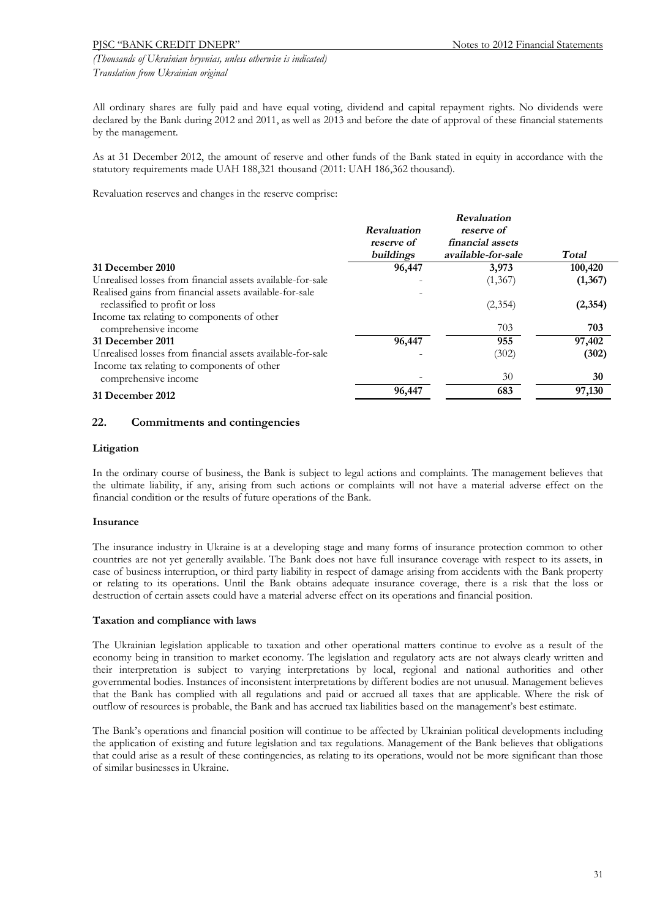All ordinary shares are fully paid and have equal voting, dividend and capital repayment rights. No dividends were declared by the Bank during 2012 and 2011, as well as 2013 and before the date of approval of these financial statements by the management.

As at 31 December 2012, the amount of reserve and other funds of the Bank stated in equity in accordance with the statutory requirements made UAH 188,321 thousand (2011: UAH 186,362 thousand).

Revaluation reserves and changes in the reserve comprise:

| | *Revaluation reserve of buildings* | *Revaluation reserve of financial assets available-for-sale* | *Total* |
|---|---|---|---|
| **31 December 2010** | **96,447** | **3,973** | **100,420** |
| Unrealised losses from financial assets available-for-sale | - | (1,367) | **(1,367)** |
| Realised gains from financial assets available-for-sale reclassified to profit or loss | - | (2,354) | **(2,354)** |
| Income tax relating to components of other comprehensive income | | 703 | **703** |
| **31 December 2011** | **96,447** | **955** | **97,402** |
| Unrealised losses from financial assets available-for-sale | - | (302) | **(302)** |
| Income tax relating to components of other comprehensive income | - | 30 | **30** |
| **31 December 2012** | **96,447** | **683** | **97,130** |

## 22. Commitments and contingencies

### Litigation

In the ordinary course of business, the Bank is subject to legal actions and complaints. The management believes that the ultimate liability, if any, arising from such actions or complaints will not have a material adverse effect on the financial condition or the results of future operations of the Bank.

### Insurance

The insurance industry in Ukraine is at a developing stage and many forms of insurance protection common to other countries are not yet generally available. The Bank does not have full insurance coverage with respect to its assets, in case of business interruption, or third party liability in respect of damage arising from accidents with the Bank property or relating to its operations. Until the Bank obtains adequate insurance coverage, there is a risk that the loss or destruction of certain assets could have a material adverse effect on its operations and financial position.

### Taxation and compliance with laws

The Ukrainian legislation applicable to taxation and other operational matters continue to evolve as a result of the economy being in transition to market economy. The legislation and regulatory acts are not always clearly written and their interpretation is subject to varying interpretations by local, regional and national authorities and other governmental bodies. Instances of inconsistent interpretations by different bodies are not unusual. Management believes that the Bank has complied with all regulations and paid or accrued all taxes that are applicable. Where the risk of outflow of resources is probable, the Bank and has accrued tax liabilities based on the management's best estimate.

The Bank's operations and financial position will continue to be affected by Ukrainian political developments including the application of existing and future legislation and tax regulations. Management of the Bank believes that obligations that could arise as a result of these contingencies, as relating to its operations, would not be more significant than those of similar businesses in Ukraine.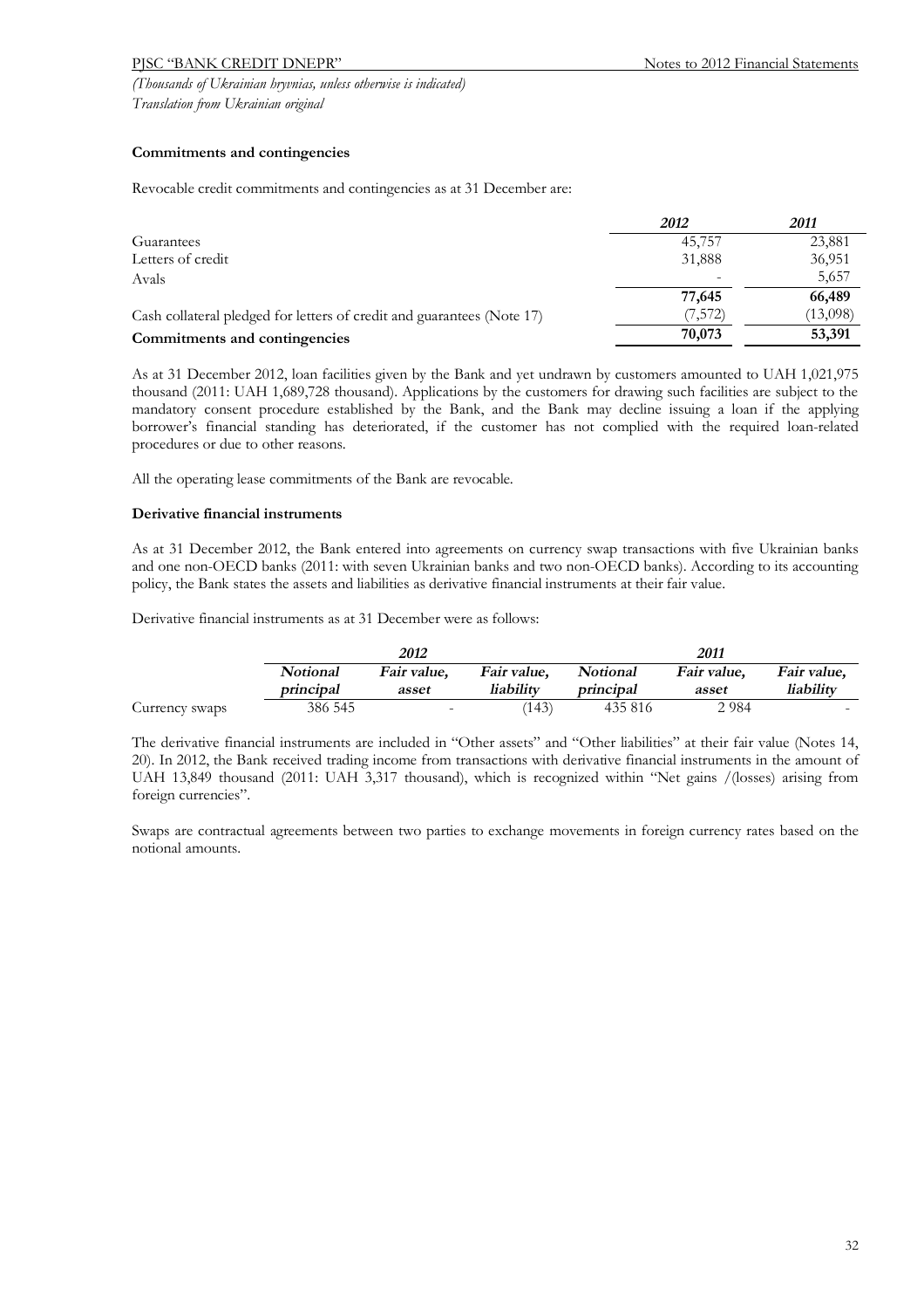### Commitments and contingencies

Revocable credit commitments and contingencies as at 31 December are:

| | *2012* | *2011* |
|---|---|---|
| Guarantees | 45,757 | 23,881 |
| Letters of credit | 31,888 | 36,951 |
| Avals | - | 5,657 |
| | **77,645** | **66,489** |
| Cash collateral pledged for letters of credit and guarantees (Note 17) | (7,572) | (13,098) |
| **Commitments and contingencies** | **70,073** | **53,391** |

As at 31 December 2012, loan facilities given by the Bank and yet undrawn by customers amounted to UAH 1,021,975 thousand (2011: UAH 1,689,728 thousand). Applications by the customers for drawing such facilities are subject to the mandatory consent procedure established by the Bank, and the Bank may decline issuing a loan if the applying borrower's financial standing has deteriorated, if the customer has not complied with the required loan-related procedures or due to other reasons.

All the operating lease commitments of the Bank are revocable.

### Derivative financial instruments

As at 31 December 2012, the Bank entered into agreements on currency swap transactions with five Ukrainian banks and one non-OECD banks (2011: with seven Ukrainian banks and two non-OECD banks). According to its accounting policy, the Bank states the assets and liabilities as derivative financial instruments at their fair value.

Derivative financial instruments as at 31 December were as follows:

| | *2012* | | | *2011* | | |
|---|---|---|---|---|---|---|
| | ***Notional principal*** | ***Fair value, asset*** | ***Fair value, liability*** | ***Notional principal*** | ***Fair value, asset*** | ***Fair value, liability*** |
| Currency swaps | 386 545 | - | (143) | 435 816 | 2 984 | - |

The derivative financial instruments are included in "Other assets" and "Other liabilities" at their fair value (Notes 14, 20). In 2012, the Bank received trading income from transactions with derivative financial instruments in the amount of UAH 13,849 thousand (2011: UAH 3,317 thousand), which is recognized within "Net gains /(losses) arising from foreign currencies".

Swaps are contractual agreements between two parties to exchange movements in foreign currency rates based on the notional amounts.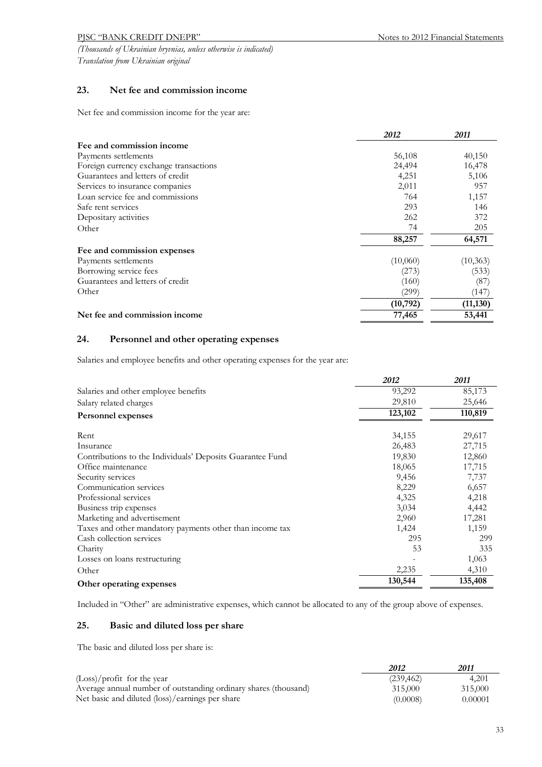*(Thousands of Ukrainian hryvnias, unless otherwise is indicated)*
*Translation from Ukrainian original*

## 23. Net fee and commission income

Net fee and commission income for the year are:

| | *2012* | *2011* |
|---|---|---|
| **Fee and commission income** | | |
| Payments settlements | 56,108 | 40,150 |
| Foreign currency exchange transactions | 24,494 | 16,478 |
| Guarantees and letters of credit | 4,251 | 5,106 |
| Services to insurance companies | 2,011 | 957 |
| Loan service fee and commissions | 764 | 1,157 |
| Safe rent services | 293 | 146 |
| Depositary activities | 262 | 372 |
| Other | 74 | 205 |
| | **88,257** | **64,571** |
| **Fee and commission expenses** | | |
| Payments settlements | (10,060) | (10,363) |
| Borrowing service fees | (273) | (533) |
| Guarantees and letters of credit | (160) | (87) |
| Other | (299) | (147) |
| | **(10,792)** | **(11,130)** |
| **Net fee and commission income** | **77,465** | **53,441** |

## 24. Personnel and other operating expenses

Salaries and employee benefits and other operating expenses for the year are:

| | *2012* | *2011* |
|---|---|---|
| Salaries and other employee benefits | 93,292 | 85,173 |
| Salary related charges | 29,810 | 25,646 |
| **Personnel expenses** | **123,102** | **110,819** |
| | | |
| Rent | 34,155 | 29,617 |
| Insurance | 26,483 | 27,715 |
| Contributions to the Individuals' Deposits Guarantee Fund | 19,830 | 12,860 |
| Office maintenance | 18,065 | 17,715 |
| Security services | 9,456 | 7,737 |
| Communication services | 8,229 | 6,657 |
| Professional services | 4,325 | 4,218 |
| Business trip expenses | 3,034 | 4,442 |
| Marketing and advertisement | 2,960 | 17,281 |
| Taxes and other mandatory payments other than income tax | 1,424 | 1,159 |
| Cash collection services | 295 | 299 |
| Charity | 53 | 335 |
| Losses on loans restructuring | - | 1,063 |
| Other | 2,235 | 4,310 |
| **Other operating expenses** | **130,544** | **135,408** |

Included in "Other" are administrative expenses, which cannot be allocated to any of the group above of expenses.

## 25. Basic and diluted loss per share

The basic and diluted loss per share is:

| | *2012* | *2011* |
|---|---|---|
| (Loss)/profit for the year | (239,462) | 4,201 |
| Average annual number of outstanding ordinary shares (thousand) | 315,000 | 315,000 |
| Net basic and diluted (loss)/earnings per share | (0.0008) | 0.00001 |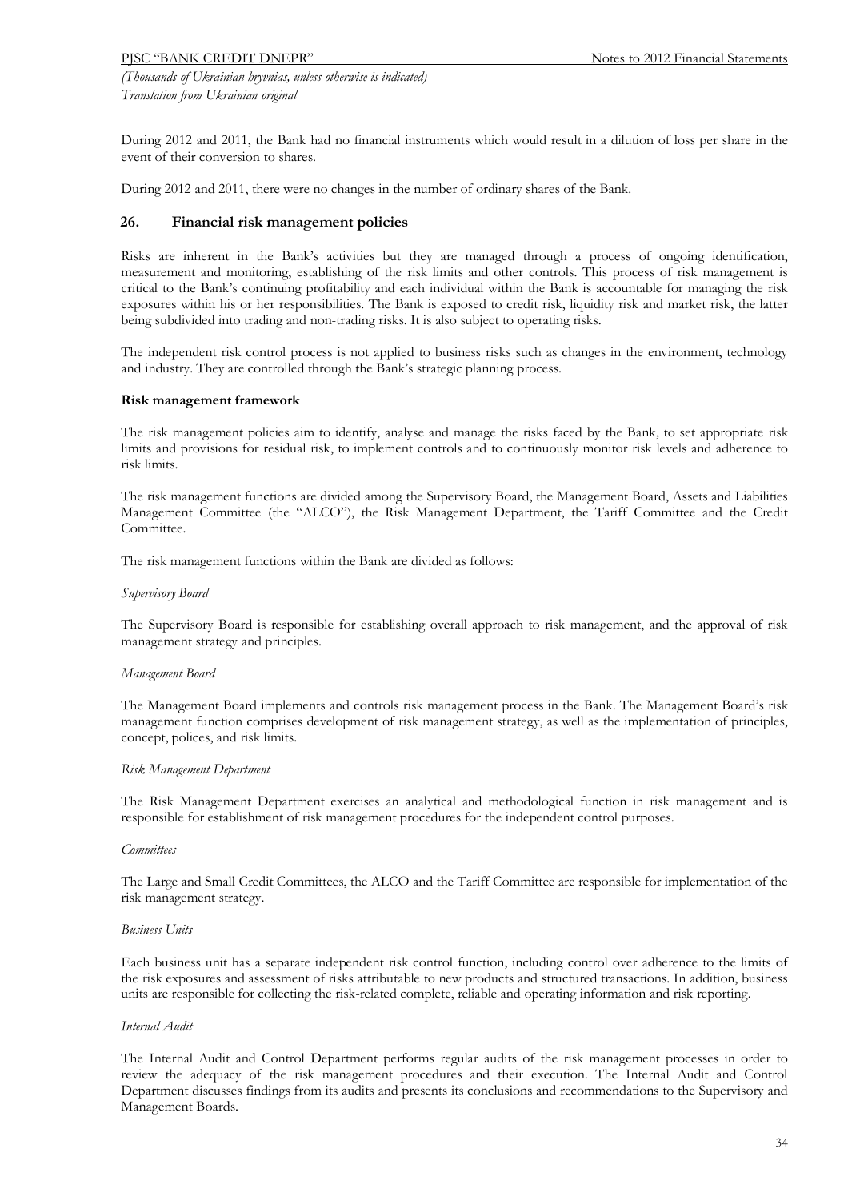During 2012 and 2011, the Bank had no financial instruments which would result in a dilution of loss per share in the event of their conversion to shares.

During 2012 and 2011, there were no changes in the number of ordinary shares of the Bank.

## 26. Financial risk management policies

Risks are inherent in the Bank's activities but they are managed through a process of ongoing identification, measurement and monitoring, establishing of the risk limits and other controls. This process of risk management is critical to the Bank's continuing profitability and each individual within the Bank is accountable for managing the risk exposures within his or her responsibilities. The Bank is exposed to credit risk, liquidity risk and market risk, the latter being subdivided into trading and non-trading risks. It is also subject to operating risks.

The independent risk control process is not applied to business risks such as changes in the environment, technology and industry. They are controlled through the Bank's strategic planning process.

**Risk management framework**

The risk management policies aim to identify, analyse and manage the risks faced by the Bank, to set appropriate risk limits and provisions for residual risk, to implement controls and to continuously monitor risk levels and adherence to risk limits.

The risk management functions are divided among the Supervisory Board, the Management Board, Assets and Liabilities Management Committee (the "ALCO"), the Risk Management Department, the Tariff Committee and the Credit Committee.

The risk management functions within the Bank are divided as follows:

*Supervisory Board*

The Supervisory Board is responsible for establishing overall approach to risk management, and the approval of risk management strategy and principles.

*Management Board*

The Management Board implements and controls risk management process in the Bank. The Management Board's risk management function comprises development of risk management strategy, as well as the implementation of principles, concept, polices, and risk limits.

*Risk Management Department*

The Risk Management Department exercises an analytical and methodological function in risk management and is responsible for establishment of risk management procedures for the independent control purposes.

*Committees*

The Large and Small Credit Committees, the ALCO and the Tariff Committee are responsible for implementation of the risk management strategy.

*Business Units*

Each business unit has a separate independent risk control function, including control over adherence to the limits of the risk exposures and assessment of risks attributable to new products and structured transactions. In addition, business units are responsible for collecting the risk-related complete, reliable and operating information and risk reporting.

*Internal Audit*

The Internal Audit and Control Department performs regular audits of the risk management processes in order to review the adequacy of the risk management procedures and their execution. The Internal Audit and Control Department discusses findings from its audits and presents its conclusions and recommendations to the Supervisory and Management Boards.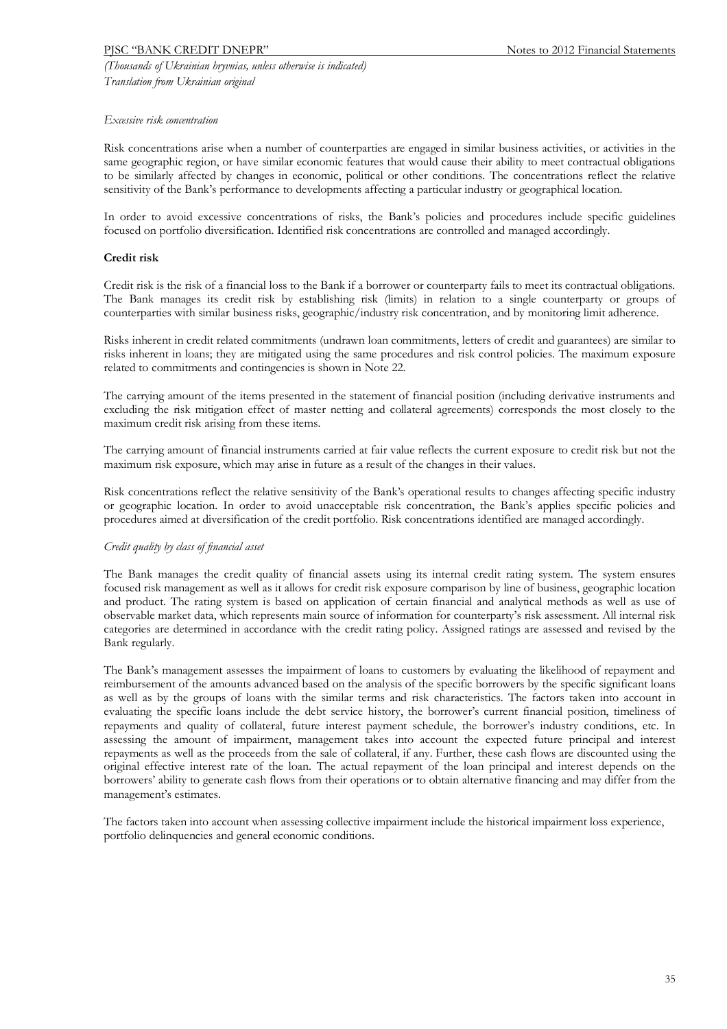*Excessive risk concentration*

Risk concentrations arise when a number of counterparties are engaged in similar business activities, or activities in the same geographic region, or have similar economic features that would cause their ability to meet contractual obligations to be similarly affected by changes in economic, political or other conditions. The concentrations reflect the relative sensitivity of the Bank's performance to developments affecting a particular industry or geographical location.

In order to avoid excessive concentrations of risks, the Bank's policies and procedures include specific guidelines focused on portfolio diversification. Identified risk concentrations are controlled and managed accordingly.

**Credit risk**

Credit risk is the risk of a financial loss to the Bank if a borrower or counterparty fails to meet its contractual obligations. The Bank manages its credit risk by establishing risk (limits) in relation to a single counterparty or groups of counterparties with similar business risks, geographic/industry risk concentration, and by monitoring limit adherence.

Risks inherent in credit related commitments (undrawn loan commitments, letters of credit and guarantees) are similar to risks inherent in loans; they are mitigated using the same procedures and risk control policies. The maximum exposure related to commitments and contingencies is shown in Note 22.

The carrying amount of the items presented in the statement of financial position (including derivative instruments and excluding the risk mitigation effect of master netting and collateral agreements) corresponds the most closely to the maximum credit risk arising from these items.

The carrying amount of financial instruments carried at fair value reflects the current exposure to credit risk but not the maximum risk exposure, which may arise in future as a result of the changes in their values.

Risk concentrations reflect the relative sensitivity of the Bank's operational results to changes affecting specific industry or geographic location. In order to avoid unacceptable risk concentration, the Bank's applies specific policies and procedures aimed at diversification of the credit portfolio. Risk concentrations identified are managed accordingly.

*Credit quality by class of financial asset*

The Bank manages the credit quality of financial assets using its internal credit rating system. The system ensures focused risk management as well as it allows for credit risk exposure comparison by line of business, geographic location and product. The rating system is based on application of certain financial and analytical methods as well as use of observable market data, which represents main source of information for counterparty's risk assessment. All internal risk categories are determined in accordance with the credit rating policy. Assigned ratings are assessed and revised by the Bank regularly.

The Bank's management assesses the impairment of loans to customers by evaluating the likelihood of repayment and reimbursement of the amounts advanced based on the analysis of the specific borrowers by the specific significant loans as well as by the groups of loans with the similar terms and risk characteristics. The factors taken into account in evaluating the specific loans include the debt service history, the borrower's current financial position, timeliness of repayments and quality of collateral, future interest payment schedule, the borrower's industry conditions, etc. In assessing the amount of impairment, management takes into account the expected future principal and interest repayments as well as the proceeds from the sale of collateral, if any. Further, these cash flows are discounted using the original effective interest rate of the loan. The actual repayment of the loan principal and interest depends on the borrowers' ability to generate cash flows from their operations or to obtain alternative financing and may differ from the management's estimates.

The factors taken into account when assessing collective impairment include the historical impairment loss experience, portfolio delinquencies and general economic conditions.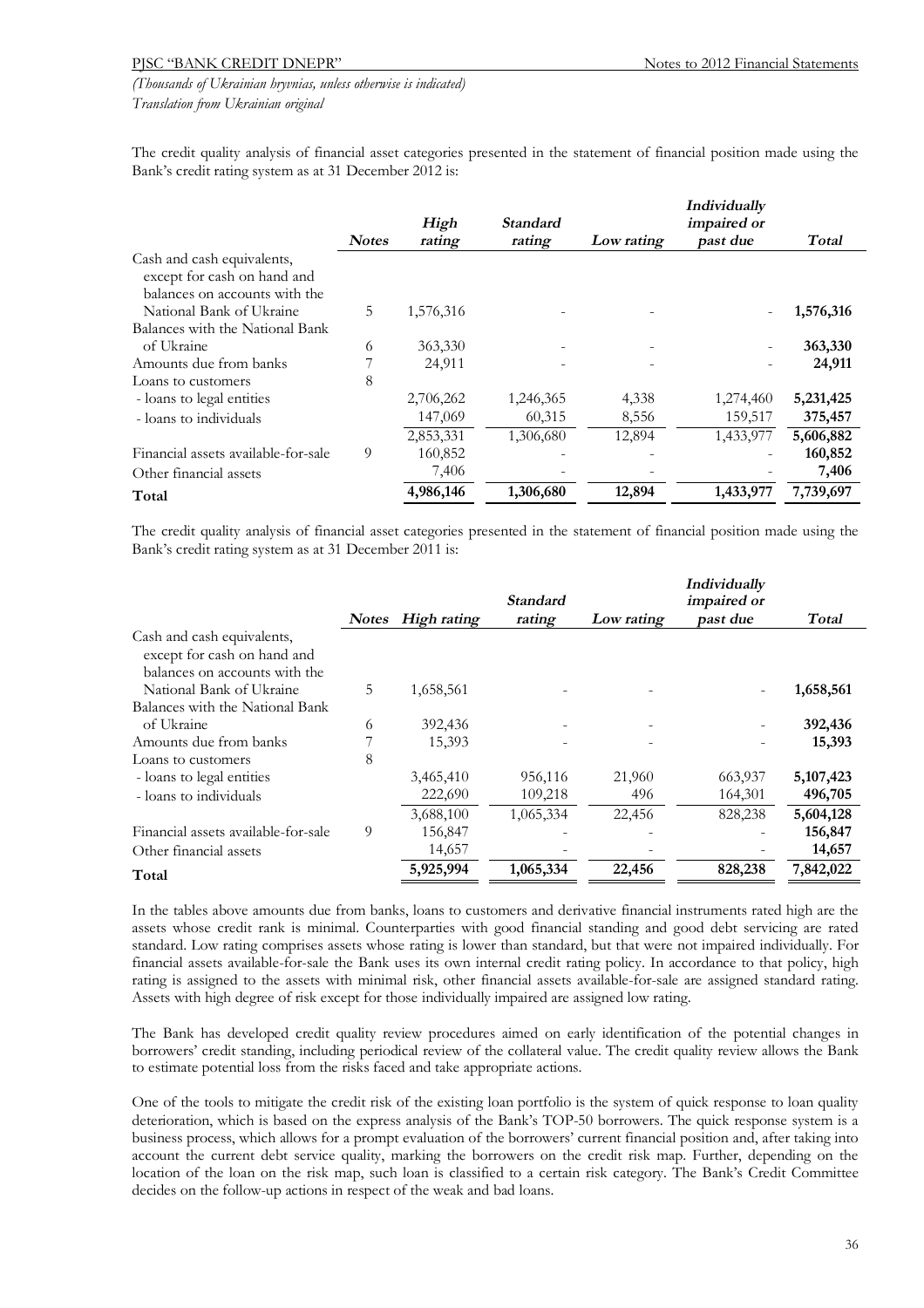The credit quality analysis of financial asset categories presented in the statement of financial position made using the Bank's credit rating system as at 31 December 2012 is:

| | Notes | *High rating* | *Standard rating* | *Low rating* | *Individually impaired or past due* | *Total* |
|---|---|---|---|---|---|---|
| Cash and cash equivalents, except for cash on hand and balances on accounts with the National Bank of Ukraine | 5 | 1,576,316 | - | - | - | **1,576,316** |
| Balances with the National Bank of Ukraine | 6 | 363,330 | - | - | - | **363,330** |
| Amounts due from banks | 7 | 24,911 | - | - | - | **24,911** |
| Loans to customers | 8 | | | | | |
| - loans to legal entities | | 2,706,262 | 1,246,365 | 4,338 | 1,274,460 | **5,231,425** |
| - loans to individuals | | 147,069 | 60,315 | 8,556 | 159,517 | **375,457** |
| | | 2,853,331 | 1,306,680 | 12,894 | 1,433,977 | **5,606,882** |
| Financial assets available-for-sale | 9 | 160,852 | - | - | - | **160,852** |
| Other financial assets | | 7,406 | - | - | - | **7,406** |
| **Total** | | 4,986,146 | 1,306,680 | 12,894 | 1,433,977 | 7,739,697 |

The credit quality analysis of financial asset categories presented in the statement of financial position made using the Bank's credit rating system as at 31 December 2011 is:

| | Notes | *High rating* | *Standard rating* | *Low rating* | *Individually impaired or past due* | *Total* |
|---|---|---|---|---|---|---|
| Cash and cash equivalents, except for cash on hand and balances on accounts with the National Bank of Ukraine | 5 | 1,658,561 | - | - | - | **1,658,561** |
| Balances with the National Bank of Ukraine | 6 | 392,436 | - | - | - | **392,436** |
| Amounts due from banks | 7 | 15,393 | - | - | - | **15,393** |
| Loans to customers | 8 | | | | | |
| - loans to legal entities | | 3,465,410 | 956,116 | 21,960 | 663,937 | **5,107,423** |
| - loans to individuals | | 222,690 | 109,218 | 496 | 164,301 | **496,705** |
| | | 3,688,100 | 1,065,334 | 22,456 | 828,238 | **5,604,128** |
| Financial assets available-for-sale | 9 | 156,847 | - | - | - | **156,847** |
| Other financial assets | | 14,657 | - | - | - | **14,657** |
| **Total** | | 5,925,994 | 1,065,334 | 22,456 | 828,238 | 7,842,022 |

In the tables above amounts due from banks, loans to customers and derivative financial instruments rated high are the assets whose credit rank is minimal. Counterparties with good financial standing and good debt servicing are rated standard. Low rating comprises assets whose rating is lower than standard, but that were not impaired individually. For financial assets available-for-sale the Bank uses its own internal credit rating policy. In accordance to that policy, high rating is assigned to the assets with minimal risk, other financial assets available-for-sale are assigned standard rating. Assets with high degree of risk except for those individually impaired are assigned low rating.

The Bank has developed credit quality review procedures aimed on early identification of the potential changes in borrowers' credit standing, including periodical review of the collateral value. The credit quality review allows the Bank to estimate potential loss from the risks faced and take appropriate actions.

One of the tools to mitigate the credit risk of the existing loan portfolio is the system of quick response to loan quality deterioration, which is based on the express analysis of the Bank's TOP-50 borrowers. The quick response system is a business process, which allows for a prompt evaluation of the borrowers' current financial position and, after taking into account the current debt service quality, marking the borrowers on the credit risk map. Further, depending on the location of the loan on the risk map, such loan is classified to a certain risk category. The Bank's Credit Committee decides on the follow-up actions in respect of the weak and bad loans.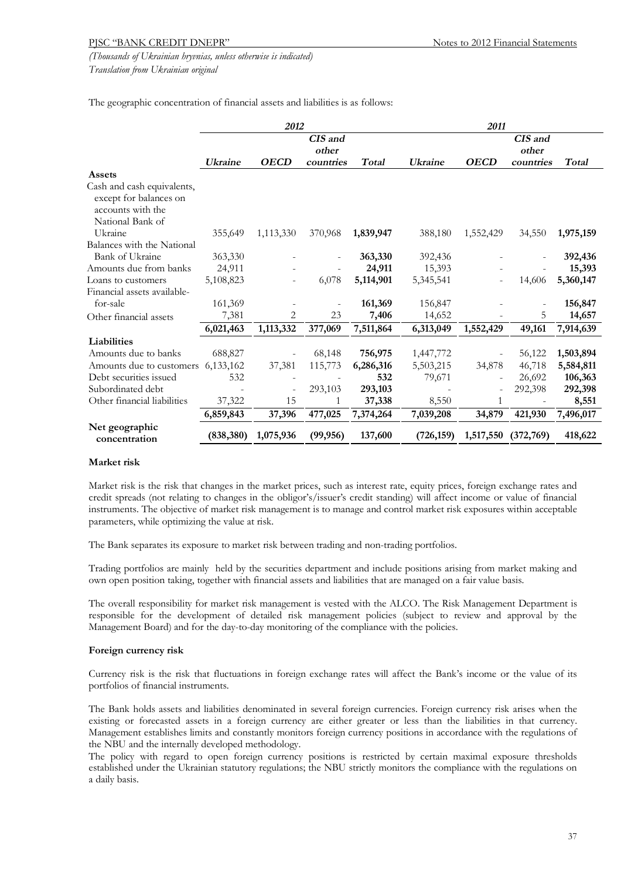*(Thousands of Ukrainian hryvnias, unless otherwise indicated)*
*Translation from Ukrainian original*

The geographic concentration of financial assets and liabilities is as follows:

| | *2012* | | | | *2011* | | | |
|---|---|---|---|---|---|---|---|---|
| | *Ukraine* | *OECD* | *CIS and other countries* | *Total* | *Ukraine* | *OECD* | *CIS and other countries* | *Total* |
| **Assets** | | | | | | | | |
| Cash and cash equivalents, except for balances on accounts with the National Bank of Ukraine | 355,649 | 1,113,330 | 370,968 | **1,839,947** | 388,180 | 1,552,429 | 34,550 | **1,975,159** |
| Balances with the National Bank of Ukraine | 363,330 | - | - | **363,330** | 392,436 | - | - | **392,436** |
| Amounts due from banks | 24,911 | - | - | **24,911** | 15,393 | - | - | **15,393** |
| Loans to customers | 5,108,823 | - | 6,078 | **5,114,901** | 5,345,541 | - | 14,606 | **5,360,147** |
| Financial assets available-for-sale | 161,369 | - | - | **161,369** | 156,847 | - | - | **156,847** |
| Other financial assets | 7,381 | 2 | 23 | **7,406** | 14,652 | - | 5 | **14,657** |
| | **6,021,463** | **1,113,332** | **377,069** | **7,511,864** | **6,313,049** | **1,552,429** | **49,161** | **7,914,639** |
| **Liabilities** | | | | | | | | |
| Amounts due to banks | 688,827 | - | 68,148 | **756,975** | 1,447,772 | - | 56,122 | **1,503,894** |
| Amounts due to customers | 6,133,162 | 37,381 | 115,773 | **6,286,316** | 5,503,215 | 34,878 | 46,718 | **5,584,811** |
| Debt securities issued | 532 | - | - | **532** | 79,671 | - | 26,692 | **106,363** |
| Subordinated debt | - | - | 293,103 | **293,103** | - | - | 292,398 | **292,398** |
| Other financial liabilities | 37,322 | 15 | 1 | **37,338** | 8,550 | 1 | - | **8,551** |
| | **6,859,843** | **37,396** | **477,025** | **7,374,264** | **7,039,208** | **34,879** | **421,930** | **7,496,017** |
| **Net geographic concentration** | **(838,380)** | **1,075,936** | **(99,956)** | **137,600** | **(726,159)** | **1,517,550** | **(372,769)** | **418,622** |

**Market risk**

Market risk is the risk that changes in the market prices, such as interest rate, equity prices, foreign exchange rates and credit spreads (not relating to changes in the obligor's/issuer's credit standing) will affect income or value of financial instruments. The objective of market risk management is to manage and control market risk exposures within acceptable parameters, while optimizing the value at risk.

The Bank separates its exposure to market risk between trading and non-trading portfolios.

Trading portfolios are mainly held by the securities department and include positions arising from market making and own open position taking, together with financial assets and liabilities that are managed on a fair value basis.

The overall responsibility for market risk management is vested with the ALCO. The Risk Management Department is responsible for the development of detailed risk management policies (subject to review and approval by the Management Board) and for the day-to-day monitoring of the compliance with the policies.

**Foreign currency risk**

Currency risk is the risk that fluctuations in foreign exchange rates will affect the Bank's income or the value of its portfolios of financial instruments.

The Bank holds assets and liabilities denominated in several foreign currencies. Foreign currency risk arises when the existing or forecasted assets in a foreign currency are either greater or less than the liabilities in that currency. Management establishes limits and constantly monitors foreign currency positions in accordance with the regulations of the NBU and the internally developed methodology.

The policy with regard to open foreign currency positions is restricted by certain maximal exposure thresholds established under the Ukrainian statutory regulations; the NBU strictly monitors the compliance with the regulations on a daily basis.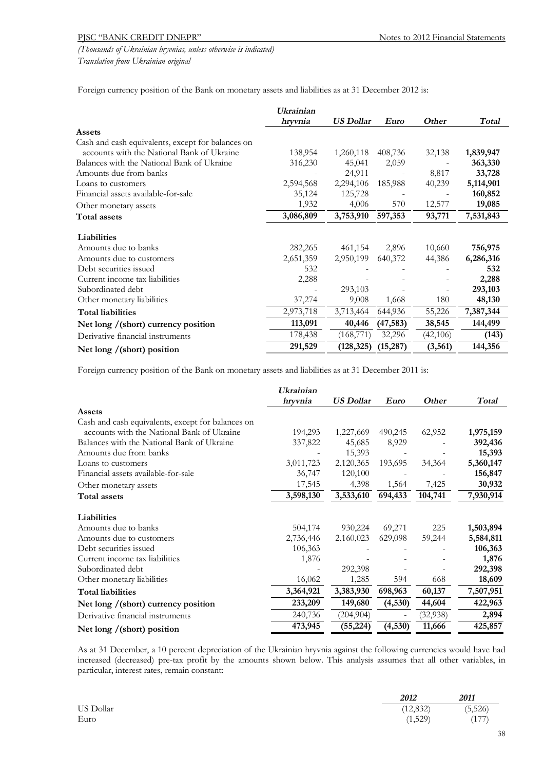*(Thousands of Ukrainian hryvnias, unless otherwise is indicated)*
*Translation from Ukrainian original*

Foreign currency position of the Bank on monetary assets and liabilities as at 31 December 2012 is:

| | *Ukrainian hryvnia* | *US Dollar* | *Euro* | *Other* | *Total* |
|---|---|---|---|---|---|
| **Assets** | | | | | |
| Cash and cash equivalents, except for balances on accounts with the National Bank of Ukraine | 138,954 | 1,260,118 | 408,736 | 32,138 | **1,839,947** |
| Balances with the National Bank of Ukraine | 316,230 | 45,041 | 2,059 | - | **363,330** |
| Amounts due from banks | - | 24,911 | - | 8,817 | **33,728** |
| Loans to customers | 2,594,568 | 2,294,106 | 185,988 | 40,239 | **5,114,901** |
| Financial assets available-for-sale | 35,124 | 125,728 | - | - | **160,852** |
| Other monetary assets | 1,932 | 4,006 | 570 | 12,577 | **19,085** |
| **Total assets** | **3,086,809** | **3,753,910** | **597,353** | **93,771** | **7,531,843** |
| **Liabilities** | | | | | |
| Amounts due to banks | 282,265 | 461,154 | 2,896 | 10,660 | **756,975** |
| Amounts due to customers | 2,651,359 | 2,950,199 | 640,372 | 44,386 | **6,286,316** |
| Debt securities issued | 532 | - | - | - | **532** |
| Current income tax liabilities | 2,288 | - | - | - | **2,288** |
| Subordinated debt | - | 293,103 | - | - | **293,103** |
| Other monetary liabilities | 37,274 | 9,008 | 1,668 | 180 | **48,130** |
| **Total liabilities** | 2,973,718 | 3,713,464 | 644,936 | 55,226 | 7,387,344 |
| **Net long /(short) currency position** | **113,091** | **40,446** | **(47,583)** | **38,545** | **144,499** |
| Derivative financial instruments | 178,438 | (168,771) | 32,296 | (42,106) | **(143)** |
| **Net long /(short) position** | **291,529** | **(128,325)** | **(15,287)** | **(3,561)** | **144,356** |

Foreign currency position of the Bank on monetary assets and liabilities as at 31 December 2011 is:

| | *Ukrainian hryvnia* | *US Dollar* | *Euro* | *Other* | *Total* |
|---|---|---|---|---|---|
| **Assets** | | | | | |
| Cash and cash equivalents, except for balances on accounts with the National Bank of Ukraine | 194,293 | 1,227,669 | 490,245 | 62,952 | **1,975,159** |
| Balances with the National Bank of Ukraine | 337,822 | 45,685 | 8,929 | - | **392,436** |
| Amounts due from banks | - | 15,393 | - | - | **15,393** |
| Loans to customers | 3,011,723 | 2,120,365 | 193,695 | 34,364 | **5,360,147** |
| Financial assets available-for-sale | 36,747 | 120,100 | - | - | **156,847** |
| Other monetary assets | 17,545 | 4,398 | 1,564 | 7,425 | **30,932** |
| **Total assets** | **3,598,130** | **3,533,610** | **694,433** | **104,741** | **7,930,914** |
| **Liabilities** | | | | | |
| Amounts due to banks | 504,174 | 930,224 | 69,271 | 225 | **1,503,894** |
| Amounts due to customers | 2,736,446 | 2,160,023 | 629,098 | 59,244 | **5,584,811** |
| Debt securities issued | 106,363 | - | - | - | **106,363** |
| Current income tax liabilities | 1,876 | - | - | - | **1,876** |
| Subordinated debt | - | 292,398 | - | - | **292,398** |
| Other monetary liabilities | 16,062 | 1,285 | 594 | 668 | **18,609** |
| **Total liabilities** | **3,364,921** | **3,383,930** | **698,963** | **60,137** | **7,507,951** |
| **Net long /(short) currency position** | **233,209** | **149,680** | **(4,530)** | **44,604** | **422,963** |
| Derivative financial instruments | 240,736 | (204,904) | - | (32,938) | **2,894** |
| **Net long /(short) position** | **473,945** | **(55,224)** | **(4,530)** | **11,666** | **425,857** |

As at 31 December, a 10 percent depreciation of the Ukrainian hryvnia against the following currencies would have had increased (decreased) pre-tax profit by the amounts shown below. This analysis assumes that all other variables, in particular, interest rates, remain constant:

| | *2012* | *2011* |
|---|---|---|
| US Dollar | (12,832) | (5,526) |
| Euro | (1,529) | (177) |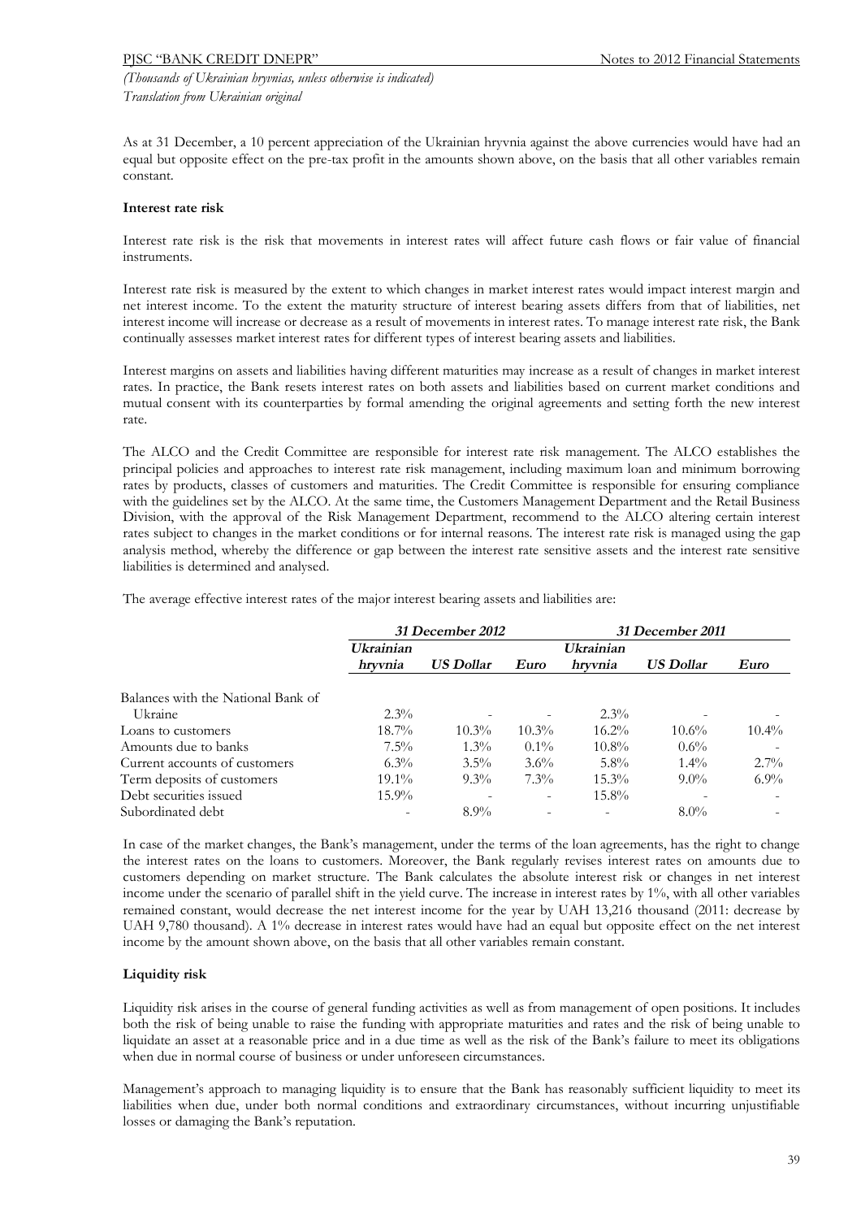As at 31 December, a 10 percent appreciation of the Ukrainian hryvnia against the above currencies would have had an equal but opposite effect on the pre-tax profit in the amounts shown above, on the basis that all other variables remain constant.

**Interest rate risk**

Interest rate risk is the risk that movements in interest rates will affect future cash flows or fair value of financial instruments.

Interest rate risk is measured by the extent to which changes in market interest rates would impact interest margin and net interest income. To the extent the maturity structure of interest bearing assets differs from that of liabilities, net interest income will increase or decrease as a result of movements in interest rates. To manage interest rate risk, the Bank continually assesses market interest rates for different types of interest bearing assets and liabilities.

Interest margins on assets and liabilities having different maturities may increase as a result of changes in market interest rates. In practice, the Bank resets interest rates on both assets and liabilities based on current market conditions and mutual consent with its counterparties by formal amending the original agreements and setting forth the new interest rate.

The ALCO and the Credit Committee are responsible for interest rate risk management. The ALCO establishes the principal policies and approaches to interest rate risk management, including maximum loan and minimum borrowing rates by products, classes of customers and maturities. The Credit Committee is responsible for ensuring compliance with the guidelines set by the ALCO. At the same time, the Customers Management Department and the Retail Business Division, with the approval of the Risk Management Department, recommend to the ALCO altering certain interest rates subject to changes in the market conditions or for internal reasons. The interest rate risk is managed using the gap analysis method, whereby the difference or gap between the interest rate sensitive assets and the interest rate sensitive liabilities is determined and analysed.

The average effective interest rates of the major interest bearing assets and liabilities are:

| | *31 December 2012* | | | *31 December 2011* | | |
|---|---|---|---|---|---|---|
| | *Ukrainian hryvnia* | *US Dollar* | *Euro* | *Ukrainian hryvnia* | *US Dollar* | *Euro* |
| Balances with the National Bank of Ukraine | 2.3% | - | - | 2.3% | - | - |
| Loans to customers | 18.7% | 10.3% | 10.3% | 16.2% | 10.6% | 10.4% |
| Amounts due to banks | 7.5% | 1.3% | 0.1% | 10.8% | 0.6% | - |
| Current accounts of customers | 6.3% | 3.5% | 3.6% | 5.8% | 1.4% | 2.7% |
| Term deposits of customers | 19.1% | 9.3% | 7.3% | 15.3% | 9.0% | 6.9% |
| Debt securities issued | 15.9% | - | - | 15.8% | - | - |
| Subordinated debt | - | 8.9% | - | - | 8.0% | - |

In case of the market changes, the Bank's management, under the terms of the loan agreements, has the right to change the interest rates on the loans to customers. Moreover, the Bank regularly revises interest rates on amounts due to customers depending on market structure. The Bank calculates the absolute interest risk or changes in net interest income under the scenario of parallel shift in the yield curve. The increase in interest rates by 1%, with all other variables remained constant, would decrease the net interest income for the year by UAH 13,216 thousand (2011: decrease by UAH 9,780 thousand). A 1% decrease in interest rates would have had an equal but opposite effect on the net interest income by the amount shown above, on the basis that all other variables remain constant.

**Liquidity risk**

Liquidity risk arises in the course of general funding activities as well as from management of open positions. It includes both the risk of being unable to raise the funding with appropriate maturities and rates and the risk of being unable to liquidate an asset at a reasonable price and in a due time as well as the risk of the Bank's failure to meet its obligations when due in normal course of business or under unforeseen circumstances.

Management's approach to managing liquidity is to ensure that the Bank has reasonably sufficient liquidity to meet its liabilities when due, under both normal conditions and extraordinary circumstances, without incurring unjustifiable losses or damaging the Bank's reputation.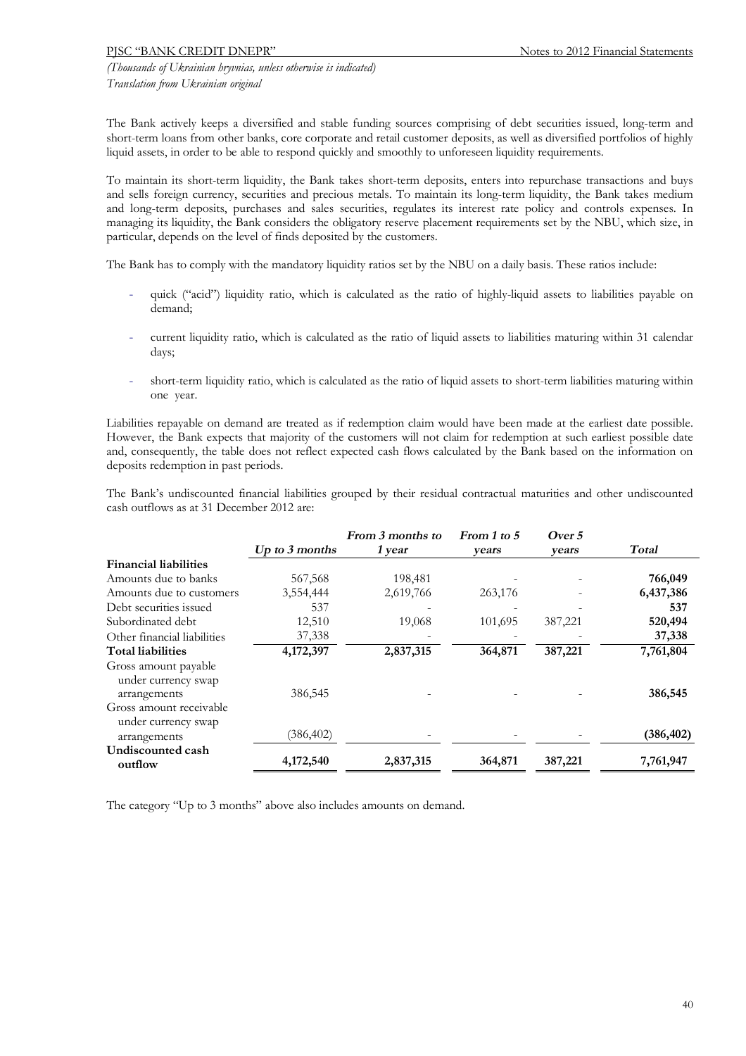The Bank actively keeps a diversified and stable funding sources comprising of debt securities issued, long-term and short-term loans from other banks, core corporate and retail customer deposits, as well as diversified portfolios of highly liquid assets, in order to be able to respond quickly and smoothly to unforeseen liquidity requirements.

To maintain its short-term liquidity, the Bank takes short-term deposits, enters into repurchase transactions and buys and sells foreign currency, securities and precious metals. To maintain its long-term liquidity, the Bank takes medium and long-term deposits, purchases and sales securities, regulates its interest rate policy and controls expenses. In managing its liquidity, the Bank considers the obligatory reserve placement requirements set by the NBU, which size, in particular, depends on the level of finds deposited by the customers.

The Bank has to comply with the mandatory liquidity ratios set by the NBU on a daily basis. These ratios include:

- quick ("acid") liquidity ratio, which is calculated as the ratio of highly-liquid assets to liabilities payable on demand;
- current liquidity ratio, which is calculated as the ratio of liquid assets to liabilities maturing within 31 calendar days;
- short-term liquidity ratio, which is calculated as the ratio of liquid assets to short-term liabilities maturing within one year.

Liabilities repayable on demand are treated as if redemption claim would have been made at the earliest date possible. However, the Bank expects that majority of the customers will not claim for redemption at such earliest possible date and, consequently, the table does not reflect expected cash flows calculated by the Bank based on the information on deposits redemption in past periods.

The Bank's undiscounted financial liabilities grouped by their residual contractual maturities and other undiscounted cash outflows as at 31 December 2012 are:

| | *Up to 3 months* | *From 3 months to 1 year* | *From 1 to 5 years* | *Over 5 years* | *Total* |
|---|---|---|---|---|---|
| **Financial liabilities** | | | | | |
| Amounts due to banks | 567,568 | 198,481 | - | - | **766,049** |
| Amounts due to customers | 3,554,444 | 2,619,766 | 263,176 | - | **6,437,386** |
| Debt securities issued | 537 | - | - | - | **537** |
| Subordinated debt | 12,510 | 19,068 | 101,695 | 387,221 | **520,494** |
| Other financial liabilities | 37,338 | - | - | - | **37,338** |
| **Total liabilities** | **4,172,397** | **2,837,315** | **364,871** | **387,221** | **7,761,804** |
| Gross amount payable under currency swap arrangements | 386,545 | - | - | - | **386,545** |
| Gross amount receivable under currency swap arrangements | (386,402) | - | - | - | **(386,402)** |
| **Undiscounted cash outflow** | **4,172,540** | **2,837,315** | **364,871** | **387,221** | **7,761,947** |

The category "Up to 3 months" above also includes amounts on demand.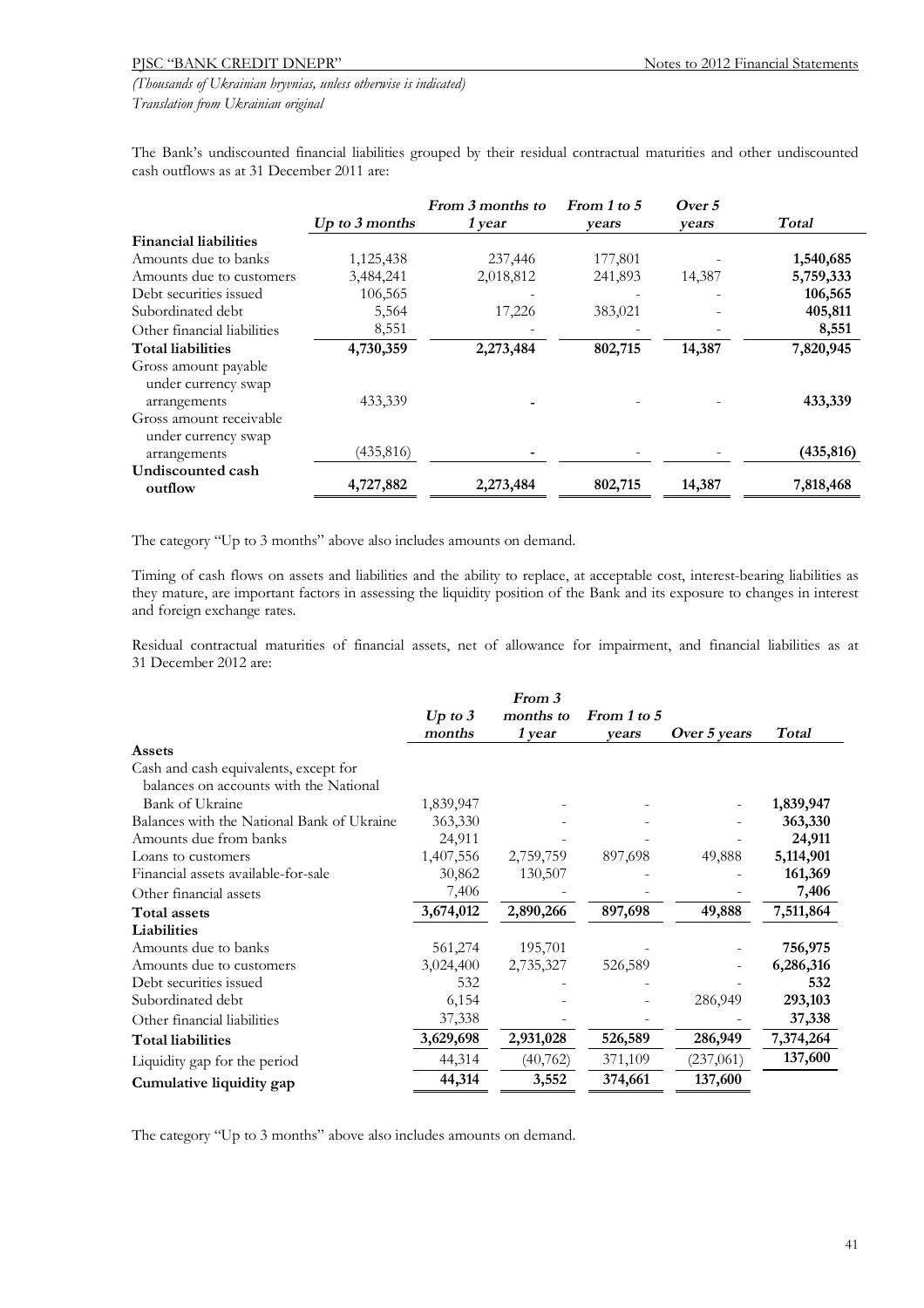The Bank's undiscounted financial liabilities grouped by their residual contractual maturities and other undiscounted cash outflows as at 31 December 2011 are:

| | *Up to 3 months* | *From 3 months to 1 year* | *From 1 to 5 years* | *Over 5 years* | *Total* |
|---|---|---|---|---|---|
| **Financial liabilities** | | | | | |
| Amounts due to banks | 1,125,438 | 237,446 | 177,801 | - | **1,540,685** |
| Amounts due to customers | 3,484,241 | 2,018,812 | 241,893 | 14,387 | **5,759,333** |
| Debt securities issued | 106,565 | - | - | - | **106,565** |
| Subordinated debt | 5,564 | 17,226 | 383,021 | - | **405,811** |
| Other financial liabilities | 8,551 | - | - | - | **8,551** |
| **Total liabilities** | **4,730,359** | **2,273,484** | **802,715** | **14,387** | **7,820,945** |
| Gross amount payable under currency swap arrangements | 433,339 | **-** | - | - | **433,339** |
| Gross amount receivable under currency swap arrangements | (435,816) | **-** | - | - | **(435,816)** |
| **Undiscounted cash outflow** | **4,727,882** | **2,273,484** | **802,715** | **14,387** | **7,818,468** |

The category "Up to 3 months" above also includes amounts on demand.

Timing of cash flows on assets and liabilities and the ability to replace, at acceptable cost, interest-bearing liabilities as they mature, are important factors in assessing the liquidity position of the Bank and its exposure to changes in interest and foreign exchange rates.

Residual contractual maturities of financial assets, net of allowance for impairment, and financial liabilities as at 31 December 2012 are:

| | *Up to 3 months* | *From 3 months to 1 year* | *From 1 to 5 years* | *Over 5 years* | *Total* |
|---|---|---|---|---|---|
| **Assets** | | | | | |
| Cash and cash equivalents, except for balances on accounts with the National Bank of Ukraine | 1,839,947 | - | - | - | **1,839,947** |
| Balances with the National Bank of Ukraine | 363,330 | - | - | - | **363,330** |
| Amounts due from banks | 24,911 | - | - | - | **24,911** |
| Loans to customers | 1,407,556 | 2,759,759 | 897,698 | 49,888 | **5,114,901** |
| Financial assets available-for-sale | 30,862 | 130,507 | - | - | **161,369** |
| Other financial assets | 7,406 | - | - | - | **7,406** |
| **Total assets** | **3,674,012** | **2,890,266** | **897,698** | **49,888** | **7,511,864** |
| **Liabilities** | | | | | |
| Amounts due to banks | 561,274 | 195,701 | - | - | **756,975** |
| Amounts due to customers | 3,024,400 | 2,735,327 | 526,589 | - | **6,286,316** |
| Debt securities issued | 532 | - | - | - | **532** |
| Subordinated debt | 6,154 | - | - | 286,949 | **293,103** |
| Other financial liabilities | 37,338 | - | - | - | **37,338** |
| **Total liabilities** | **3,629,698** | **2,931,028** | **526,589** | **286,949** | **7,374,264** |
| Liquidity gap for the period | 44,314 | (40,762) | 371,109 | (237,061) | **137,600** |
| **Cumulative liquidity gap** | **44,314** | **3,552** | **374,661** | **137,600** | |

The category "Up to 3 months" above also includes amounts on demand.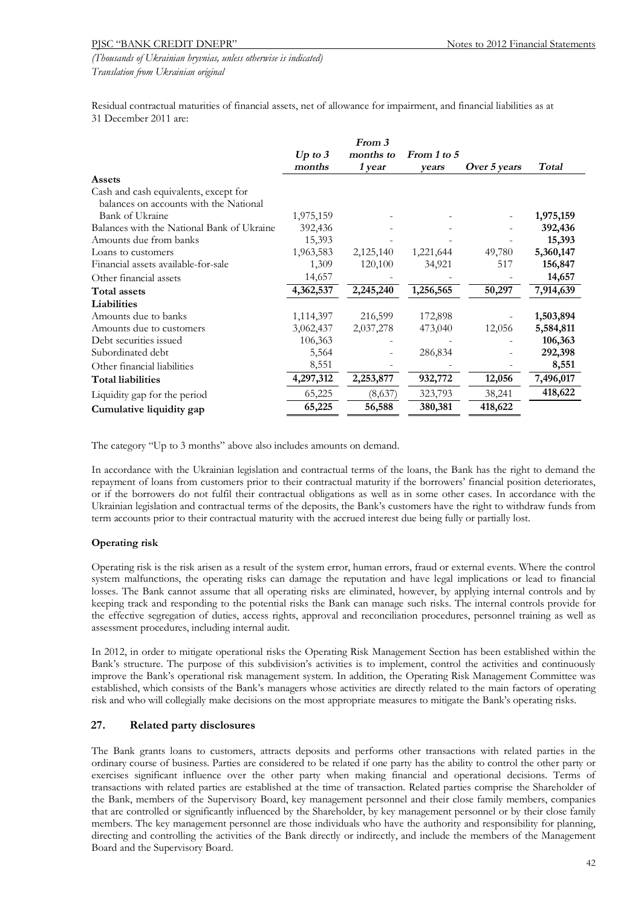Residual contractual maturities of financial assets, net of allowance for impairment, and financial liabilities as at 31 December 2011 are:

| | *Up to 3 months* | *From 3 months to 1 year* | *From 1 to 5 years* | *Over 5 years* | *Total* |
|---|---|---|---|---|---|
| **Assets** | | | | | |
| Cash and cash equivalents, except for balances on accounts with the National Bank of Ukraine | 1,975,159 | - | - | - | **1,975,159** |
| Balances with the National Bank of Ukraine | 392,436 | - | - | - | **392,436** |
| Amounts due from banks | 15,393 | - | - | - | **15,393** |
| Loans to customers | 1,963,583 | 2,125,140 | 1,221,644 | 49,780 | **5,360,147** |
| Financial assets available-for-sale | 1,309 | 120,100 | 34,921 | 517 | **156,847** |
| Other financial assets | 14,657 | - | - | - | **14,657** |
| **Total assets** | **4,362,537** | **2,245,240** | **1,256,565** | **50,297** | **7,914,639** |
| **Liabilities** | | | | | |
| Amounts due to banks | 1,114,397 | 216,599 | 172,898 | - | **1,503,894** |
| Amounts due to customers | 3,062,437 | 2,037,278 | 473,040 | 12,056 | **5,584,811** |
| Debt securities issued | 106,363 | - | - | - | **106,363** |
| Subordinated debt | 5,564 | - | 286,834 | - | **292,398** |
| Other financial liabilities | 8,551 | - | - | - | **8,551** |
| **Total liabilities** | **4,297,312** | **2,253,877** | **932,772** | **12,056** | **7,496,017** |
| Liquidity gap for the period | 65,225 | (8,637) | 323,793 | 38,241 | **418,622** |
| **Cumulative liquidity gap** | **65,225** | **56,588** | **380,381** | **418,622** | |

The category "Up to 3 months" above also includes amounts on demand.

In accordance with the Ukrainian legislation and contractual terms of the loans, the Bank has the right to demand the repayment of loans from customers prior to their contractual maturity if the borrowers' financial position deteriorates, or if the borrowers do not fulfil their contractual obligations as well as in some other cases. In accordance with the Ukrainian legislation and contractual terms of the deposits, the Bank's customers have the right to withdraw funds from term accounts prior to their contractual maturity with the accrued interest due being fully or partially lost.

**Operating risk**

Operating risk is the risk arisen as a result of the system error, human errors, fraud or external events. Where the control system malfunctions, the operating risks can damage the reputation and have legal implications or lead to financial losses. The Bank cannot assume that all operating risks are eliminated, however, by applying internal controls and by keeping track and responding to the potential risks the Bank can manage such risks. The internal controls provide for the effective segregation of duties, access rights, approval and reconciliation procedures, personnel training as well as assessment procedures, including internal audit.

In 2012, in order to mitigate operational risks the Operating Risk Management Section has been established within the Bank's structure. The purpose of this subdivision's activities is to implement, control the activities and continuously improve the Bank's operational risk management system. In addition, the Operating Risk Management Committee was established, which consists of the Bank's managers whose activities are directly related to the main factors of operating risk and who will collegially make decisions on the most appropriate measures to mitigate the Bank's operating risks.

## 27. Related party disclosures

The Bank grants loans to customers, attracts deposits and performs other transactions with related parties in the ordinary course of business. Parties are considered to be related if one party has the ability to control the other party or exercises significant influence over the other party when making financial and operational decisions. Terms of transactions with related parties are established at the time of transaction. Related parties comprise the Shareholder of the Bank, members of the Supervisory Board, key management personnel and their close family members, companies that are controlled or significantly influenced by the Shareholder, by key management personnel or by their close family members. The key management personnel are those individuals who have the authority and responsibility for planning, directing and controlling the activities of the Bank directly or indirectly, and include the members of the Management Board and the Supervisory Board.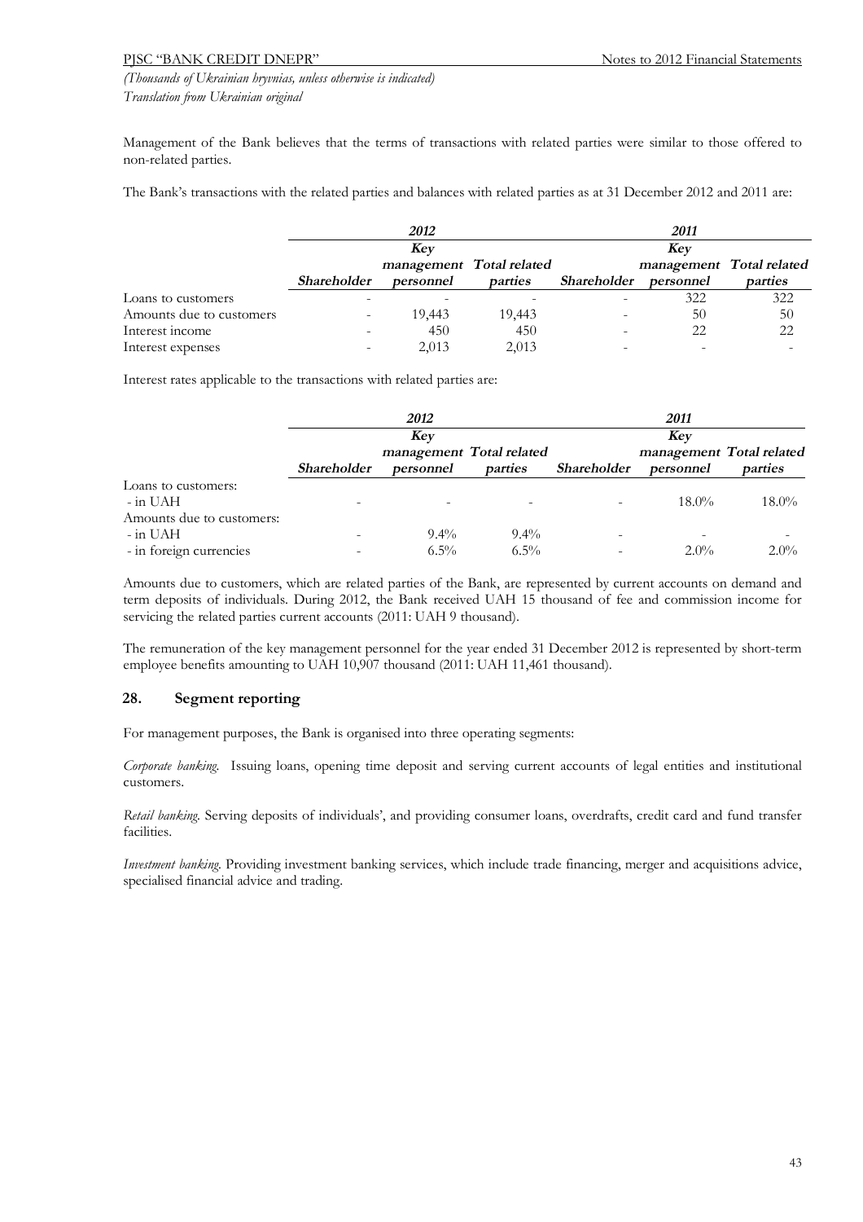*(Thousands of Ukrainian hryvnias, unless otherwise is indicated)*
*Translation from Ukrainian original*

Management of the Bank believes that the terms of transactions with related parties were similar to those offered to non-related parties.

The Bank's transactions with the related parties and balances with related parties as at 31 December 2012 and 2011 are:

| | ***2012*** | | | ***2011*** | | |
|---|---|---|---|---|---|---|
| | ***Shareholder*** | ***Key management personnel*** | ***Total related parties*** | ***Shareholder*** | ***Key management personnel*** | ***Total related parties*** |
| Loans to customers | - | - | - | - | 322 | 322 |
| Amounts due to customers | - | 19,443 | 19,443 | - | 50 | 50 |
| Interest income | - | 450 | 450 | - | 22 | 22 |
| Interest expenses | - | 2,013 | 2,013 | - | - | - |

Interest rates applicable to the transactions with related parties are:

| | ***2012*** | | | ***2011*** | | |
|---|---|---|---|---|---|---|
| | ***Shareholder*** | ***Key management personnel*** | ***Total related parties*** | ***Shareholder*** | ***Key management personnel*** | ***Total related parties*** |
| Loans to customers: | | | | | | |
| - in UAH | - | - | - | - | 18.0% | 18.0% |
| Amounts due to customers: | | | | | | |
| - in UAH | - | 9.4% | 9.4% | - | - | - |
| - in foreign currencies | - | 6.5% | 6.5% | - | 2.0% | 2.0% |

Amounts due to customers, which are related parties of the Bank, are represented by current accounts on demand and term deposits of individuals. During 2012, the Bank received UAH 15 thousand of fee and commission income for servicing the related parties current accounts (2011: UAH 9 thousand).

The remuneration of the key management personnel for the year ended 31 December 2012 is represented by short-term employee benefits amounting to UAH 10,907 thousand (2011: UAH 11,461 thousand).

## 28. Segment reporting

For management purposes, the Bank is organised into three operating segments:

*Corporate banking.* Issuing loans, opening time deposit and serving current accounts of legal entities and institutional customers.

*Retail banking.* Serving deposits of individuals', and providing consumer loans, overdrafts, credit card and fund transfer facilities.

*Investment banking.* Providing investment banking services, which include trade financing, merger and acquisitions advice, specialised financial advice and trading.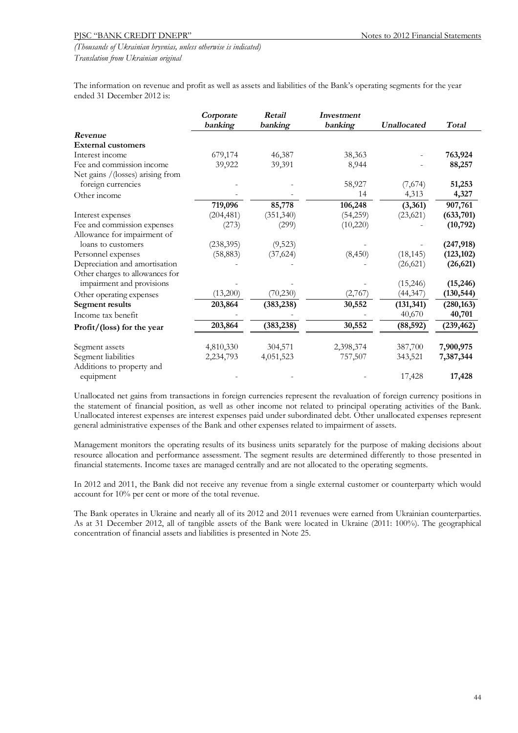*(Thousands of Ukrainian hryvnias, unless otherwise is indicated)*
*Translation from Ukrainian original*

The information on revenue and profit as well as assets and liabilities of the Bank's operating segments for the year ended 31 December 2012 is:

| | *Corporate banking* | *Retail banking* | *Investment banking* | *Unallocated* | *Total* |
|---|---|---|---|---|---|
| ***Revenue*** | | | | | |
| **External customers** | | | | | |
| Interest income | 679,174 | 46,387 | 38,363 | - | **763,924** |
| Fee and commission income | 39,922 | 39,391 | 8,944 | - | **88,257** |
| Net gains /(losses) arising from foreign currencies | - | - | 58,927 | (7,674) | **51,253** |
| Other income | - | - | 14 | 4,313 | **4,327** |
| | **719,096** | **85,778** | **106,248** | **(3,361)** | **907,761** |
| Interest expenses | (204,481) | (351,340) | (54,259) | (23,621) | **(633,701)** |
| Fee and commission expenses | (273) | (299) | (10,220) | - | **(10,792)** |
| Allowance for impairment of loans to customers | (238,395) | (9,523) | - | - | **(247,918)** |
| Personnel expenses | (58,883) | (37,624) | (8,450) | (18,145) | **(123,102)** |
| Depreciation and amortisation | - | - | - | (26,621) | **(26,621)** |
| Other charges to allowances for impairment and provisions | - | - | - | (15,246) | **(15,246)** |
| Other operating expenses | (13,200) | (70,230) | (2,767) | (44,347) | **(130,544)** |
| **Segment results** | **203,864** | **(383,238)** | **30,552** | **(131,341)** | **(280,163)** |
| Income tax benefit | - | - | - | 40,670 | **40,701** |
| **Profit/(loss) for the year** | **203,864** | **(383,238)** | **30,552** | **(88,592)** | **(239,462)** |
| Segment assets | 4,810,330 | 304,571 | 2,398,374 | 387,700 | **7,900,975** |
| Segment liabilities | 2,234,793 | 4,051,523 | 757,507 | 343,521 | **7,387,344** |
| Additions to property and equipment | - | - | - | 17,428 | **17,428** |

Unallocated net gains from transactions in foreign currencies represent the revaluation of foreign currency positions in the statement of financial position, as well as other income not related to principal operating activities of the Bank. Unallocated interest expenses are interest expenses paid under subordinated debt. Other unallocated expenses represent general administrative expenses of the Bank and other expenses related to impairment of assets.

Management monitors the operating results of its business units separately for the purpose of making decisions about resource allocation and performance assessment. The segment results are determined differently to those presented in financial statements. Income taxes are managed centrally and are not allocated to the operating segments.

In 2012 and 2011, the Bank did not receive any revenue from a single external customer or counterparty which would account for 10% per cent or more of the total revenue.

The Bank operates in Ukraine and nearly all of its 2012 and 2011 revenues were earned from Ukrainian counterparties. As at 31 December 2012, all of tangible assets of the Bank were located in Ukraine (2011: 100%). The geographical concentration of financial assets and liabilities is presented in Note 25.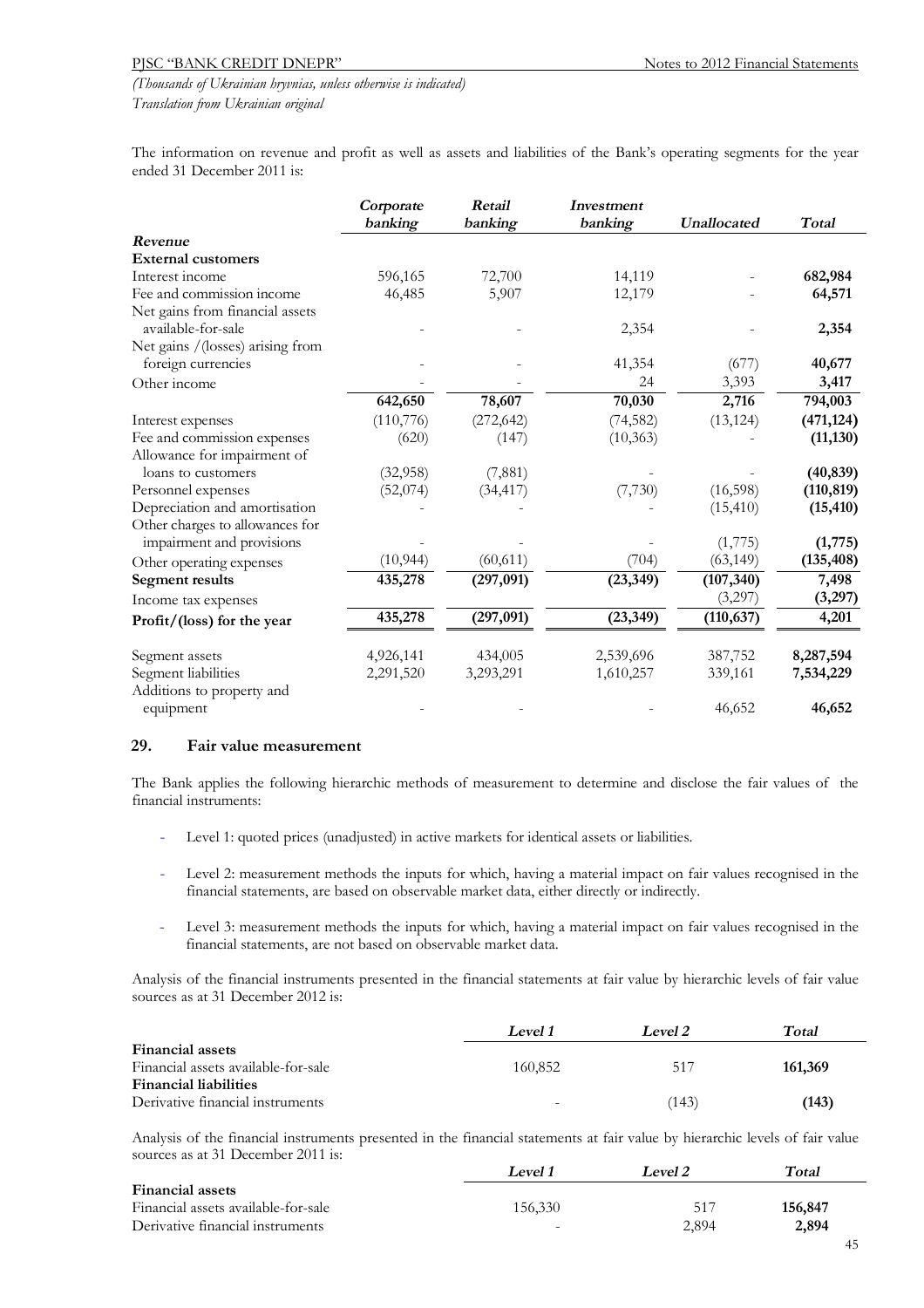The information on revenue and profit as well as assets and liabilities of the Bank's operating segments for the year ended 31 December 2011 is:

| | *Corporate banking* | *Retail banking* | *Investment banking* | *Unallocated* | *Total* |
|---|---|---|---|---|---|
| ***Revenue*** | | | | | |
| **External customers** | | | | | |
| Interest income | 596,165 | 72,700 | 14,119 | - | **682,984** |
| Fee and commission income | 46,485 | 5,907 | 12,179 | - | **64,571** |
| Net gains from financial assets available-for-sale | - | - | 2,354 | - | **2,354** |
| Net gains /(losses) arising from foreign currencies | - | - | 41,354 | (677) | **40,677** |
| Other income | - | - | 24 | 3,393 | **3,417** |
| | **642,650** | **78,607** | **70,030** | **2,716** | **794,003** |
| Interest expenses | (110,776) | (272,642) | (74,582) | (13,124) | **(471,124)** |
| Fee and commission expenses | (620) | (147) | (10,363) | | **(11,130)** |
| Allowance for impairment of loans to customers | (32,958) | (7,881) | - | - | **(40,839)** |
| Personnel expenses | (52,074) | (34,417) | (7,730) | (16,598) | **(110,819)** |
| Depreciation and amortisation | - | - | - | (15,410) | **(15,410)** |
| Other charges to allowances for impairment and provisions | - | - | - | (1,775) | **(1,775)** |
| Other operating expenses | (10,944) | (60,611) | (704) | (63,149) | **(135,408)** |
| **Segment results** | **435,278** | **(297,091)** | **(23,349)** | **(107,340)** | **7,498** |
| Income tax expenses | | | | (3,297) | **(3,297)** |
| **Profit/(loss) for the year** | **435,278** | **(297,091)** | **(23,349)** | **(110,637)** | **4,201** |
| Segment assets | 4,926,141 | 434,005 | 2,539,696 | 387,752 | **8,287,594** |
| Segment liabilities | 2,291,520 | 3,293,291 | 1,610,257 | 339,161 | **7,534,229** |
| Additions to property and equipment | - | - | - | 46,652 | **46,652** |

## 29. Fair value measurement

The Bank applies the following hierarchic methods of measurement to determine and disclose the fair values of the financial instruments:

- Level 1: quoted prices (unadjusted) in active markets for identical assets or liabilities.
- Level 2: measurement methods the inputs for which, having a material impact on fair values recognised in the financial statements, are based on observable market data, either directly or indirectly.
- Level 3: measurement methods the inputs for which, having a material impact on fair values recognised in the financial statements, are not based on observable market data.

Analysis of the financial instruments presented in the financial statements at fair value by hierarchic levels of fair value sources as at 31 December 2012 is:

| | *Level 1* | *Level 2* | *Total* |
|---|---|---|---|
| **Financial assets** | | | |
| Financial assets available-for-sale | 160,852 | 517 | **161,369** |
| **Financial liabilities** | | | |
| Derivative financial instruments | - | (143) | **(143)** |

Analysis of the financial instruments presented in the financial statements at fair value by hierarchic levels of fair value sources as at 31 December 2011 is:

| | *Level 1* | *Level 2* | *Total* |
|---|---|---|---|
| **Financial assets** | | | |
| Financial assets available-for-sale | 156,330 | 517 | **156,847** |
| Derivative financial instruments | - | 2,894 | **2,894** |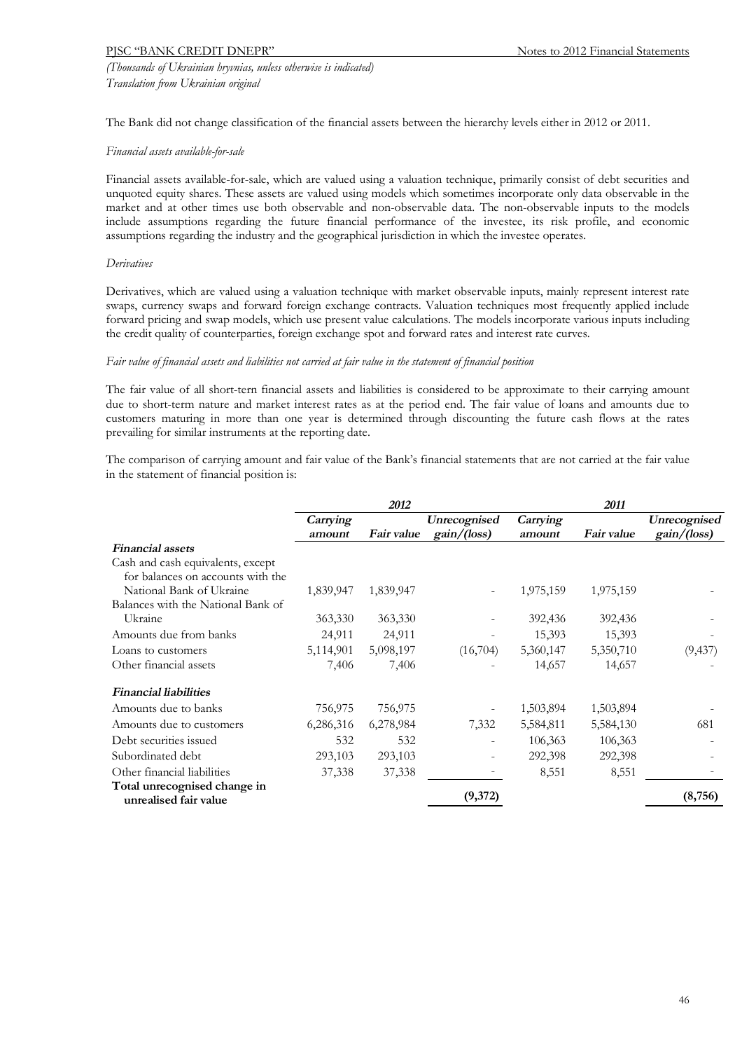The Bank did not change classification of the financial assets between the hierarchy levels either in 2012 or 2011.

*Financial assets available-for-sale*

Financial assets available-for-sale, which are valued using a valuation technique, primarily consist of debt securities and unquoted equity shares. These assets are valued using models which sometimes incorporate only data observable in the market and at other times use both observable and non-observable data. The non-observable inputs to the models include assumptions regarding the future financial performance of the investee, its risk profile, and economic assumptions regarding the industry and the geographical jurisdiction in which the investee operates.

*Derivatives*

Derivatives, which are valued using a valuation technique with market observable inputs, mainly represent interest rate swaps, currency swaps and forward foreign exchange contracts. Valuation techniques most frequently applied include forward pricing and swap models, which use present value calculations. The models incorporate various inputs including the credit quality of counterparties, foreign exchange spot and forward rates and interest rate curves.

*Fair value of financial assets and liabilities not carried at fair value in the statement of financial position*

The fair value of all short-tern financial assets and liabilities is considered to be approximate to their carrying amount due to short-term nature and market interest rates as at the period end. The fair value of loans and amounts due to customers maturing in more than one year is determined through discounting the future cash flows at the rates prevailing for similar instruments at the reporting date.

The comparison of carrying amount and fair value of the Bank's financial statements that are not carried at the fair value in the statement of financial position is:

| | ***2012*** | | | ***2011*** | | |
|---|---|---|---|---|---|---|
| | ***Carrying amount*** | ***Fair value*** | ***Unrecognised gain/(loss)*** | ***Carrying amount*** | ***Fair value*** | ***Unrecognised gain/(loss)*** |
| ***Financial assets*** | | | | | | |
| Cash and cash equivalents, except for balances on accounts with the National Bank of Ukraine | 1,839,947 | 1,839,947 | - | 1,975,159 | 1,975,159 | - |
| Balances with the National Bank of Ukraine | 363,330 | 363,330 | - | 392,436 | 392,436 | - |
| Amounts due from banks | 24,911 | 24,911 | - | 15,393 | 15,393 | - |
| Loans to customers | 5,114,901 | 5,098,197 | (16,704) | 5,360,147 | 5,350,710 | (9,437) |
| Other financial assets | 7,406 | 7,406 | - | 14,657 | 14,657 | - |
| ***Financial liabilities*** | | | | | | |
| Amounts due to banks | 756,975 | 756,975 | - | 1,503,894 | 1,503,894 | - |
| Amounts due to customers | 6,286,316 | 6,278,984 | 7,332 | 5,584,811 | 5,584,130 | 681 |
| Debt securities issued | 532 | 532 | - | 106,363 | 106,363 | - |
| Subordinated debt | 293,103 | 293,103 | - | 292,398 | 292,398 | - |
| Other financial liabilities | 37,338 | 37,338 | - | 8,551 | 8,551 | - |
| **Total unrecognised change in unrealised fair value** | | | **(9,372)** | | | **(8,756)** |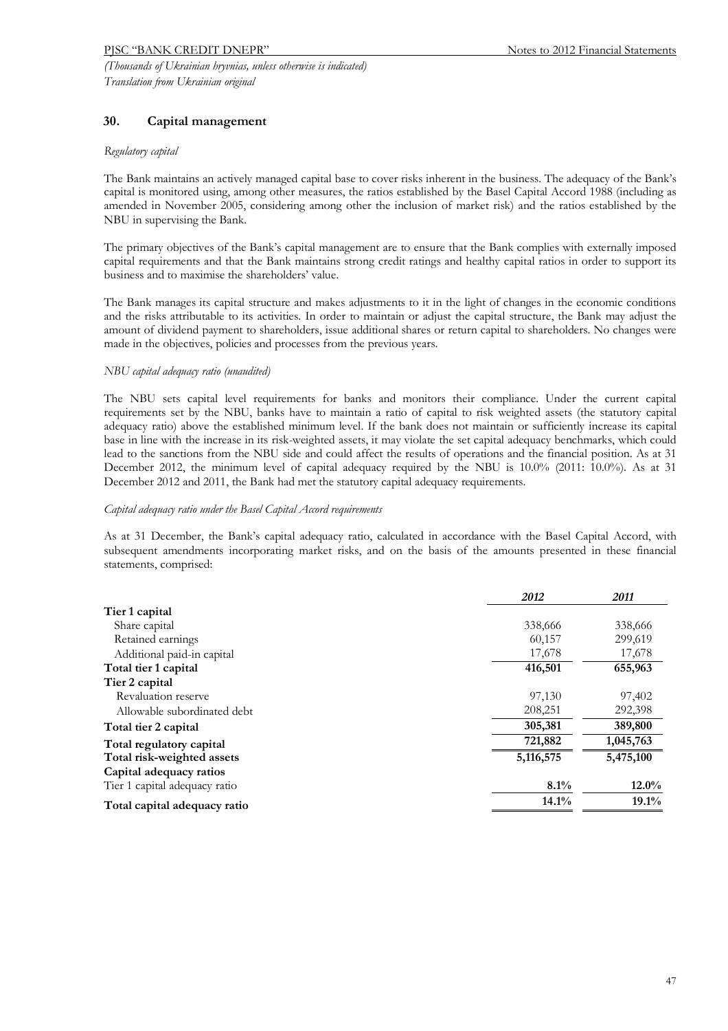## 30. Capital management

*Regulatory capital*

The Bank maintains an actively managed capital base to cover risks inherent in the business. The adequacy of the Bank's capital is monitored using, among other measures, the ratios established by the Basel Capital Accord 1988 (including as amended in November 2005, considering among other the inclusion of market risk) and the ratios established by the NBU in supervising the Bank.

The primary objectives of the Bank's capital management are to ensure that the Bank complies with externally imposed capital requirements and that the Bank maintains strong credit ratings and healthy capital ratios in order to support its business and to maximise the shareholders' value.

The Bank manages its capital structure and makes adjustments to it in the light of changes in the economic conditions and the risks attributable to its activities. In order to maintain or adjust the capital structure, the Bank may adjust the amount of dividend payment to shareholders, issue additional shares or return capital to shareholders. No changes were made in the objectives, policies and processes from the previous years.

*NBU capital adequacy ratio (unaudited)*

The NBU sets capital level requirements for banks and monitors their compliance. Under the current capital requirements set by the NBU, banks have to maintain a ratio of capital to risk weighted assets (the statutory capital adequacy ratio) above the established minimum level. If the bank does not maintain or sufficiently increase its capital base in line with the increase in its risk-weighted assets, it may violate the set capital adequacy benchmarks, which could lead to the sanctions from the NBU side and could affect the results of operations and the financial position. As at 31 December 2012, the minimum level of capital adequacy required by the NBU is 10.0% (2011: 10.0%). As at 31 December 2012 and 2011, the Bank had met the statutory capital adequacy requirements.

*Capital adequacy ratio under the Basel Capital Accord requirements*

As at 31 December, the Bank's capital adequacy ratio, calculated in accordance with the Basel Capital Accord, with subsequent amendments incorporating market risks, and on the basis of the amounts presented in these financial statements, comprised:

| | *2012* | *2011* |
|---|---|---|
| **Tier 1 capital** | | |
| Share capital | 338,666 | 338,666 |
| Retained earnings | 60,157 | 299,619 |
| Additional paid-in capital | 17,678 | 17,678 |
| **Total tier 1 capital** | **416,501** | **655,963** |
| **Tier 2 capital** | | |
| Revaluation reserve | 97,130 | 97,402 |
| Allowable subordinated debt | 208,251 | 292,398 |
| **Total tier 2 capital** | **305,381** | **389,800** |
| **Total regulatory capital** | **721,882** | **1,045,763** |
| **Total risk-weighted assets** | **5,116,575** | **5,475,100** |
| **Capital adequacy ratios** | | |
| Tier 1 capital adequacy ratio | **8.1%** | **12.0%** |
| **Total capital adequacy ratio** | **14.1%** | **19.1%** |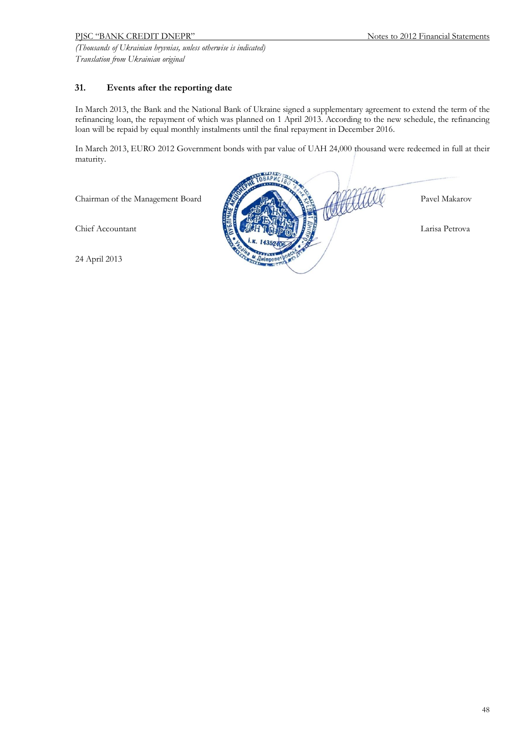## 31. Events after the reporting date

In March 2013, the Bank and the National Bank of Ukraine signed a supplementary agreement to extend the term of the refinancing loan, the repayment of which was planned on 1 April 2013. According to the new schedule, the refinancing loan will be repaid by equal monthly instalments until the final repayment in December 2016.

In March 2013, EURO 2012 Government bonds with par value of UAH 24,000 thousand were redeemed in full at their maturity.

Chairman of the Management Board — Pavel Makarov

Chief Accountant — Larisa Petrova

24 April 2013